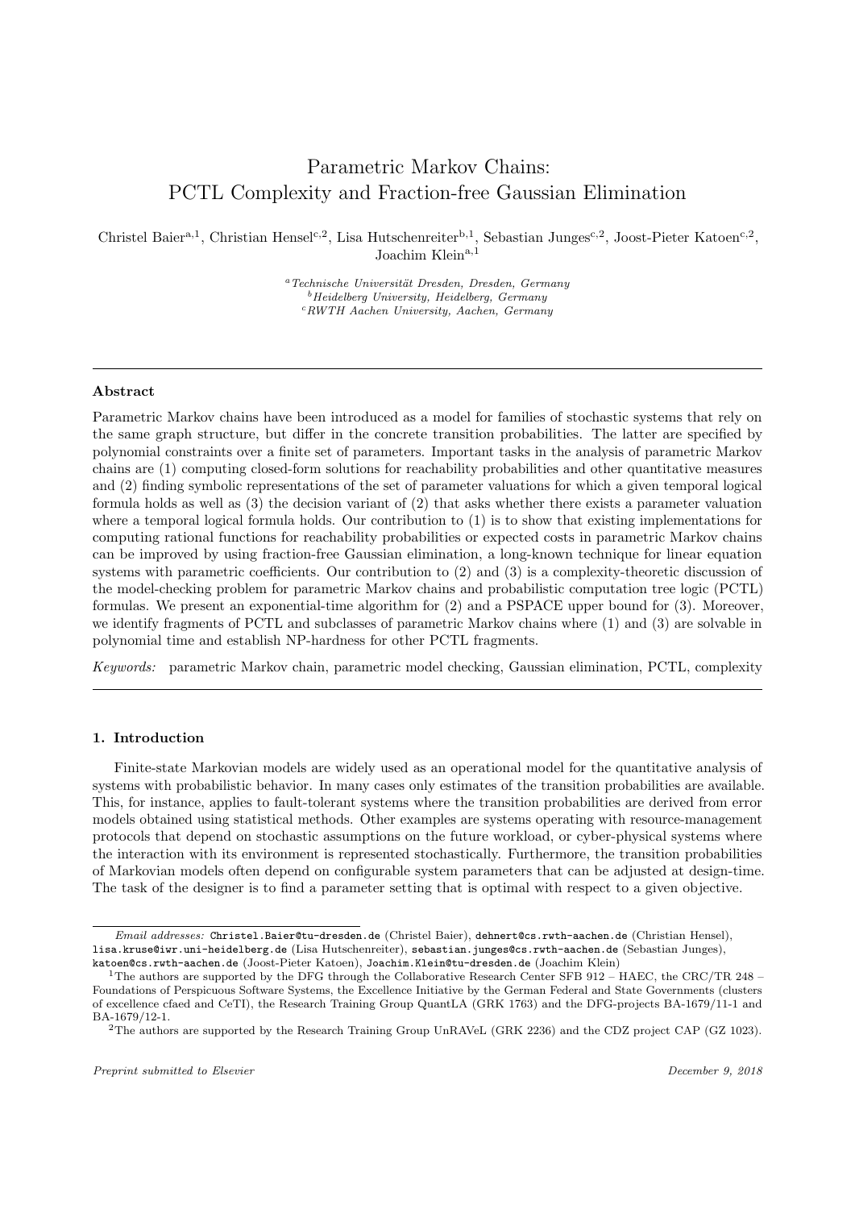# Parametric Markov Chains: PCTL Complexity and Fraction-free Gaussian Elimination

Christel Baier[a,1], Christian Hensel[c,2], Lisa Hutschenreiter[b,1], Sebastian Junges[c,2], Joost-Pieter Katoen[c,2], Joachim Klein[a,1]

[a] *Technische Universität Dresden, Dresden, Germany*
[b] *Heidelberg University, Heidelberg, Germany*
[c] *RWTH Aachen University, Aachen, Germany*

### Abstract

Parametric Markov chains have been introduced as a model for families of stochastic systems that rely on the same graph structure, but differ in the concrete transition probabilities. The latter are specified by polynomial constraints over a finite set of parameters. Important tasks in the analysis of parametric Markov chains are (1) computing closed-form solutions for reachability probabilities and other quantitative measures and (2) finding symbolic representations of the set of parameter valuations for which a given temporal logical formula holds as well as (3) the decision variant of (2) that asks whether there exists a parameter valuation where a temporal logical formula holds. Our contribution to (1) is to show that existing implementations for computing rational functions for reachability probabilities or expected costs in parametric Markov chains can be improved by using fraction-free Gaussian elimination, a long-known technique for linear equation systems with parametric coefficients. Our contribution to (2) and (3) is a complexity-theoretic discussion of the model-checking problem for parametric Markov chains and probabilistic computation tree logic (PCTL) formulas. We present an exponential-time algorithm for (2) and a PSPACE upper bound for (3). Moreover, we identify fragments of PCTL and subclasses of parametric Markov chains where (1) and (3) are solvable in polynomial time and establish NP-hardness for other PCTL fragments.

*Keywords:* parametric Markov chain, parametric model checking, Gaussian elimination, PCTL, complexity

## 1. Introduction

Finite-state Markovian models are widely used as an operational model for the quantitative analysis of systems with probabilistic behavior. In many cases only estimates of the transition probabilities are available. This, for instance, applies to fault-tolerant systems where the transition probabilities are derived from error models obtained using statistical methods. Other examples are systems operating with resource-management protocols that depend on stochastic assumptions on the future workload, or cyber-physical systems where the interaction with its environment is represented stochastically. Furthermore, the transition probabilities of Markovian models often depend on configurable system parameters that can be adjusted at design-time. The task of the designer is to find a parameter setting that is optimal with respect to a given objective.

---

*Email addresses:* Christel.Baier@tu-dresden.de (Christel Baier), dehnert@cs.rwth-aachen.de (Christian Hensel), lisa.kruse@iwr.uni-heidelberg.de (Lisa Hutschenreiter), sebastian.junges@cs.rwth-aachen.de (Sebastian Junges), katoen@cs.rwth-aachen.de (Joost-Pieter Katoen), Joachim.Klein@tu-dresden.de (Joachim Klein)

[1] The authors are supported by the DFG through the Collaborative Research Center SFB 912 – HAEC, the CRC/TR 248 – Foundations of Perspicuous Software Systems, the Excellence Initiative by the German Federal and State Governments (clusters of excellence cfaed and CeTI), the Research Training Group QuantLA (GRK 1763) and the DFG-projects BA-1679/11-1 and BA-1679/12-1.

[2] The authors are supported by the Research Training Group UnRAVeL (GRK 2236) and the CDZ project CAP (GZ 1023).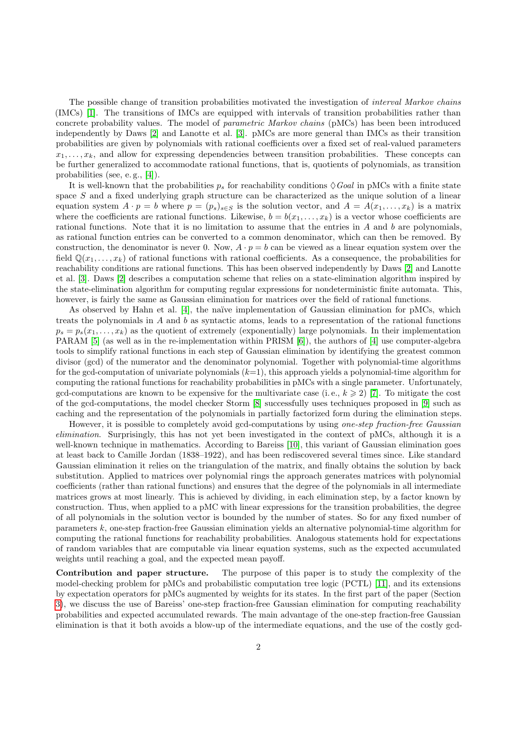The possible change of transition probabilities motivated the investigation of *interval Markov chains* (IMCs) [1]. The transitions of IMCs are equipped with intervals of transition probabilities rather than concrete probability values. The model of *parametric Markov chains* (pMCs) has been been introduced independently by Daws [2] and Lanotte et al. [3]. pMCs are more general than IMCs as their transition probabilities are given by polynomials with rational coefficients over a fixed set of real-valued parameters $x_1, \ldots, x_k$, and allow for expressing dependencies between transition probabilities. These concepts can be further generalized to accommodate rational functions, that is, quotients of polynomials, as transition probabilities (see, e. g., [4]).

It is well-known that the probabilities $p_s$ for reachability conditions $\Diamond Goal$ in pMCs with a finite state space $S$ and a fixed underlying graph structure can be characterized as the unique solution of a linear equation system $A \cdot p = b$ where $p = (p_s)_{s \in S}$ is the solution vector, and $A = A(x_1, \ldots, x_k)$ is a matrix where the coefficients are rational functions. Likewise, $b = b(x_1, \ldots, x_k)$ is a vector whose coefficients are rational functions. Note that it is no limitation to assume that the entries in $A$ and $b$ are polynomials, as rational function entries can be converted to a common denominator, which can then be removed. By construction, the denominator is never 0. Now, $A \cdot p = b$ can be viewed as a linear equation system over the field $\mathbb{Q}(x_1, \ldots, x_k)$ of rational functions with rational coefficients. As a consequence, the probabilities for reachability conditions are rational functions. This has been observed independently by Daws [2] and Lanotte et al. [3]. Daws [2] describes a computation scheme that relies on a state-elimination algorithm inspired by the state-elimination algorithm for computing regular expressions for nondeterministic finite automata. This, however, is fairly the same as Gaussian elimination for matrices over the field of rational functions.

As observed by Hahn et al. [4], the naïve implementation of Gaussian elimination for pMCs, which treats the polynomials in $A$ and $b$ as syntactic atoms, leads to a representation of the rational functions $p_s = p_s(x_1, \ldots, x_k)$ as the quotient of extremely (exponentially) large polynomials. In their implementation PARAM [5] (as well as in the re-implementation within PRISM [6]), the authors of [4] use computer-algebra tools to simplify rational functions in each step of Gaussian elimination by identifying the greatest common divisor (gcd) of the numerator and the denominator polynomial. Together with polynomial-time algorithms for the gcd-computation of univariate polynomials ($k$=1), this approach yields a polynomial-time algorithm for computing the rational functions for reachability probabilities in pMCs with a single parameter. Unfortunately, gcd-computations are known to be expensive for the multivariate case (i. e., $k \geqslant 2$) [7]. To mitigate the cost of the gcd-computations, the model checker Storm [8] successfully uses techniques proposed in [9] such as caching and the representation of the polynomials in partially factorized form during the elimination steps.

However, it is possible to completely avoid gcd-computations by using *one-step fraction-free Gaussian elimination*. Surprisingly, this has not yet been investigated in the context of pMCs, although it is a well-known technique in mathematics. According to Bareiss [10], this variant of Gaussian elimination goes at least back to Camille Jordan (1838–1922), and has been rediscovered several times since. Like standard Gaussian elimination it relies on the triangulation of the matrix, and finally obtains the solution by back substitution. Applied to matrices over polynomial rings the approach generates matrices with polynomial coefficients (rather than rational functions) and ensures that the degree of the polynomials in all intermediate matrices grows at most linearly. This is achieved by dividing, in each elimination step, by a factor known by construction. Thus, when applied to a pMC with linear expressions for the transition probabilities, the degree of all polynomials in the solution vector is bounded by the number of states. So for any fixed number of parameters $k$, one-step fraction-free Gaussian elimination yields an alternative polynomial-time algorithm for computing the rational functions for reachability probabilities. Analogous statements hold for expectations of random variables that are computable via linear equation systems, such as the expected accumulated weights until reaching a goal, and the expected mean payoff.

**Contribution and paper structure.** The purpose of this paper is to study the complexity of the model-checking problem for pMCs and probabilistic computation tree logic (PCTL) [11], and its extensions by expectation operators for pMCs augmented by weights for its states. In the first part of the paper (Section 3), we discuss the use of Bareiss' one-step fraction-free Gaussian elimination for computing reachability probabilities and expected accumulated rewards. The main advantage of the one-step fraction-free Gaussian elimination is that it both avoids a blow-up of the intermediate equations, and the use of the costly gcd-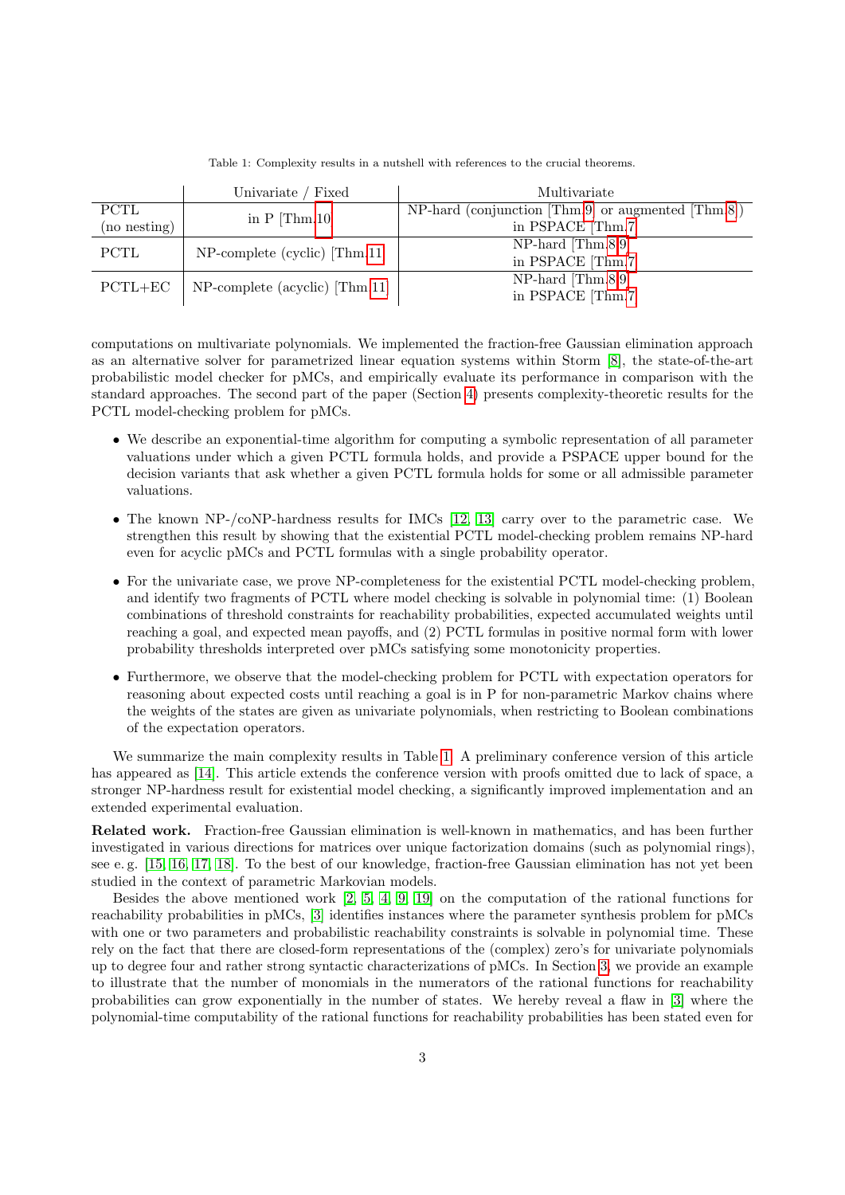Table 1: Complexity results in a nutshell with references to the crucial theorems.

| | Univariate / Fixed | Multivariate |
|---|---|---|
| PCTL (no nesting) | in P [Thm.10] | NP-hard (conjunction [Thm.9] or augmented [Thm.8]) in PSPACE [Thm.7] |
| PCTL | NP-complete (cyclic) [Thm.11] | NP-hard [Thm.8,9] in PSPACE [Thm.7] |
| PCTL+EC | NP-complete (acyclic) [Thm.11] | NP-hard [Thm.8,9] in PSPACE [Thm.7] |

computations on multivariate polynomials. We implemented the fraction-free Gaussian elimination approach as an alternative solver for parametrized linear equation systems within Storm [8], the state-of-the-art probabilistic model checker for pMCs, and empirically evaluate its performance in comparison with the standard approaches. The second part of the paper (Section 4) presents complexity-theoretic results for the PCTL model-checking problem for pMCs.

- We describe an exponential-time algorithm for computing a symbolic representation of all parameter valuations under which a given PCTL formula holds, and provide a PSPACE upper bound for the decision variants that ask whether a given PCTL formula holds for some or all admissible parameter valuations.
- The known NP-/coNP-hardness results for IMCs [12, 13] carry over to the parametric case. We strengthen this result by showing that the existential PCTL model-checking problem remains NP-hard even for acyclic pMCs and PCTL formulas with a single probability operator.
- For the univariate case, we prove NP-completeness for the existential PCTL model-checking problem, and identify two fragments of PCTL where model checking is solvable in polynomial time: (1) Boolean combinations of threshold constraints for reachability probabilities, expected accumulated weights until reaching a goal, and expected mean payoffs, and (2) PCTL formulas in positive normal form with lower probability thresholds interpreted over pMCs satisfying some monotonicity properties.
- Furthermore, we observe that the model-checking problem for PCTL with expectation operators for reasoning about expected costs until reaching a goal is in P for non-parametric Markov chains where the weights of the states are given as univariate polynomials, when restricting to Boolean combinations of the expectation operators.

We summarize the main complexity results in Table 1. A preliminary conference version of this article has appeared as [14]. This article extends the conference version with proofs omitted due to lack of space, a stronger NP-hardness result for existential model checking, a significantly improved implementation and an extended experimental evaluation.

**Related work.** Fraction-free Gaussian elimination is well-known in mathematics, and has been further investigated in various directions for matrices over unique factorization domains (such as polynomial rings), see e. g. [15, 16, 17, 18]. To the best of our knowledge, fraction-free Gaussian elimination has not yet been studied in the context of parametric Markovian models.

Besides the above mentioned work [2, 5, 4, 9, 19] on the computation of the rational functions for reachability probabilities in pMCs, [3] identifies instances where the parameter synthesis problem for pMCs with one or two parameters and probabilistic reachability constraints is solvable in polynomial time. These rely on the fact that there are closed-form representations of the (complex) zero's for univariate polynomials up to degree four and rather strong syntactic characterizations of pMCs. In Section 3, we provide an example to illustrate that the number of monomials in the numerators of the rational functions for reachability probabilities can grow exponentially in the number of states. We hereby reveal a flaw in [3] where the polynomial-time computability of the rational functions for reachability probabilities has been stated even for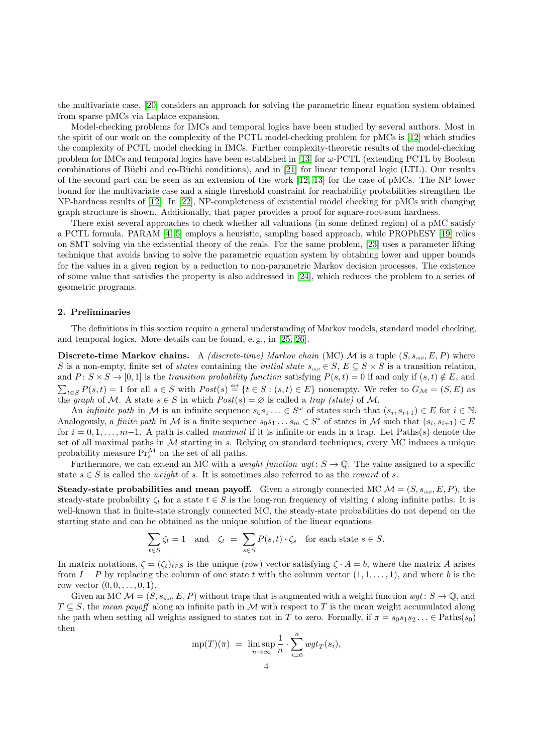the multivariate case. [20] considers an approach for solving the parametric linear equation system obtained from sparse pMCs via Laplace expansion.

Model-checking problems for IMCs and temporal logics have been studied by several authors. Most in the spirit of our work on the complexity of the PCTL model-checking problem for pMCs is [12] which studies the complexity of PCTL model checking in IMCs. Further complexity-theoretic results of the model-checking problem for IMCs and temporal logics have been established in [13] for $\omega$-PCTL (extending PCTL by Boolean combinations of Büchi and co-Büchi conditions), and in [21] for linear temporal logic (LTL). Our results of the second part can be seen as an extension of the work [12, 13] for the case of pMCs. The NP lower bound for the multivariate case and a single threshold constraint for reachability probabilities strengthen the NP-hardness results of [12]. In [22], NP-completeness of existential model checking for pMCs with changing graph structure is shown. Additionally, that paper provides a proof for square-root-sum hardness.

There exist several approaches to check whether all valuations (in some defined region) of a pMC satisfy a PCTL formula. PARAM [4, 5] employs a heuristic, sampling based approach, while PROPhESY [19] relies on SMT solving via the existential theory of the reals. For the same problem, [23] uses a parameter lifting technique that avoids having to solve the parametric equation system by obtaining lower and upper bounds for the values in a given region by a reduction to non-parametric Markov decision processes. The existence of some value that satisfies the property is also addressed in [24], which reduces the problem to a series of geometric programs.

## 2. Preliminaries

The definitions in this section require a general understanding of Markov models, standard model checking, and temporal logics. More details can be found, e. g., in [25, 26].

**Discrete-time Markov chains.** A *(discrete-time) Markov chain* (MC) $\mathcal{M}$ is a tuple $(S, s_{init}, E, P)$ where $S$ is a non-empty, finite set of *states* containing the *initial state* $s_{init} \in S$, $E \subseteq S \times S$ is a transition relation, and $P \colon S \times S \to [0,1]$ is the *transition probability function* satisfying $P(s,t) = 0$ if and only if $(s,t) \notin E$, and $\sum_{t \in S} P(s,t) = 1$ for all $s \in S$ with $Post(s) \stackrel{\text{def}}{=} \{t \in S : (s,t) \in E\}$ nonempty. We refer to $G_{\mathcal{M}} = (S, E)$ as the *graph* of $\mathcal{M}$. A state $s \in S$ in which $Post(s) = \varnothing$ is called a *trap (state)* of $\mathcal{M}$.

An *infinite path* in $\mathcal{M}$ is an infinite sequence $s_0 s_1 \ldots \in S^\omega$ of states such that $(s_i, s_{i+1}) \in E$ for $i \in \mathbb{N}$. Analogously, a *finite path* in $\mathcal{M}$ is a finite sequence $s_0 s_1 \ldots s_m \in S^*$ of states in $\mathcal{M}$ such that $(s_i, s_{i+1}) \in E$ for $i = 0, 1, \ldots, m{-}1$. A path is called *maximal* if it is infinite or ends in a trap. Let $\text{Paths}(s)$ denote the set of all maximal paths in $\mathcal{M}$ starting in $s$. Relying on standard techniques, every MC induces a unique probability measure $\Pr^{\mathcal{M}}_s$ on the set of all paths.

Furthermore, we can extend an MC with a *weight function* $wgt \colon S \to \mathbb{Q}$. The value assigned to a specific state $s \in S$ is called the *weight* of $s$. It is sometimes also referred to as the *reward* of $s$.

**Steady-state probabilities and mean payoff.** Given a strongly connected MC $\mathcal{M} = (S, s_{init}, E, P)$, the steady-state probability $\zeta_t$ for a state $t \in S$ is the long-run frequency of visiting $t$ along infinite paths. It is well-known that in finite-state strongly connected MC, the steady-state probabilities do not depend on the starting state and can be obtained as the unique solution of the linear equations

$$\sum_{t \in S} \zeta_t = 1 \quad \text{and} \quad \zeta_t \ = \ \sum_{s \in S} P(s,t) \cdot \zeta_s \quad \text{for each state } s \in S.$$

In matrix notations, $\zeta = (\zeta_t)_{t \in S}$ is the unique (row) vector satisfying $\zeta \cdot A = b$, where the matrix $A$ arises from $I - P$ by replacing the column of one state $t$ with the column vector $(1, 1, \ldots, 1)$, and where $b$ is the row vector $(0, 0, \ldots, 0, 1)$.

Given an MC $\mathcal{M} = (S, s_{init}, E, P)$ without traps that is augmented with a weight function $wgt \colon S \to \mathbb{Q}$, and $T \subseteq S$, the *mean payoff* along an infinite path in $\mathcal{M}$ with respect to $T$ is the mean weight accumulated along the path when setting all weights assigned to states not in $T$ to zero. Formally, if $\pi = s_0 s_1 s_2 \ldots \in \text{Paths}(s_0)$ then

$$\text{mp}(T)(\pi) \ = \ \limsup_{n \to \infty} \frac{1}{n} \cdot \sum_{i=0}^{n} wgt_T(s_i),$$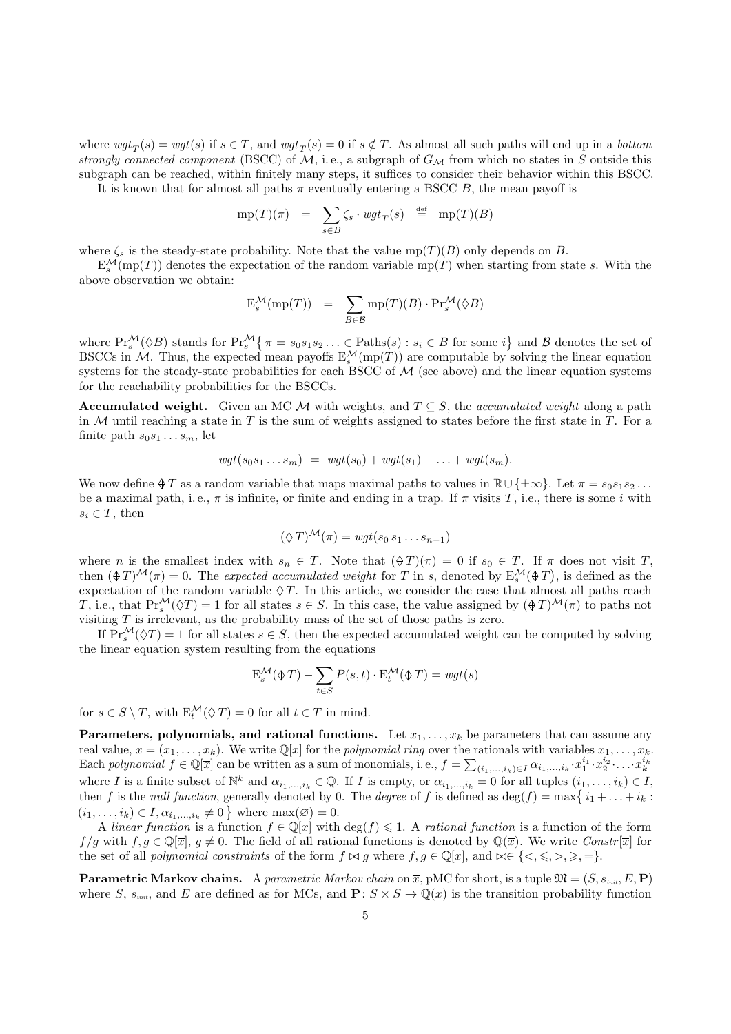where $wgt_T(s) = wgt(s)$ if $s \in T$, and $wgt_T(s) = 0$ if $s \notin T$. As almost all such paths will end up in a *bottom strongly connected component* (BSCC) of $\mathcal{M}$, i. e., a subgraph of $G_{\mathcal{M}}$ from which no states in $S$ outside this subgraph can be reached, within finitely many steps, it suffices to consider their behavior within this BSCC.

It is known that for almost all paths $\pi$ eventually entering a BSCC $B$, the mean payoff is

$$\mathrm{mp}(T)(\pi) \;=\; \sum_{s \in B} \zeta_s \cdot wgt_T(s) \;\stackrel{\text{def}}{=}\; \mathrm{mp}(T)(B)$$

where $\zeta_s$ is the steady-state probability. Note that the value $\mathrm{mp}(T)(B)$ only depends on $B$.

$\mathrm{E}_s^{\mathcal{M}}(\mathrm{mp}(T))$ denotes the expectation of the random variable $\mathrm{mp}(T)$ when starting from state $s$. With the above observation we obtain:

$$\mathrm{E}_s^{\mathcal{M}}(\mathrm{mp}(T)) \;=\; \sum_{B \in \mathcal{B}} \mathrm{mp}(T)(B) \cdot \mathrm{Pr}_s^{\mathcal{M}}(\Diamond B)$$

where $\mathrm{Pr}_s^{\mathcal{M}}(\Diamond B)$ stands for $\mathrm{Pr}_s^{\mathcal{M}}\big\{\, \pi = s_0 s_1 s_2 \ldots \in \mathrm{Paths}(s) : s_i \in B \text{ for some } i \big\}$ and $\mathcal{B}$ denotes the set of BSCCs in $\mathcal{M}$. Thus, the expected mean payoffs $\mathrm{E}_s^{\mathcal{M}}(\mathrm{mp}(T))$ are computable by solving the linear equation systems for the steady-state probabilities for each BSCC of $\mathcal{M}$ (see above) and the linear equation systems for the reachability probabilities for the BSCCs.

**Accumulated weight.** Given an MC $\mathcal{M}$ with weights, and $T \subseteq S$, the *accumulated weight* along a path in $\mathcal{M}$ until reaching a state in $T$ is the sum of weights assigned to states before the first state in $T$. For a finite path $s_0 s_1 \ldots s_m$, let

$$wgt(s_0 s_1 \ldots s_m) \;=\; wgt(s_0) + wgt(s_1) + \ldots + wgt(s_m).$$

We now define $\oint T$ as a random variable that maps maximal paths to values in $\mathbb{R} \cup \{\pm\infty\}$. Let $\pi = s_0 s_1 s_2 \ldots$ be a maximal path, i. e., $\pi$ is infinite, or finite and ending in a trap. If $\pi$ visits $T$, i.e., there is some $i$ with $s_i \in T$, then

$$(\oint T)^{\mathcal{M}}(\pi) = wgt(s_0\, s_1 \ldots s_{n-1})$$

where $n$ is the smallest index with $s_n \in T$. Note that $(\oint T)(\pi) = 0$ if $s_0 \in T$. If $\pi$ does not visit $T$, then $(\oint T)^{\mathcal{M}}(\pi) = 0$. The *expected accumulated weight* for $T$ in $s$, denoted by $\mathrm{E}_s^{\mathcal{M}}(\oint T)$, is defined as the expectation of the random variable $\oint T$. In this article, we consider the case that almost all paths reach $T$, i.e., that $\mathrm{Pr}_s^{\mathcal{M}}(\Diamond T) = 1$ for all states $s \in S$. In this case, the value assigned by $(\oint T)^{\mathcal{M}}(\pi)$ to paths not visiting $T$ is irrelevant, as the probability mass of the set of those paths is zero.

If $\mathrm{Pr}_s^{\mathcal{M}}(\Diamond T) = 1$ for all states $s \in S$, then the expected accumulated weight can be computed by solving the linear equation system resulting from the equations

$$\mathrm{E}_s^{\mathcal{M}}(\oint T) - \sum_{t \in S} P(s,t) \cdot \mathrm{E}_t^{\mathcal{M}}(\oint T) = wgt(s)$$

for $s \in S \setminus T$, with $\mathrm{E}_t^{\mathcal{M}}(\oint T) = 0$ for all $t \in T$ in mind.

**Parameters, polynomials, and rational functions.** Let $x_1, \ldots, x_k$ be parameters that can assume any real value, $\overline{x} = (x_1, \ldots, x_k)$. We write $\mathbb{Q}[\overline{x}]$ for the *polynomial ring* over the rationals with variables $x_1, \ldots, x_k$. Each *polynomial* $f \in \mathbb{Q}[\overline{x}]$ can be written as a sum of monomials, i. e., $f = \sum_{(i_1,\ldots,i_k) \in I} \alpha_{i_1,\ldots,i_k} \cdot x_1^{i_1} \cdot x_2^{i_2} \cdot \ldots \cdot x_k^{i_k}$ where $I$ is a finite subset of $\mathbb{N}^k$ and $\alpha_{i_1,\ldots,i_k} \in \mathbb{Q}$. If $I$ is empty, or $\alpha_{i_1,\ldots,i_k} = 0$ for all tuples $(i_1, \ldots, i_k) \in I$, then $f$ is the *null function*, generally denoted by 0. The *degree* of $f$ is defined as $\deg(f) = \max\big\{\, i_1 + \ldots + i_k : (i_1, \ldots, i_k) \in I, \alpha_{i_1,\ldots,i_k} \neq 0 \,\big\}$ where $\max(\varnothing) = 0$.

A *linear function* is a function $f \in \mathbb{Q}[\overline{x}]$ with $\deg(f) \leqslant 1$. A *rational function* is a function of the form $f/g$ with $f, g \in \mathbb{Q}[\overline{x}]$, $g \neq 0$. The field of all rational functions is denoted by $\mathbb{Q}(\overline{x})$. We write $Constr[\overline{x}]$ for the set of all *polynomial constraints* of the form $f \bowtie g$ where $f, g \in \mathbb{Q}[\overline{x}]$, and $\bowtie \in \{<, \leqslant, >, \geqslant, =\}$.

**Parametric Markov chains.** A *parametric Markov chain* on $\overline{x}$, pMC for short, is a tuple $\mathfrak{M} = (S, s_{\scriptscriptstyle init}, E, \mathbf{P})$ where $S$, $s_{\scriptscriptstyle init}$, and $E$ are defined as for MCs, and $\mathbf{P} \colon S \times S \to \mathbb{Q}(\overline{x})$ is the transition probability function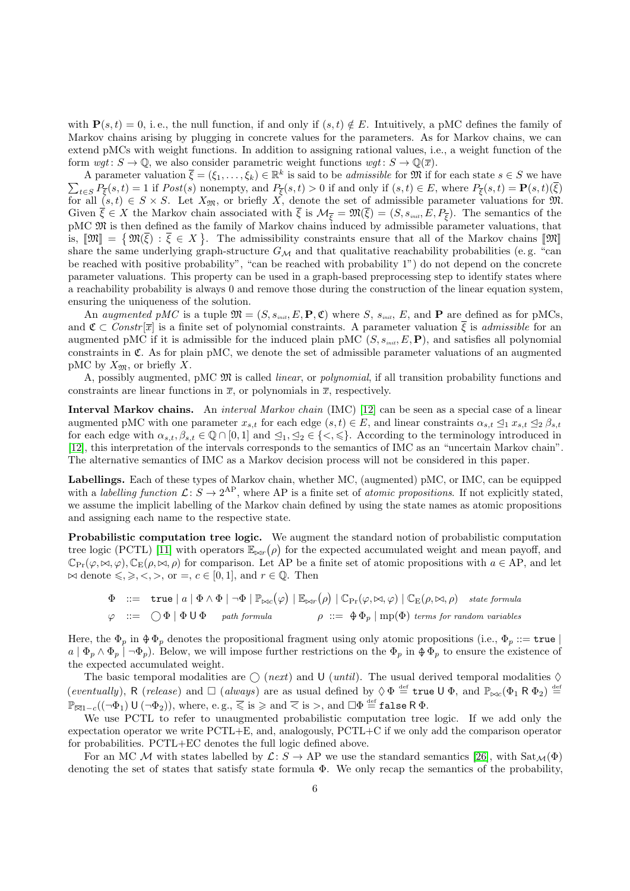with $\mathbf{P}(s,t) = 0$, i. e., the null function, if and only if $(s,t) \notin E$. Intuitively, a pMC defines the family of Markov chains arising by plugging in concrete values for the parameters. As for Markov chains, we can extend pMCs with weight functions. In addition to assigning rational values, i.e., a weight function of the form $wgt\colon S \to \mathbb{Q}$, we also consider parametric weight functions $wgt\colon S \to \mathbb{Q}(\overline{x})$.

A parameter valuation $\overline{\xi} = (\xi_1, \ldots, \xi_k) \in \mathbb{R}^k$ is said to be *admissible* for $\mathfrak{M}$ if for each state $s \in S$ we have $\sum_{t \in S} P_{\overline{\xi}}(s,t) = 1$ if $Post(s)$ nonempty, and $P_{\overline{\xi}}(s,t) > 0$ if and only if $(s,t) \in E$, where $P_{\overline{\xi}}(s,t) = \mathbf{P}(s,t)(\overline{\xi})$ for all $(s,t) \in S \times S$. Let $X_{\mathfrak{M}}$, or briefly $X$, denote the set of admissible parameter valuations for $\mathfrak{M}$. Given $\overline{\xi} \in X$ the Markov chain associated with $\overline{\xi}$ is $\mathcal{M}_{\overline{\xi}} = \mathfrak{M}(\overline{\xi}) = (S, s_{init}, E, P_{\overline{\xi}})$. The semantics of the pMC $\mathfrak{M}$ is then defined as the family of Markov chains induced by admissible parameter valuations, that is, $[\![\mathfrak{M}]\!] = \{\mathfrak{M}(\overline{\xi}) : \overline{\xi} \in X\}$. The admissibility constraints ensure that all of the Markov chains $[\![\mathfrak{M}]\!]$ share the same underlying graph-structure $G_{\mathcal{M}}$ and that qualitative reachability probabilities (e. g. "can be reached with positive probability", "can be reached with probability 1") do not depend on the concrete parameter valuations. This property can be used in a graph-based preprocessing step to identify states where a reachability probability is always 0 and remove those during the construction of the linear equation system, ensuring the uniqueness of the solution.

An *augmented pMC* is a tuple $\mathfrak{M} = (S, s_{init}, E, \mathbf{P}, \mathfrak{C})$ where $S$, $s_{init}$, $E$, and $\mathbf{P}$ are defined as for pMCs, and $\mathfrak{C} \subset Constr[\overline{x}]$ is a finite set of polynomial constraints. A parameter valuation $\overline{\xi}$ is *admissible* for an augmented pMC if it is admissible for the induced plain pMC $(S, s_{init}, E, \mathbf{P})$, and satisfies all polynomial constraints in $\mathfrak{C}$. As for plain pMC, we denote the set of admissible parameter valuations of an augmented pMC by $X_{\mathfrak{M}}$, or briefly $X$.

A, possibly augmented, pMC $\mathfrak{M}$ is called *linear*, or *polynomial*, if all transition probability functions and constraints are linear functions in $\overline{x}$, or polynomials in $\overline{x}$, respectively.

**Interval Markov chains.** An *interval Markov chain* (IMC) [12] can be seen as a special case of a linear augmented pMC with one parameter $x_{s,t}$ for each edge $(s,t) \in E$, and linear constraints $\alpha_{s,t} \trianglelefteq_1 x_{s,t} \trianglelefteq_2 \beta_{s,t}$ for each edge with $\alpha_{s,t}, \beta_{s,t} \in \mathbb{Q} \cap [0,1]$ and $\trianglelefteq_1, \trianglelefteq_2 \in \{<, \leqslant\}$. According to the terminology introduced in [12], this interpretation of the intervals corresponds to the semantics of IMC as an "uncertain Markov chain". The alternative semantics of IMC as a Markov decision process will not be considered in this paper.

**Labellings.** Each of these types of Markov chain, whether MC, (augmented) pMC, or IMC, can be equipped with a *labelling function* $\mathcal{L}\colon S \to 2^{\mathrm{AP}}$, where AP is a finite set of *atomic propositions*. If not explicitly stated, we assume the implicit labelling of the Markov chain defined by using the state names as atomic propositions and assigning each name to the respective state.

**Probabilistic computation tree logic.** We augment the standard notion of probabilistic computation tree logic (PCTL) [11] with operators $\mathbb{E}_{\bowtie r}(\rho)$ for the expected accumulated weight and mean payoff, and $\mathbb{C}_{\mathrm{Pr}}(\varphi, \bowtie, \varphi), \mathbb{C}_{\mathrm{E}}(\rho, \bowtie, \rho)$ for comparison. Let AP be a finite set of atomic propositions with $a \in \mathrm{AP}$, and let $\bowtie$ denote $\leqslant, \geqslant, <, >$, or $=$, $c \in [0,1]$, and $r \in \mathbb{Q}$. Then

$$\Phi \;::=\; \texttt{true} \mid a \mid \Phi \wedge \Phi \mid \neg\Phi \mid \mathbb{P}_{\bowtie c}(\varphi) \mid \mathbb{E}_{\bowtie r}(\rho) \mid \mathbb{C}_{\mathrm{Pr}}(\varphi, \bowtie, \varphi) \mid \mathbb{C}_{\mathrm{E}}(\rho, \bowtie, \rho) \quad \textit{state formula}$$

$$\varphi \;::=\; \bigcirc\Phi \mid \Phi \,\mathsf{U}\, \Phi \quad \textit{path formula} \qquad\qquad \rho \;::=\; \oint \Phi_p \mid \mathrm{mp}(\Phi) \;\; \textit{terms for random variables}$$

Here, the $\Phi_p$ in $\oint \Phi_p$ denotes the propositional fragment using only atomic propositions (i.e., $\Phi_p ::= \texttt{true} \mid a \mid \Phi_p \wedge \Phi_p \mid \neg\Phi_p$). Below, we will impose further restrictions on the $\Phi_p$ in $\oint \Phi_p$ to ensure the existence of the expected accumulated weight.

The basic temporal modalities are $\bigcirc$ (*next*) and $\mathsf{U}$ (*until*). The usual derived temporal modalities $\Diamond$ (*eventually*), $\mathsf{R}$ (*release*) and $\Box$ (*always*) are as usual defined by $\Diamond\Phi \stackrel{\text{def}}{=} \texttt{true}\,\mathsf{U}\,\Phi$, and $\mathbb{P}_{\bowtie c}(\Phi_1 \,\mathsf{R}\, \Phi_2) \stackrel{\text{def}}{=} \mathbb{P}_{\overline{\bowtie}1-c}((\neg\Phi_1)\,\mathsf{U}\,(\neg\Phi_2))$, where, e. g., $\overline{\leqslant}$ is $\geqslant$ and $\overline{<}$ is $>$, and $\Box\Phi \stackrel{\text{def}}{=} \texttt{false}\,\mathsf{R}\,\Phi$.

We use PCTL to refer to unaugmented probabilistic computation tree logic. If we add only the expectation operator we write PCTL+E, and, analogously, PCTL+C if we only add the comparison operator for probabilities. PCTL+EC denotes the full logic defined above.

For an MC $\mathcal{M}$ with states labelled by $\mathcal{L}\colon S \to \mathrm{AP}$ we use the standard semantics [26], with $\mathrm{Sat}_{\mathcal{M}}(\Phi)$ denoting the set of states that satisfy state formula $\Phi$. We only recap the semantics of the probability,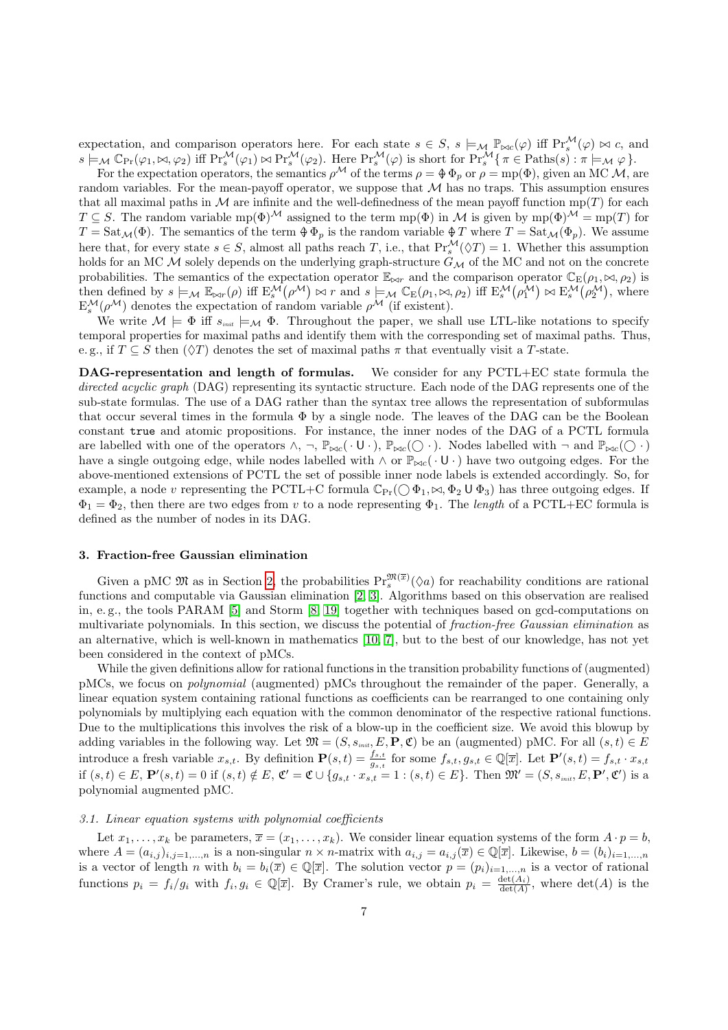expectation, and comparison operators here. For each state $s \in S$, $s \models_{\mathcal{M}} \mathbb{P}_{\bowtie c}(\varphi)$ iff $\Pr^{\mathcal{M}}_s(\varphi) \bowtie c$, and $s \models_{\mathcal{M}} \mathbb{C}_{\Pr}(\varphi_1, \bowtie, \varphi_2)$ iff $\Pr^{\mathcal{M}}_s(\varphi_1) \bowtie \Pr^{\mathcal{M}}_s(\varphi_2)$. Here $\Pr^{\mathcal{M}}_s(\varphi)$ is short for $\Pr^{\mathcal{M}}_s\{\pi \in \mathrm{Paths}(s) : \pi \models_{\mathcal{M}} \varphi\}$.

For the expectation operators, the semantics $\rho^{\mathcal{M}}$ of the terms $\rho = \oint \Phi_p$ or $\rho = \mathrm{mp}(\Phi)$, given an MC $\mathcal{M}$, are random variables. For the mean-payoff operator, we suppose that $\mathcal{M}$ has no traps. This assumption ensures that all maximal paths in $\mathcal{M}$ are infinite and the well-definedness of the mean payoff function $\mathrm{mp}(T)$ for each $T \subseteq S$. The random variable $\mathrm{mp}(\Phi)^{\mathcal{M}}$ assigned to the term $\mathrm{mp}(\Phi)$ in $\mathcal{M}$ is given by $\mathrm{mp}(\Phi)^{\mathcal{M}} = \mathrm{mp}(T)$ for $T = \mathrm{Sat}_{\mathcal{M}}(\Phi)$. The semantics of the term $\oint \Phi_p$ is the random variable $\oint T$ where $T = \mathrm{Sat}_{\mathcal{M}}(\Phi_p)$. We assume here that, for every state $s \in S$, almost all paths reach $T$, i.e., that $\Pr^{\mathcal{M}}_s(\Diamond T) = 1$. Whether this assumption holds for an MC $\mathcal{M}$ solely depends on the underlying graph-structure $G_{\mathcal{M}}$ of the MC and not on the concrete probabilities. The semantics of the expectation operator $\mathbb{E}_{\bowtie r}$ and the comparison operator $\mathbb{C}_{\mathrm{E}}(\rho_1, \bowtie, \rho_2)$ is then defined by $s \models_{\mathcal{M}} \mathbb{E}_{\bowtie r}(\rho)$ iff $\mathrm{E}^{\mathcal{M}}_s(\rho^{\mathcal{M}}) \bowtie r$ and $s \models_{\mathcal{M}} \mathbb{C}_{\mathrm{E}}(\rho_1, \bowtie, \rho_2)$ iff $\mathrm{E}^{\mathcal{M}}_s(\rho_1^{\mathcal{M}}) \bowtie \mathrm{E}^{\mathcal{M}}_s(\rho_2^{\mathcal{M}})$, where $\mathrm{E}^{\mathcal{M}}_s(\rho^{\mathcal{M}})$ denotes the expectation of random variable $\rho^{\mathcal{M}}$ (if existent).

We write $\mathcal{M} \models \Phi$ iff $s_{\mathit{init}} \models_{\mathcal{M}} \Phi$. Throughout the paper, we shall use LTL-like notations to specify temporal properties for maximal paths and identify them with the corresponding set of maximal paths. Thus, e.g., if $T \subseteq S$ then $(\Diamond T)$ denotes the set of maximal paths $\pi$ that eventually visit a $T$-state.

**DAG-representation and length of formulas.** We consider for any PCTL+EC state formula the *directed acyclic graph* (DAG) representing its syntactic structure. Each node of the DAG represents one of the sub-state formulas. The use of a DAG rather than the syntax tree allows the representation of subformulas that occur several times in the formula $\Phi$ by a single node. The leaves of the DAG can be the Boolean constant `true` and atomic propositions. For instance, the inner nodes of the DAG of a PCTL formula are labelled with one of the operators $\wedge$, $\neg$, $\mathbb{P}_{\bowtie c}(\cdot \mathsf{U} \cdot)$, $\mathbb{P}_{\bowtie c}(\bigcirc \cdot)$. Nodes labelled with $\neg$ and $\mathbb{P}_{\bowtie c}(\bigcirc \cdot)$ have a single outgoing edge, while nodes labelled with $\wedge$ or $\mathbb{P}_{\bowtie c}(\cdot \mathsf{U} \cdot)$ have two outgoing edges. For the above-mentioned extensions of PCTL the set of possible inner node labels is extended accordingly. So, for example, a node $v$ representing the PCTL+C formula $\mathbb{C}_{\Pr}(\bigcirc \Phi_1, \bowtie, \Phi_2 \mathsf{U} \Phi_3)$ has three outgoing edges. If $\Phi_1 = \Phi_2$, then there are two edges from $v$ to a node representing $\Phi_1$. The *length* of a PCTL+EC formula is defined as the number of nodes in its DAG.

## 3. Fraction-free Gaussian elimination

Given a pMC $\mathfrak{M}$ as in Section 2, the probabilities $\Pr^{\mathfrak{M}(\overline{x})}_s(\Diamond a)$ for reachability conditions are rational functions and computable via Gaussian elimination [2, 3]. Algorithms based on this observation are realised in, e.g., the tools PARAM [5] and Storm [8, 19] together with techniques based on gcd-computations on multivariate polynomials. In this section, we discuss the potential of *fraction-free Gaussian elimination* as an alternative, which is well-known in mathematics [10, 7], but to the best of our knowledge, has not yet been considered in the context of pMCs.

While the given definitions allow for rational functions in the transition probability functions of (augmented) pMCs, we focus on *polynomial* (augmented) pMCs throughout the remainder of the paper. Generally, a linear equation system containing rational functions as coefficients can be rearranged to one containing only polynomials by multiplying each equation with the common denominator of the respective rational functions. Due to the multiplications this involves the risk of a blow-up in the coefficient size. We avoid this blowup by adding variables in the following way. Let $\mathfrak{M} = (S, s_{\mathit{init}}, E, \mathbf{P}, \mathfrak{C})$ be an (augmented) pMC. For all $(s,t) \in E$ introduce a fresh variable $x_{s,t}$. By definition $\mathbf{P}(s,t) = \frac{f_{s,t}}{g_{s,t}}$ for some $f_{s,t}, g_{s,t} \in \mathbb{Q}[\overline{x}]$. Let $\mathbf{P}'(s,t) = f_{s,t} \cdot x_{s,t}$ if $(s,t) \in E$, $\mathbf{P}'(s,t) = 0$ if $(s,t) \notin E$, $\mathfrak{C}' = \mathfrak{C} \cup \{g_{s,t} \cdot x_{s,t} = 1 : (s,t) \in E\}$. Then $\mathfrak{M}' = (S, s_{\mathit{init}}, E, \mathbf{P}', \mathfrak{C}')$ is a polynomial augmented pMC.

### 3.1. Linear equation systems with polynomial coefficients

Let $x_1, \ldots, x_k$ be parameters, $\overline{x} = (x_1, \ldots, x_k)$. We consider linear equation systems of the form $A \cdot p = b$, where $A = (a_{i,j})_{i,j=1,\ldots,n}$ is a non-singular $n \times n$-matrix with $a_{i,j} = a_{i,j}(\overline{x}) \in \mathbb{Q}[\overline{x}]$. Likewise, $b = (b_i)_{i=1,\ldots,n}$ is a vector of length $n$ with $b_i = b_i(\overline{x}) \in \mathbb{Q}[\overline{x}]$. The solution vector $p = (p_i)_{i=1,\ldots,n}$ is a vector of rational functions $p_i = f_i/g_i$ with $f_i, g_i \in \mathbb{Q}[\overline{x}]$. By Cramer's rule, we obtain $p_i = \frac{\det(A_i)}{\det(A)}$, where $\det(A)$ is the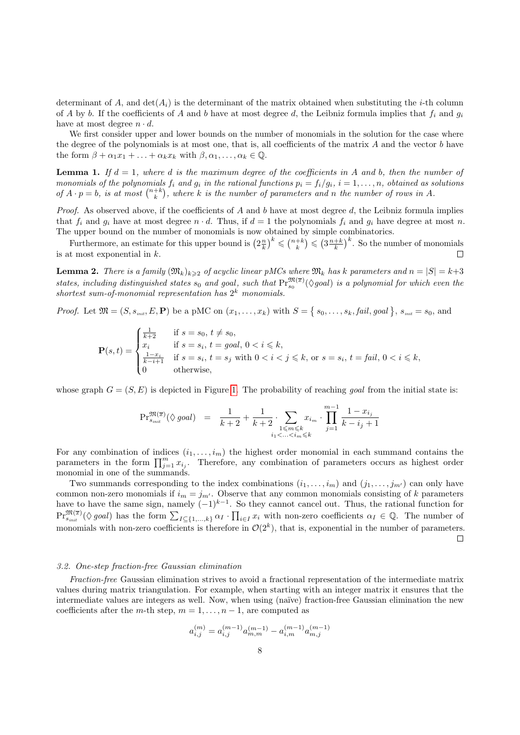determinant of $A$, and $\det(A_i)$ is the determinant of the matrix obtained when substituting the $i$-th column of $A$ by $b$. If the coefficients of $A$ and $b$ have at most degree $d$, the Leibniz formula implies that $f_i$ and $g_i$ have at most degree $n \cdot d$.

We first consider upper and lower bounds on the number of monomials in the solution for the case where the degree of the polynomials is at most one, that is, all coefficients of the matrix $A$ and the vector $b$ have the form $\beta + \alpha_1 x_1 + \ldots + \alpha_k x_k$ with $\beta, \alpha_1, \ldots, \alpha_k \in \mathbb{Q}$.

**Lemma 1.** *If $d = 1$, where $d$ is the maximum degree of the coefficients in $A$ and $b$, then the number of monomials of the polynomials $f_i$ and $g_i$ in the rational functions $p_i = f_i/g_i$, $i = 1, \ldots, n$, obtained as solutions of $A \cdot p = b$, is at most $\binom{n+k}{k}$, where $k$ is the number of parameters and $n$ the number of rows in $A$.*

*Proof.* As observed above, if the coefficients of $A$ and $b$ have at most degree $d$, the Leibniz formula implies that $f_i$ and $g_i$ have at most degree $n \cdot d$. Thus, if $d = 1$ the polynomials $f_i$ and $g_i$ have degree at most $n$. The upper bound on the number of monomials is now obtained by simple combinatorics.

Furthermore, an estimate for this upper bound is $\left(2\frac{n}{k}\right)^k \leqslant \binom{n+k}{k} \leqslant \left(3\frac{n+k}{k}\right)^k$. So the number of monomials is at most exponential in $k$. □

**Lemma 2.** *There is a family $(\mathfrak{M}_k)_{k \geqslant 2}$ of acyclic linear pMCs where $\mathfrak{M}_k$ has $k$ parameters and $n = |S| = k+3$ states, including distinguished states $s_0$ and goal, such that $\Pr_{s_0}^{\mathfrak{M}(\overline{x})}(\lozenge goal)$ is a polynomial for which even the shortest sum-of-monomial representation has $2^k$ monomials.*

*Proof.* Let $\mathfrak{M} = (S, s_{init}, E, \mathbf{P})$ be a pMC on $(x_1, \ldots, x_k)$ with $S = \{ s_0, \ldots, s_k, \mathit{fail}, \mathit{goal} \}$, $s_{init} = s_0$, and

$$
\mathbf{P}(s,t) = \begin{cases} \frac{1}{k+2} & \text{if } s = s_0,\ t \neq s_0, \\ x_i & \text{if } s = s_i,\ t = goal,\ 0 < i \leqslant k, \\ \frac{1-x_i}{k-i+1} & \text{if } s = s_i,\ t = s_j \text{ with } 0 < i < j \leqslant k, \text{ or } s = s_i,\ t = \mathit{fail},\ 0 < i \leqslant k, \\ 0 & \text{otherwise,} \end{cases}
$$

whose graph $G = (S, E)$ is depicted in Figure 1. The probability of reaching *goal* from the initial state is:

$$
\Pr_{s_{init}}^{\mathfrak{M}(\overline{x})}(\lozenge\, goal) \quad = \quad \frac{1}{k+2} + \frac{1}{k+2} \cdot \sum_{\substack{1 \leqslant m \leqslant k \\ i_1 < \ldots < i_m \leqslant k}} x_{i_m} \cdot \prod_{j=1}^{m-1} \frac{1 - x_{i_j}}{k - i_j + 1}
$$

For any combination of indices $(i_1, \ldots, i_m)$ the highest order monomial in each summand contains the parameters in the form $\prod_{j=1}^{m} x_{i_j}$. Therefore, any combination of parameters occurs as highest order monomial in one of the summands.

Two summands corresponding to the index combinations $(i_1, \ldots, i_m)$ and $(j_1, \ldots, j_{m'})$ can only have common non-zero monomials if $i_m = j_{m'}$. Observe that any common monomials consisting of $k$ parameters have to have the same sign, namely $(-1)^{k-1}$. So they cannot cancel out. Thus, the rational function for $\Pr_{s_{init}}^{\mathfrak{M}(\overline{x})}(\lozenge\, goal)$ has the form $\sum_{I \subseteq \{1,\ldots,k\}} \alpha_I \cdot \prod_{i \in I} x_i$ with non-zero coefficients $\alpha_I \in \mathbb{Q}$. The number of monomials with non-zero coefficients is therefore in $\mathcal{O}(2^k)$, that is, exponential in the number of parameters. □

### 3.2. One-step fraction-free Gaussian elimination

*Fraction-free* Gaussian elimination strives to avoid a fractional representation of the intermediate matrix values during matrix triangulation. For example, when starting with an integer matrix it ensures that the intermediate values are integers as well. Now, when using (naïve) fraction-free Gaussian elimination the new coefficients after the $m$-th step, $m = 1, \ldots, n-1$, are computed as

$$
a_{i,j}^{(m)} = a_{i,j}^{(m-1)} a_{m,m}^{(m-1)} - a_{i,m}^{(m-1)} a_{m,j}^{(m-1)}
$$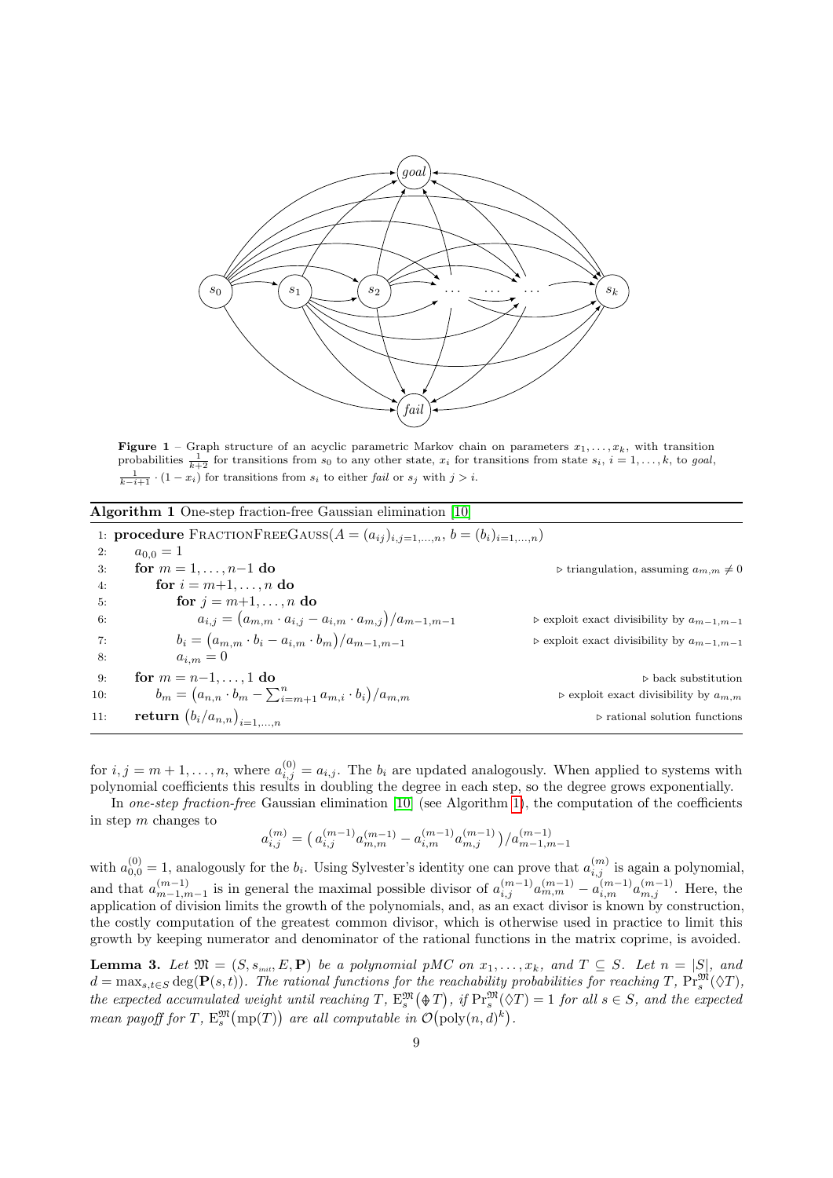**Figure 1** – Graph structure of an acyclic parametric Markov chain on parameters $x_1, \ldots, x_k$, with transition probabilities $\frac{1}{k+2}$ for transitions from $s_0$ to any other state, $x_i$ for transitions from state $s_i$, $i = 1, \ldots, k$, to *goal*, $\frac{1}{k-i+1} \cdot (1 - x_i)$ for transitions from $s_i$ to either *fail* or $s_j$ with $j > i$.

**Algorithm 1** One-step fraction-free Gaussian elimination [10]

```
1: procedure FractionFreeGauss(A = (a_ij)_{i,j=1,...,n}, b = (b_i)_{i=1,...,n})
2:     a_{0,0} = 1
3:     for m = 1,...,n−1 do                                   ▷ triangulation, assuming a_{m,m} ≠ 0
4:         for i = m+1,...,n do
5:             for j = m+1,...,n do
6:                 a_{i,j} = (a_{m,m} · a_{i,j} − a_{i,m} · a_{m,j}) / a_{m−1,m−1}   ▷ exploit exact divisibility by a_{m−1,m−1}
7:             b_i = (a_{m,m} · b_i − a_{i,m} · b_m) / a_{m−1,m−1}                  ▷ exploit exact divisibility by a_{m−1,m−1}
8:             a_{i,m} = 0
9:     for m = n−1,...,1 do                                   ▷ back substitution
10:        b_m = (a_{n,n} · b_m − Σ_{i=m+1}^{n} a_{m,i} · b_i) / a_{m,m}   ▷ exploit exact divisibility by a_{m,m}
11:    return (b_i / a_{n,n})_{i=1,...,n}                      ▷ rational solution functions
```

for $i, j = m+1, \ldots, n$, where $a_{i,j}^{(0)} = a_{i,j}$. The $b_i$ are updated analogously. When applied to systems with polynomial coefficients this results in doubling the degree in each step, so the degree grows exponentially.

In *one-step fraction-free* Gaussian elimination [10] (see Algorithm 1), the computation of the coefficients in step $m$ changes to

$$a_{i,j}^{(m)} = \left( a_{i,j}^{(m-1)} a_{m,m}^{(m-1)} - a_{i,m}^{(m-1)} a_{m,j}^{(m-1)} \right) / a_{m-1,m-1}^{(m-1)}$$

with $a_{0,0}^{(0)} = 1$, analogously for the $b_i$. Using Sylvester's identity one can prove that $a_{i,j}^{(m)}$ is again a polynomial, and that $a_{m-1,m-1}^{(m-1)}$ is in general the maximal possible divisor of $a_{i,j}^{(m-1)} a_{m,m}^{(m-1)} - a_{i,m}^{(m-1)} a_{m,j}^{(m-1)}$. Here, the application of division limits the growth of the polynomials, and, as an exact divisor is known by construction, the costly computation of the greatest common divisor, which is otherwise used in practice to limit this growth by keeping numerator and denominator of the rational functions in the matrix coprime, is avoided.

**Lemma 3.** *Let $\mathfrak{M} = (S, s_{init}, E, \mathbf{P})$ be a polynomial pMC on $x_1, \ldots, x_k$, and $T \subseteq S$. Let $n = |S|$, and $d = \max_{s,t \in S} \deg(\mathbf{P}(s,t))$. The rational functions for the reachability probabilities for reaching $T$, $\Pr_s^{\mathfrak{M}}(\lozenge T)$, the expected accumulated weight until reaching $T$, $\mathrm{E}_s^{\mathfrak{M}}(\oint T)$, if $\Pr_s^{\mathfrak{M}}(\lozenge T) = 1$ for all $s \in S$, and the expected mean payoff for $T$, $\mathrm{E}_s^{\mathfrak{M}}(\mathrm{mp}(T))$ are all computable in $\mathcal{O}(\mathrm{poly}(n,d)^k)$.*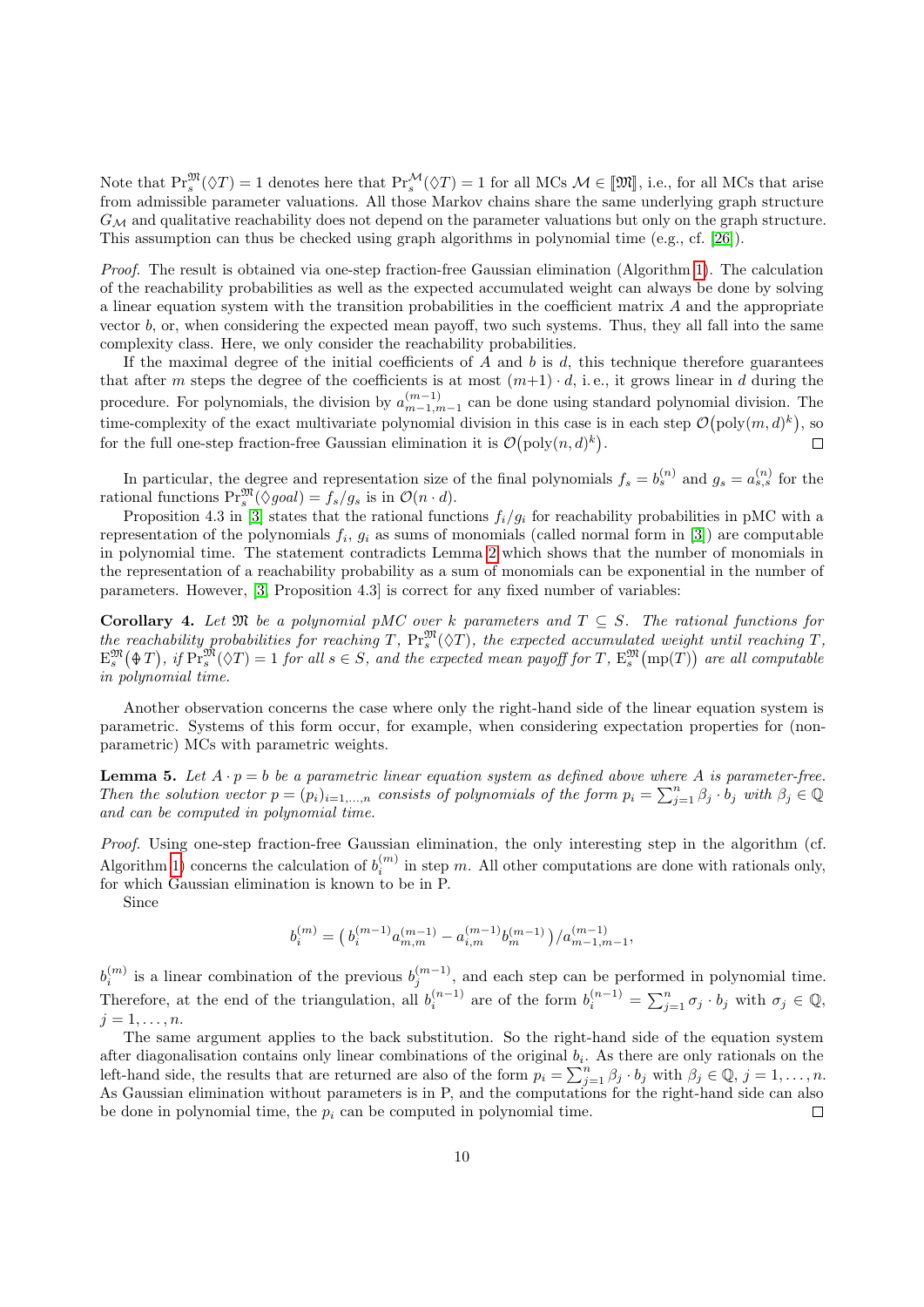Note that $\mathrm{Pr}_s^{\mathfrak{M}}(\Diamond T) = 1$ denotes here that $\mathrm{Pr}_s^{\mathcal{M}}(\Diamond T) = 1$ for all MCs $\mathcal{M} \in [\![\mathfrak{M}]\!]$, i.e., for all MCs that arise from admissible parameter valuations. All those Markov chains share the same underlying graph structure $G_{\mathcal{M}}$ and qualitative reachability does not depend on the parameter valuations but only on the graph structure. This assumption can thus be checked using graph algorithms in polynomial time (e.g., cf. [26]).

*Proof.* The result is obtained via one-step fraction-free Gaussian elimination (Algorithm 1). The calculation of the reachability probabilities as well as the expected accumulated weight can always be done by solving a linear equation system with the transition probabilities in the coefficient matrix $A$ and the appropriate vector $b$, or, when considering the expected mean payoff, two such systems. Thus, they all fall into the same complexity class. Here, we only consider the reachability probabilities.

If the maximal degree of the initial coefficients of $A$ and $b$ is $d$, this technique therefore guarantees that after $m$ steps the degree of the coefficients is at most $(m+1) \cdot d$, i. e., it grows linear in $d$ during the procedure. For polynomials, the division by $a_{m-1,m-1}^{(m-1)}$ can be done using standard polynomial division. The time-complexity of the exact multivariate polynomial division in this case is in each step $\mathcal{O}\big(\mathrm{poly}(m,d)^k\big)$, so for the full one-step fraction-free Gaussian elimination it is $\mathcal{O}\big(\mathrm{poly}(n,d)^k\big)$. □

In particular, the degree and representation size of the final polynomials $f_s = b_s^{(n)}$ and $g_s = a_{s,s}^{(n)}$ for the rational functions $\mathrm{Pr}_s^{\mathfrak{M}}(\Diamond goal) = f_s/g_s$ is in $\mathcal{O}(n \cdot d)$.

Proposition 4.3 in [3] states that the rational functions $f_i/g_i$ for reachability probabilities in pMC with a representation of the polynomials $f_i$, $g_i$ as sums of monomials (called normal form in [3]) are computable in polynomial time. The statement contradicts Lemma 2 which shows that the number of monomials in the representation of a reachability probability as a sum of monomials can be exponential in the number of parameters. However, [3, Proposition 4.3] is correct for any fixed number of variables:

**Corollary 4.** *Let $\mathfrak{M}$ be a polynomial pMC over $k$ parameters and $T \subseteq S$. The rational functions for the reachability probabilities for reaching $T$, $\mathrm{Pr}_s^{\mathfrak{M}}(\Diamond T)$, the expected accumulated weight until reaching $T$, $\mathrm{E}_s^{\mathfrak{M}}\big(⨁ T\big)$, if $\mathrm{Pr}_s^{\mathfrak{M}}(\Diamond T) = 1$ for all $s \in S$, and the expected mean payoff for $T$, $\mathrm{E}_s^{\mathfrak{M}}\big(\mathrm{mp}(T)\big)$ are all computable in polynomial time.*

Another observation concerns the case where only the right-hand side of the linear equation system is parametric. Systems of this form occur, for example, when considering expectation properties for (non-parametric) MCs with parametric weights.

**Lemma 5.** *Let $A \cdot p = b$ be a parametric linear equation system as defined above where $A$ is parameter-free. Then the solution vector $p = (p_i)_{i=1,\dots,n}$ consists of polynomials of the form $p_i = \sum_{j=1}^{n} \beta_j \cdot b_j$ with $\beta_j \in \mathbb{Q}$ and can be computed in polynomial time.*

*Proof.* Using one-step fraction-free Gaussian elimination, the only interesting step in the algorithm (cf. Algorithm 1) concerns the calculation of $b_i^{(m)}$ in step $m$. All other computations are done with rationals only, for which Gaussian elimination is known to be in P.

Since

$$b_i^{(m)} = \big(\, b_i^{(m-1)} a_{m,m}^{(m-1)} - a_{i,m}^{(m-1)} b_m^{(m-1)} \big) / a_{m-1,m-1}^{(m-1)},$$

$b_i^{(m)}$ is a linear combination of the previous $b_j^{(m-1)}$, and each step can be performed in polynomial time. Therefore, at the end of the triangulation, all $b_i^{(n-1)}$ are of the form $b_i^{(n-1)} = \sum_{j=1}^{n} \sigma_j \cdot b_j$ with $\sigma_j \in \mathbb{Q}$, $j = 1, \dots, n$.

The same argument applies to the back substitution. So the right-hand side of the equation system after diagonalisation contains only linear combinations of the original $b_i$. As there are only rationals on the left-hand side, the results that are returned are also of the form $p_i = \sum_{j=1}^{n} \beta_j \cdot b_j$ with $\beta_j \in \mathbb{Q}$, $j = 1, \dots, n$. As Gaussian elimination without parameters is in P, and the computations for the right-hand side can also be done in polynomial time, the $p_i$ can be computed in polynomial time. □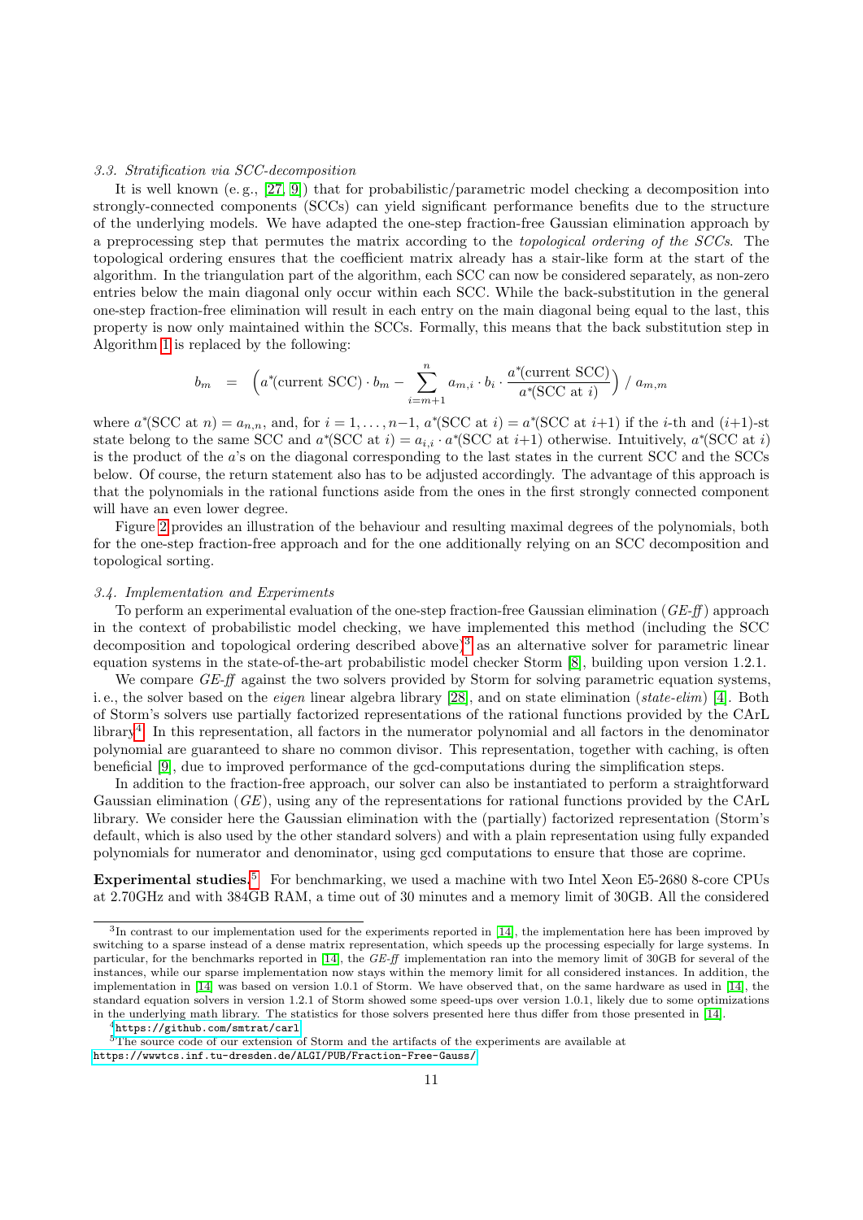### 3.3. Stratification via SCC-decomposition

It is well known (e. g., [27, 9]) that for probabilistic/parametric model checking a decomposition into strongly-connected components (SCCs) can yield significant performance benefits due to the structure of the underlying models. We have adapted the one-step fraction-free Gaussian elimination approach by a preprocessing step that permutes the matrix according to the *topological ordering of the SCCs*. The topological ordering ensures that the coefficient matrix already has a stair-like form at the start of the algorithm. In the triangulation part of the algorithm, each SCC can now be considered separately, as non-zero entries below the main diagonal only occur within each SCC. While the back-substitution in the general one-step fraction-free elimination will result in each entry on the main diagonal being equal to the last, this property is now only maintained within the SCCs. Formally, this means that the back substitution step in Algorithm 1 is replaced by the following:

$$b_m \quad = \quad \Big(a^*(\text{current SCC}) \cdot b_m - \sum_{i=m+1}^{n} a_{m,i} \cdot b_i \cdot \frac{a^*(\text{current SCC})}{a^*(\text{SCC at } i)}\Big) \;/\; a_{m,m}$$

where $a^*(\text{SCC at } n) = a_{n,n}$, and, for $i = 1, \ldots, n-1$, $a^*(\text{SCC at } i) = a^*(\text{SCC at } i+1)$ if the $i$-th and $(i+1)$-st state belong to the same SCC and $a^*(\text{SCC at } i) = a_{i,i} \cdot a^*(\text{SCC at } i+1)$ otherwise. Intuitively, $a^*(\text{SCC at } i)$ is the product of the $a$'s on the diagonal corresponding to the last states in the current SCC and the SCCs below. Of course, the return statement also has to be adjusted accordingly. The advantage of this approach is that the polynomials in the rational functions aside from the ones in the first strongly connected component will have an even lower degree.

Figure 2 provides an illustration of the behaviour and resulting maximal degrees of the polynomials, both for the one-step fraction-free approach and for the one additionally relying on an SCC decomposition and topological sorting.

### 3.4. Implementation and Experiments

To perform an experimental evaluation of the one-step fraction-free Gaussian elimination (*GE-ff*) approach in the context of probabilistic model checking, we have implemented this method (including the SCC decomposition and topological ordering described above)[3] as an alternative solver for parametric linear equation systems in the state-of-the-art probabilistic model checker Storm [8], building upon version 1.2.1.

We compare *GE-ff* against the two solvers provided by Storm for solving parametric equation systems, i. e., the solver based on the *eigen* linear algebra library [28], and on state elimination (*state-elim*) [4]. Both of Storm's solvers use partially factorized representations of the rational functions provided by the CArL library[4]. In this representation, all factors in the numerator polynomial and all factors in the denominator polynomial are guaranteed to share no common divisor. This representation, together with caching, is often beneficial [9], due to improved performance of the gcd-computations during the simplification steps.

In addition to the fraction-free approach, our solver can also be instantiated to perform a straightforward Gaussian elimination (*GE*), using any of the representations for rational functions provided by the CArL library. We consider here the Gaussian elimination with the (partially) factorized representation (Storm's default, which is also used by the other standard solvers) and with a plain representation using fully expanded polynomials for numerator and denominator, using gcd computations to ensure that those are coprime.

**Experimental studies.**[5] For benchmarking, we used a machine with two Intel Xeon E5-2680 8-core CPUs at 2.70GHz and with 384GB RAM, a time out of 30 minutes and a memory limit of 30GB. All the considered

---

[3] In contrast to our implementation used for the experiments reported in [14], the implementation here has been improved by switching to a sparse instead of a dense matrix representation, which speeds up the processing especially for large systems. In particular, for the benchmarks reported in [14], the *GE-ff* implementation ran into the memory limit of 30GB for several of the instances, while our sparse implementation now stays within the memory limit for all considered instances. In addition, the implementation in [14] was based on version 1.0.1 of Storm. We have observed that, on the same hardware as used in [14], the standard equation solvers in version 1.2.1 of Storm showed some speed-ups over version 1.0.1, likely due to some optimizations in the underlying math library. The statistics for those solvers presented here thus differ from those presented in [14].

[4] https://github.com/smtrat/carl

[5] The source code of our extension of Storm and the artifacts of the experiments are available at https://wwwtcs.inf.tu-dresden.de/ALGI/PUB/Fraction-Free-Gauss/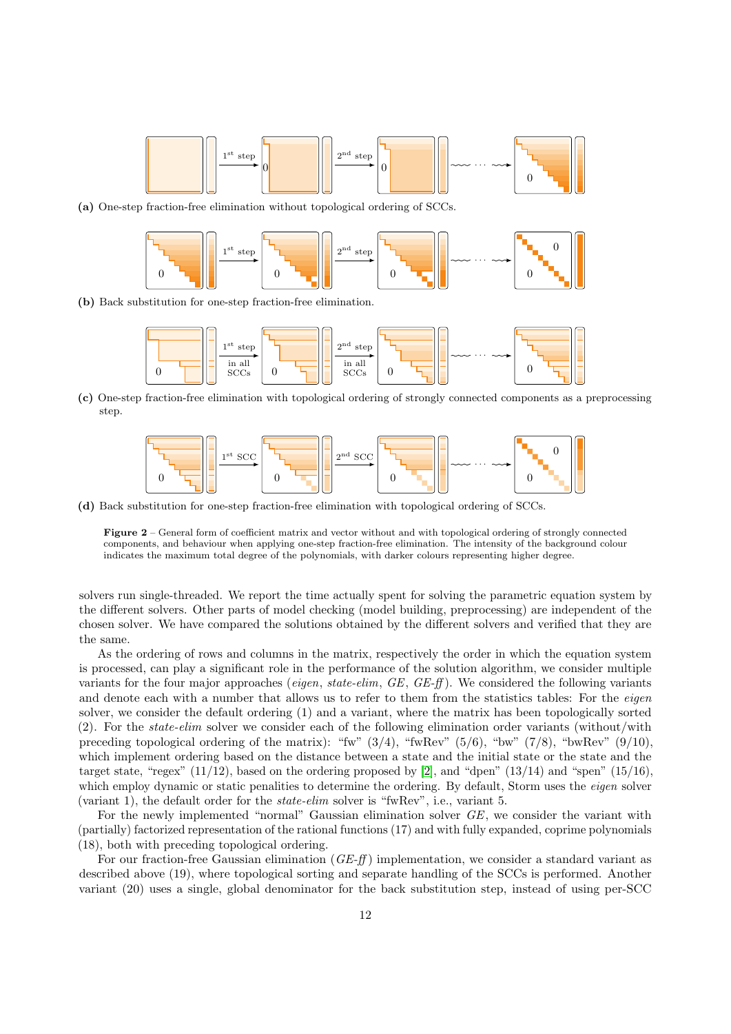**(a)** One-step fraction-free elimination without topological ordering of SCCs.

**(b)** Back substitution for one-step fraction-free elimination.

**(c)** One-step fraction-free elimination with topological ordering of strongly connected components as a preprocessing step.

**(d)** Back substitution for one-step fraction-free elimination with topological ordering of SCCs.

**Figure 2** – General form of coefficient matrix and vector without and with topological ordering of strongly connected components, and behaviour when applying one-step fraction-free elimination. The intensity of the background colour indicates the maximum total degree of the polynomials, with darker colours representing higher degree.

solvers run single-threaded. We report the time actually spent for solving the parametric equation system by the different solvers. Other parts of model checking (model building, preprocessing) are independent of the chosen solver. We have compared the solutions obtained by the different solvers and verified that they are the same.

As the ordering of rows and columns in the matrix, respectively the order in which the equation system is processed, can play a significant role in the performance of the solution algorithm, we consider multiple variants for the four major approaches (*eigen*, *state-elim*, *GE*, *GE-ff*). We considered the following variants and denote each with a number that allows us to refer to them from the statistics tables: For the *eigen* solver, we consider the default ordering (1) and a variant, where the matrix has been topologically sorted (2). For the *state-elim* solver we consider each of the following elimination order variants (without/with preceding topological ordering of the matrix): "fw" (3/4), "fwRev" (5/6), "bw" (7/8), "bwRev" (9/10), which implement ordering based on the distance between a state and the initial state or the state and the target state, "regex" (11/12), based on the ordering proposed by [2], and "dpen" (13/14) and "spen" (15/16), which employ dynamic or static penalities to determine the ordering. By default, Storm uses the *eigen* solver (variant 1), the default order for the *state-elim* solver is "fwRev", i.e., variant 5.

For the newly implemented "normal" Gaussian elimination solver *GE*, we consider the variant with (partially) factorized representation of the rational functions (17) and with fully expanded, coprime polynomials (18), both with preceding topological ordering.

For our fraction-free Gaussian elimination (*GE-ff*) implementation, we consider a standard variant as described above (19), where topological sorting and separate handling of the SCCs is performed. Another variant (20) uses a single, global denominator for the back substitution step, instead of using per-SCC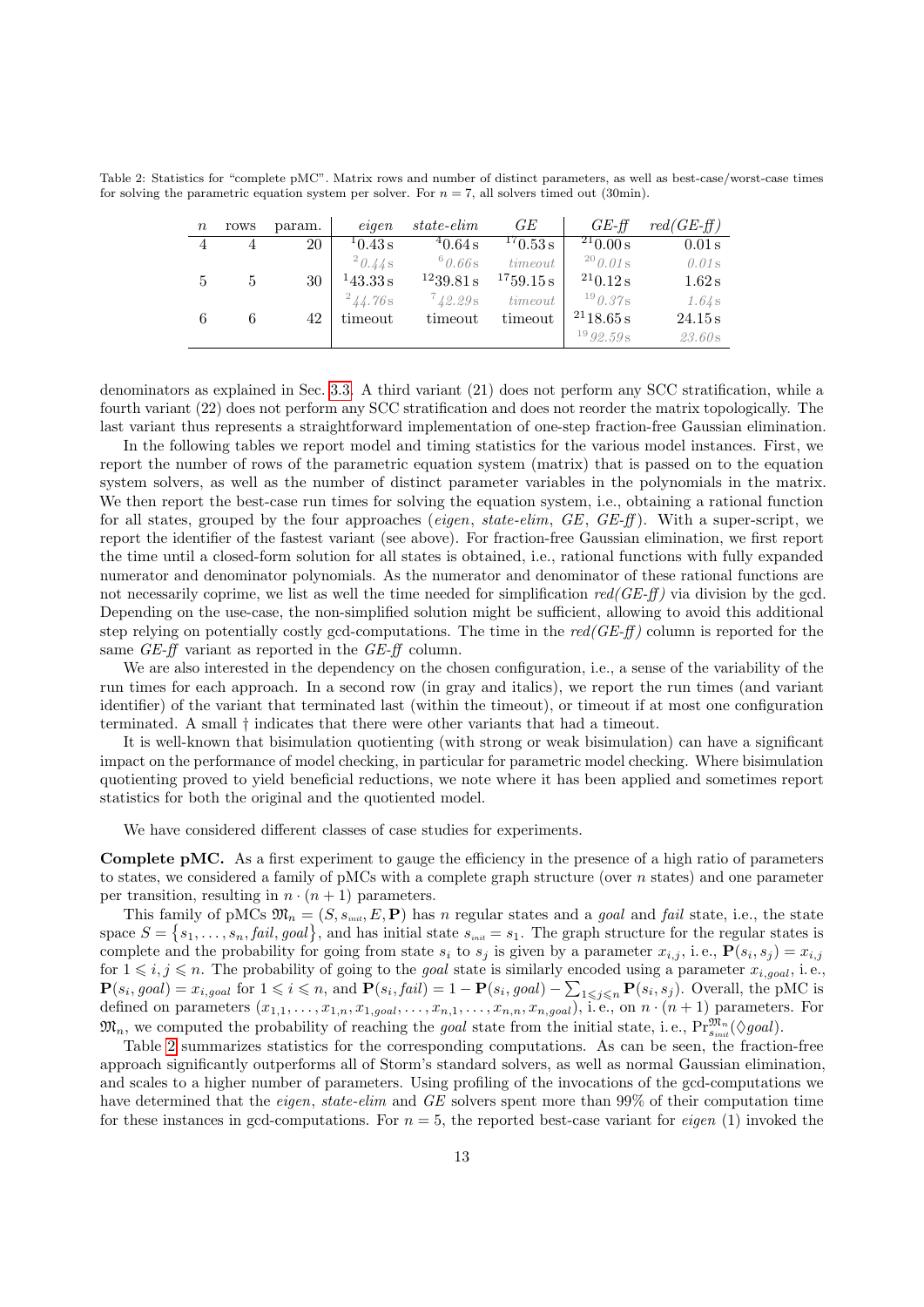Table 2: Statistics for "complete pMC". Matrix rows and number of distinct parameters, as well as best-case/worst-case times for solving the parametric equation system per solver. For $n = 7$, all solvers timed out (30min).

| $n$ | rows | param. | *eigen* | *state-elim* | *GE* | *GE-ff* | *red(GE-ff)* |
|---|---|---|---|---|---|---|---|
| 4 | 4 | 20 | [1]0.43 s | [4]0.64 s | [17]0.53 s | [21]0.00 s | 0.01 s |
| | | | *[2]0.44 s* | *[6]0.66 s* | *timeout* | *[20]0.01 s* | *0.01 s* |
| 5 | 5 | 30 | [1]43.33 s | [12]39.81 s | [17]59.15 s | [21]0.12 s | 1.62 s |
| | | | *[2]44.76 s* | *[7]42.29 s* | *timeout* | *[19]0.37 s* | *1.64 s* |
| 6 | 6 | 42 | timeout | timeout | timeout | [21]18.65 s | 24.15 s |
| | | | | | | *[19]92.59 s* | *23.60 s* |

denominators as explained in Sec. 3.3. A third variant (21) does not perform any SCC stratification, while a fourth variant (22) does not perform any SCC stratification and does not reorder the matrix topologically. The last variant thus represents a straightforward implementation of one-step fraction-free Gaussian elimination.

In the following tables we report model and timing statistics for the various model instances. First, we report the number of rows of the parametric equation system (matrix) that is passed on to the equation system solvers, as well as the number of distinct parameter variables in the polynomials in the matrix. We then report the best-case run times for solving the equation system, i.e., obtaining a rational function for all states, grouped by the four approaches (*eigen*, *state-elim*, *GE*, *GE-ff*). With a super-script, we report the identifier of the fastest variant (see above). For fraction-free Gaussian elimination, we first report the time until a closed-form solution for all states is obtained, i.e., rational functions with fully expanded numerator and denominator polynomials. As the numerator and denominator of these rational functions are not necessarily coprime, we list as well the time needed for simplification *red(GE-ff)* via division by the gcd. Depending on the use-case, the non-simplified solution might be sufficient, allowing to avoid this additional step relying on potentially costly gcd-computations. The time in the *red(GE-ff)* column is reported for the same *GE-ff* variant as reported in the *GE-ff* column.

We are also interested in the dependency on the chosen configuration, i.e., a sense of the variability of the run times for each approach. In a second row (in gray and italics), we report the run times (and variant identifier) of the variant that terminated last (within the timeout), or timeout if at most one configuration terminated. A small † indicates that there were other variants that had a timeout.

It is well-known that bisimulation quotienting (with strong or weak bisimulation) can have a significant impact on the performance of model checking, in particular for parametric model checking. Where bisimulation quotienting proved to yield beneficial reductions, we note where it has been applied and sometimes report statistics for both the original and the quotiented model.

We have considered different classes of case studies for experiments.

**Complete pMC.** As a first experiment to gauge the efficiency in the presence of a high ratio of parameters to states, we considered a family of pMCs with a complete graph structure (over $n$ states) and one parameter per transition, resulting in $n \cdot (n+1)$ parameters.

This family of pMCs $\mathfrak{M}_n = (S, s_{init}, E, \mathbf{P})$ has $n$ regular states and a *goal* and *fail* state, i.e., the state space $S = \{s_1, \ldots, s_n, \mathit{fail}, \mathit{goal}\}$, and has initial state $s_{init} = s_1$. The graph structure for the regular states is complete and the probability for going from state $s_i$ to $s_j$ is given by a parameter $x_{i,j}$, i. e., $\mathbf{P}(s_i, s_j) = x_{i,j}$ for $1 \leqslant i, j \leqslant n$. The probability of going to the *goal* state is similarly encoded using a parameter $x_{i,goal}$, i. e., $\mathbf{P}(s_i, \mathit{goal}) = x_{i,goal}$ for $1 \leqslant i \leqslant n$, and $\mathbf{P}(s_i, \mathit{fail}) = 1 - \mathbf{P}(s_i, \mathit{goal}) - \sum_{1 \leqslant j \leqslant n} \mathbf{P}(s_i, s_j)$. Overall, the pMC is defined on parameters $(x_{1,1}, \ldots, x_{1,n}, x_{1,goal}, \ldots, x_{n,1}, \ldots, x_{n,n}, x_{n,goal})$, i. e., on $n \cdot (n+1)$ parameters. For $\mathfrak{M}_n$, we computed the probability of reaching the *goal* state from the initial state, i. e., $\Pr^{\mathfrak{M}_n}_{s_{init}}(\Diamond \mathit{goal})$.

Table 2 summarizes statistics for the corresponding computations. As can be seen, the fraction-free approach significantly outperforms all of Storm's standard solvers, as well as normal Gaussian elimination, and scales to a higher number of parameters. Using profiling of the invocations of the gcd-computations we have determined that the *eigen*, *state-elim* and *GE* solvers spent more than 99% of their computation time for these instances in gcd-computations. For $n = 5$, the reported best-case variant for *eigen* (1) invoked the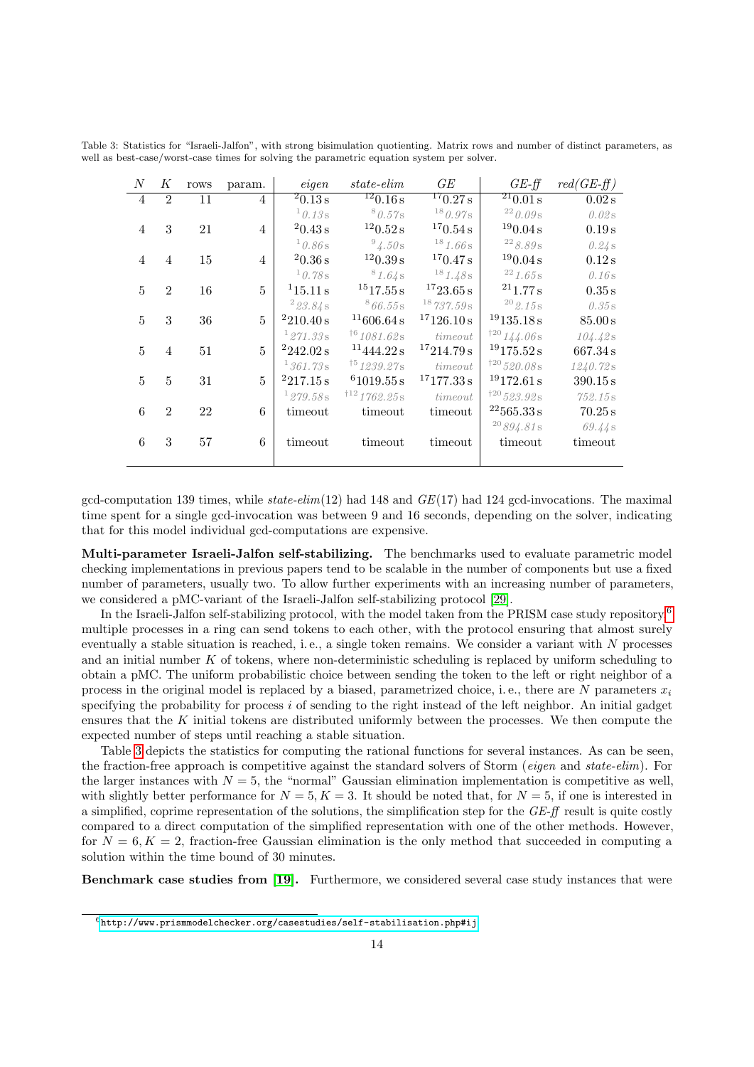Table 3: Statistics for "Israeli-Jalfon", with strong bisimulation quotienting. Matrix rows and number of distinct parameters, as well as best-case/worst-case times for solving the parametric equation system per solver.

| $N$ | $K$ | rows | param. | *eigen* | *state-elim* | *GE* | *GE-ff* | *red(GE-ff)* |
|---|---|---|---|---|---|---|---|---|
| 4 | 2 | 11 | 4 | [2]0.13 s | [12]0.16 s | [17]0.27 s | [21]0.01 s | 0.02 s |
| | | | | *[1]0.13 s* | *[8]0.57 s* | *[18]0.97 s* | *[22]0.09 s* | *0.02 s* |
| 4 | 3 | 21 | 4 | [2]0.43 s | [12]0.52 s | [17]0.54 s | [19]0.04 s | 0.19 s |
| | | | | *[1]0.86 s* | *[9]4.50 s* | *[18]1.66 s* | *[22]8.89 s* | *0.24 s* |
| 4 | 4 | 15 | 4 | [2]0.36 s | [12]0.39 s | [17]0.47 s | [19]0.04 s | 0.12 s |
| | | | | *[1]0.78 s* | *[8]1.64 s* | *[18]1.48 s* | *[22]1.65 s* | *0.16 s* |
| 5 | 2 | 16 | 5 | [1]15.11 s | [15]17.55 s | [17]23.65 s | [21]1.77 s | 0.35 s |
| | | | | *[2]23.84 s* | *[8]66.55 s* | *[18]737.59 s* | *[20]2.15 s* | *0.35 s* |
| 5 | 3 | 36 | 5 | [2]210.40 s | [11]606.64 s | [17]126.10 s | [19]135.18 s | 85.00 s |
| | | | | *[1]271.33 s* | *[†6]1081.62 s* | *timeout* | *[†20]144.06 s* | *104.42 s* |
| 5 | 4 | 51 | 5 | [2]242.02 s | [11]444.22 s | [17]214.79 s | [19]175.52 s | 667.34 s |
| | | | | *[1]361.73 s* | *[†5]1239.27 s* | *timeout* | *[†20]520.08 s* | *1240.72 s* |
| 5 | 5 | 31 | 5 | [2]217.15 s | [6]1019.55 s | [17]177.33 s | [19]172.61 s | 390.15 s |
| | | | | *[1]279.58 s* | *[†12]1762.25 s* | *timeout* | *[†20]523.92 s* | *752.15 s* |
| 6 | 2 | 22 | 6 | timeout | timeout | timeout | [22]565.33 s | 70.25 s |
| | | | | | | | *[20]894.81 s* | *69.44 s* |
| 6 | 3 | 57 | 6 | timeout | timeout | timeout | timeout | timeout |

gcd-computation 139 times, while *state-elim*(12) had 148 and *GE*(17) had 124 gcd-invocations. The maximal time spent for a single gcd-invocation was between 9 and 16 seconds, depending on the solver, indicating that for this model individual gcd-computations are expensive.

**Multi-parameter Israeli-Jalfon self-stabilizing.** The benchmarks used to evaluate parametric model checking implementations in previous papers tend to be scalable in the number of components but use a fixed number of parameters, usually two. To allow further experiments with an increasing number of parameters, we considered a pMC-variant of the Israeli-Jalfon self-stabilizing protocol [29].

In the Israeli-Jalfon self-stabilizing protocol, with the model taken from the PRISM case study repository[6], multiple processes in a ring can send tokens to each other, with the protocol ensuring that almost surely eventually a stable situation is reached, i. e., a single token remains. We consider a variant with $N$ processes and an initial number $K$ of tokens, where non-deterministic scheduling is replaced by uniform scheduling to obtain a pMC. The uniform probabilistic choice between sending the token to the left or right neighbor of a process in the original model is replaced by a biased, parametrized choice, i. e., there are $N$ parameters $x_i$ specifying the probability for process $i$ of sending to the right instead of the left neighbor. An initial gadget ensures that the $K$ initial tokens are distributed uniformly between the processes. We then compute the expected number of steps until reaching a stable situation.

Table 3 depicts the statistics for computing the rational functions for several instances. As can be seen, the fraction-free approach is competitive against the standard solvers of Storm (*eigen* and *state-elim*). For the larger instances with $N = 5$, the "normal" Gaussian elimination implementation is competitive as well, with slightly better performance for $N = 5, K = 3$. It should be noted that, for $N = 5$, if one is interested in a simplified, coprime representation of the solutions, the simplification step for the *GE-ff* result is quite costly compared to a direct computation of the simplified representation with one of the other methods. However, for $N = 6, K = 2$, fraction-free Gaussian elimination is the only method that succeeded in computing a solution within the time bound of 30 minutes.

**Benchmark case studies from [19].** Furthermore, we considered several case study instances that were

[6] http://www.prismmodelchecker.org/casestudies/self-stabilisation.php#ij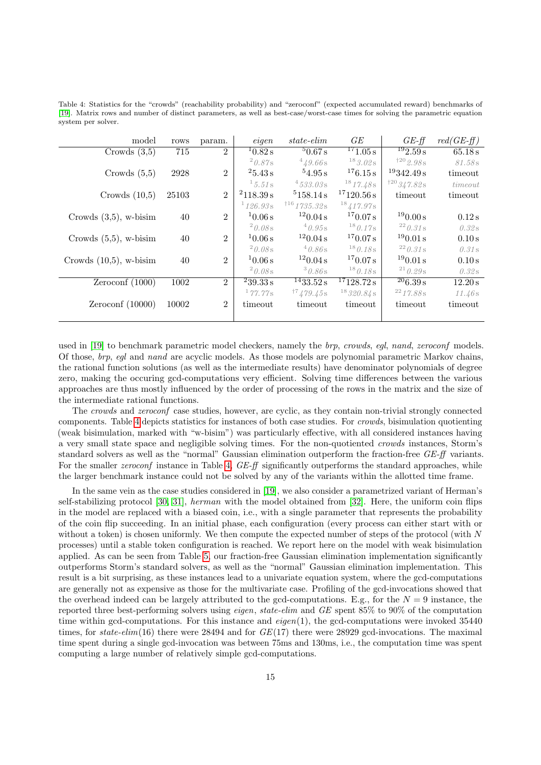Table 4: Statistics for the "crowds" (reachability probability) and "zeroconf" (expected accumulated reward) benchmarks of [19]. Matrix rows and number of distinct parameters, as well as best-case/worst-case times for solving the parametric equation system per solver.

| model | rows | param. | *eigen* | *state-elim* | *GE* | *GE-ff* | *red(GE-ff)* |
|---|---|---|---|---|---|---|---|
| Crowds (3,5) | 715 | 2 | $^{1}$0.82 s | $^{5}$0.67 s | $^{17}$1.05 s | $^{19}$2.59 s | 65.18 s |
| | | | *$^{2}$0.87s* | *$^{4}$49.66s* | *$^{18}$3.02s* | *$^{\dagger 20}$2.98s* | *81.58s* |
| Crowds (5,5) | 2928 | 2 | $^{2}$5.43 s | $^{5}$4.95 s | $^{17}$6.15 s | $^{19}$342.49 s | timeout |
| | | | *$^{1}$5.51s* | *$^{4}$533.03s* | *$^{18}$17.48s* | *$^{\dagger 20}$347.82s* | *timeout* |
| Crowds (10,5) | 25103 | 2 | $^{2}$118.39 s | $^{5}$158.14 s | $^{17}$120.56 s | timeout | timeout |
| | | | *$^{1}$126.93s* | *$^{\dagger 16}$1735.32s* | *$^{18}$417.97s* | | |
| Crowds (3,5), w-bisim | 40 | 2 | $^{1}$0.06 s | $^{12}$0.04 s | $^{17}$0.07 s | $^{19}$0.00 s | 0.12 s |
| | | | *$^{2}$0.08s* | *$^{4}$0.95s* | *$^{18}$0.17s* | *$^{22}$0.31s* | *0.32s* |
| Crowds (5,5), w-bisim | 40 | 2 | $^{1}$0.06 s | $^{12}$0.04 s | $^{17}$0.07 s | $^{19}$0.01 s | 0.10 s |
| | | | *$^{2}$0.08s* | *$^{4}$0.86s* | *$^{18}$0.18s* | *$^{22}$0.31s* | *0.31s* |
| Crowds (10,5), w-bisim | 40 | 2 | $^{1}$0.06 s | $^{12}$0.04 s | $^{17}$0.07 s | $^{19}$0.01 s | 0.10 s |
| | | | *$^{2}$0.08s* | *$^{3}$0.86s* | *$^{18}$0.18s* | *$^{21}$0.29s* | *0.32s* |
| Zeroconf (1000) | 1002 | 2 | $^{2}$39.33 s | $^{14}$33.52 s | $^{17}$128.72 s | $^{20}$6.39 s | 12.20 s |
| | | | *$^{1}$77.77s* | *$^{\dagger 7}$479.45s* | *$^{18}$320.84s* | *$^{22}$17.88s* | *11.46s* |
| Zeroconf (10000) | 10002 | 2 | timeout | timeout | timeout | timeout | timeout |

used in [19] to benchmark parametric model checkers, namely the *brp*, *crowds*, *egl*, *nand*, *zeroconf* models. Of those, *brp*, *egl* and *nand* are acyclic models. As those models are polynomial parametric Markov chains, the rational function solutions (as well as the intermediate results) have denominator polynomials of degree zero, making the occuring gcd-computations very efficient. Solving time differences between the various approaches are thus mostly influenced by the order of processing of the rows in the matrix and the size of the intermediate rational functions.

The *crowds* and *zeroconf* case studies, however, are cyclic, as they contain non-trivial strongly connected components. Table 4 depicts statistics for instances of both case studies. For *crowds*, bisimulation quotienting (weak bisimulation, marked with "w-bisim") was particularly effective, with all considered instances having a very small state space and negligible solving times. For the non-quotiented *crowds* instances, Storm's standard solvers as well as the "normal" Gaussian elimination outperform the fraction-free *GE-ff* variants. For the smaller *zeroconf* instance in Table 4, *GE-ff* significantly outperforms the standard approaches, while the larger benchmark instance could not be solved by any of the variants within the allotted time frame.

In the same vein as the case studies considered in [19], we also consider a parametrized variant of Herman's self-stabilizing protocol [30, 31], *herman* with the model obtained from [32]. Here, the uniform coin flips in the model are replaced with a biased coin, i.e., with a single parameter that represents the probability of the coin flip succeeding. In an initial phase, each configuration (every process can either start with or without a token) is chosen uniformly. We then compute the expected number of steps of the protocol (with $N$ processes) until a stable token configuration is reached. We report here on the model with weak bisimulation applied. As can be seen from Table 5, our fraction-free Gaussian elimination implementation significantly outperforms Storm's standard solvers, as well as the "normal" Gaussian elimination implementation. This result is a bit surprising, as these instances lead to a univariate equation system, where the gcd-computations are generally not as expensive as those for the multivariate case. Profiling of the gcd-invocations showed that the overhead indeed can be largely attributed to the gcd-computations. E.g., for the $N = 9$ instance, the reported three best-performing solvers using *eigen*, *state-elim* and *GE* spent 85% to 90% of the computation time within gcd-computations. For this instance and *eigen*(1), the gcd-computations were invoked 35440 times, for *state-elim*(16) there were 28494 and for *GE*(17) there were 28929 gcd-invocations. The maximal time spent during a single gcd-invocation was between 75ms and 130ms, i.e., the computation time was spent computing a large number of relatively simple gcd-computations.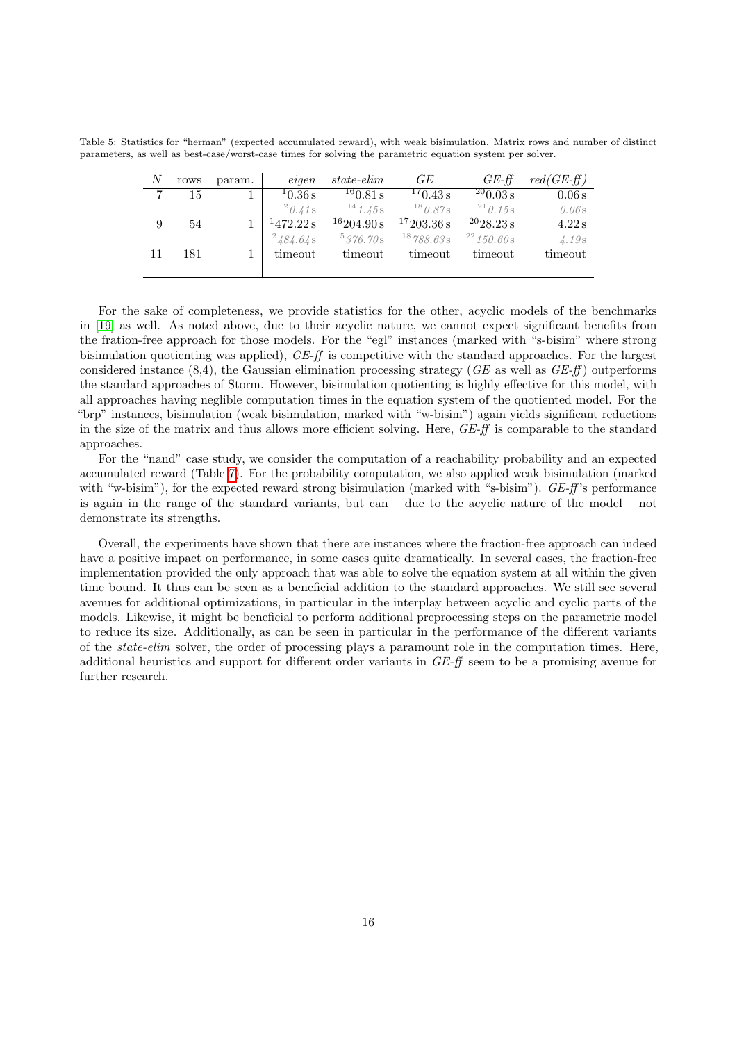Table 5: Statistics for "herman" (expected accumulated reward), with weak bisimulation. Matrix rows and number of distinct parameters, as well as best-case/worst-case times for solving the parametric equation system per solver.

| $N$ | rows | param. | *eigen* | *state-elim* | *GE* | *GE-ff* | *red(GE-ff)* |
|---|---|---|---|---|---|---|---|
| 7 | 15 | 1 | [1]0.36 s | [16]0.81 s | [17]0.43 s | [20]0.03 s | 0.06 s |
| | | | [2]*0.41*s | [14]*1.45*s | [18]*0.87*s | [21]*0.15*s | *0.06*s |
| 9 | 54 | 1 | [1]472.22 s | [16]204.90 s | [17]203.36 s | [20]28.23 s | 4.22 s |
| | | | [2]*484.64*s | [5]*376.70*s | [18]*788.63*s | [22]*150.60*s | *4.19*s |
| 11 | 181 | 1 | timeout | timeout | timeout | timeout | timeout |

For the sake of completeness, we provide statistics for the other, acyclic models of the benchmarks in [19] as well. As noted above, due to their acyclic nature, we cannot expect significant benefits from the fration-free approach for those models. For the "egl" instances (marked with "s-bisim" where strong bisimulation quotienting was applied), *GE-ff* is competitive with the standard approaches. For the largest considered instance (8,4), the Gaussian elimination processing strategy (*GE* as well as *GE-ff*) outperforms the standard approaches of Storm. However, bisimulation quotienting is highly effective for this model, with all approaches having neglible computation times in the equation system of the quotiented model. For the "brp" instances, bisimulation (weak bisimulation, marked with "w-bisim") again yields significant reductions in the size of the matrix and thus allows more efficient solving. Here, *GE-ff* is comparable to the standard approaches.

For the "nand" case study, we consider the computation of a reachability probability and an expected accumulated reward (Table 7). For the probability computation, we also applied weak bisimulation (marked with "w-bisim"), for the expected reward strong bisimulation (marked with "s-bisim"). *GE-ff*'s performance is again in the range of the standard variants, but can – due to the acyclic nature of the model – not demonstrate its strengths.

Overall, the experiments have shown that there are instances where the fraction-free approach can indeed have a positive impact on performance, in some cases quite dramatically. In several cases, the fraction-free implementation provided the only approach that was able to solve the equation system at all within the given time bound. It thus can be seen as a beneficial addition to the standard approaches. We still see several avenues for additional optimizations, in particular in the interplay between acyclic and cyclic parts of the models. Likewise, it might be beneficial to perform additional preprocessing steps on the parametric model to reduce its size. Additionally, as can be seen in particular in the performance of the different variants of the *state-elim* solver, the order of processing plays a paramount role in the computation times. Here, additional heuristics and support for different order variants in *GE-ff* seem to be a promising avenue for further research.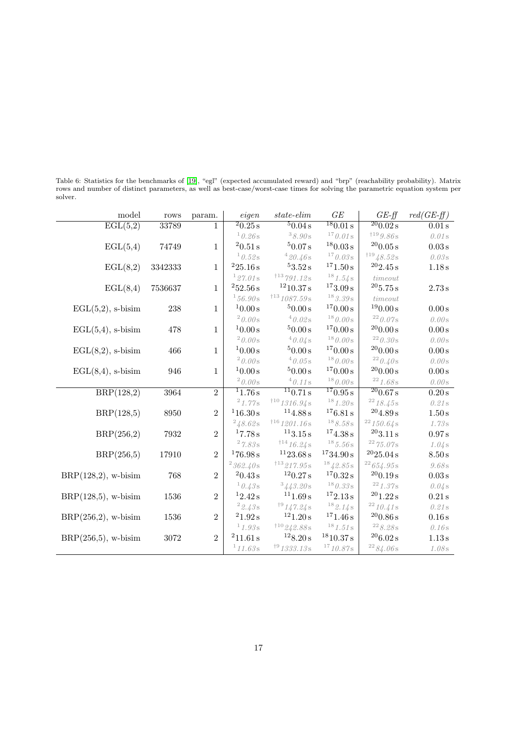Table 6: Statistics for the benchmarks of [19], "egl" (expected accumulated reward) and "brp" (reachability probability). Matrix rows and number of distinct parameters, as well as best-case/worst-case times for solving the parametric equation system per solver.

| model | rows | param. | *eigen* | *state-elim* | *GE* | *GE-ff* | *red(GE-ff)* |
|---|---|---|---|---|---|---|---|
| EGL(5,2) | 33789 | 1 | [2]0.25 s | [5]0.04 s | [18]0.01 s | [20]0.02 s | 0.01 s |
| | | | [1]*0.26s* | [3]*8.90s* | [17]*0.01s* | [†19]*9.86s* | *0.01s* |
| EGL(5,4) | 74749 | 1 | [2]0.51 s | [5]0.07 s | [18]0.03 s | [20]0.05 s | 0.03 s |
| | | | [1]*0.52s* | [4]*20.46s* | [17]*0.03s* | [†19]*48.52s* | *0.03s* |
| EGL(8,2) | 3342333 | 1 | [2]25.16 s | [5]3.52 s | [17]1.50 s | [20]2.45 s | 1.18 s |
| | | | [1]*27.01s* | [†13]*791.12s* | [18]*1.54s* | *timeout* | |
| EGL(8,4) | 7536637 | 1 | [2]52.56 s | [12]10.37 s | [17]3.09 s | [20]5.75 s | 2.73 s |
| | | | [1]*56.90s* | [†13]*1087.59s* | [18]*3.39s* | *timeout* | |
| EGL(5,2), s-bisim | 238 | 1 | [1]0.00 s | [5]0.00 s | [17]0.00 s | [19]0.00 s | 0.00 s |
| | | | [2]*0.00s* | [4]*0.02s* | [18]*0.00s* | [22]*0.07s* | *0.00s* |
| EGL(5,4), s-bisim | 478 | 1 | [1]0.00 s | [5]0.00 s | [17]0.00 s | [20]0.00 s | 0.00 s |
| | | | [2]*0.00s* | [4]*0.04s* | [18]*0.00s* | [22]*0.30s* | *0.00s* |
| EGL(8,2), s-bisim | 466 | 1 | [1]0.00 s | [5]0.00 s | [17]0.00 s | [20]0.00 s | 0.00 s |
| | | | [2]*0.00s* | [4]*0.05s* | [18]*0.00s* | [22]*0.40s* | *0.00s* |
| EGL(8,4), s-bisim | 946 | 1 | [1]0.00 s | [5]0.00 s | [17]0.00 s | [20]0.00 s | 0.00 s |
| | | | [2]*0.00s* | [4]*0.11s* | [18]*0.00s* | [22]*1.68s* | *0.00s* |
| BRP(128,2) | 3964 | 2 | [1]1.76 s | [11]0.71 s | [17]0.95 s | [20]0.67 s | 0.20 s |
| | | | [2]*1.77s* | [†10]*1316.94s* | [18]*1.20s* | [22]*18.45s* | *0.21s* |
| BRP(128,5) | 8950 | 2 | [1]16.30 s | [11]4.88 s | [17]6.81 s | [20]4.89 s | 1.50 s |
| | | | [2]*48.62s* | [†16]*1201.16s* | [18]*8.58s* | [22]*150.64s* | *1.73s* |
| BRP(256,2) | 7932 | 2 | [1]7.78 s | [11]3.15 s | [17]4.38 s | [20]3.11 s | 0.97 s |
| | | | [2]*7.83s* | [†14]*16.24s* | [18]*5.56s* | [22]*75.07s* | *1.04s* |
| BRP(256,5) | 17910 | 2 | [1]76.98 s | [11]23.68 s | [17]34.90 s | [20]25.04 s | 8.50 s |
| | | | [2]*362.40s* | [†13]*217.95s* | [18]*42.85s* | [22]*654.95s* | *9.68s* |
| BRP(128,2), w-bisim | 768 | 2 | [2]0.43 s | [12]0.27 s | [17]0.32 s | [20]0.19 s | 0.03 s |
| | | | [1]*0.43s* | [3]*443.20s* | [18]*0.33s* | [22]*1.37s* | *0.04s* |
| BRP(128,5), w-bisim | 1536 | 2 | [1]2.42 s | [11]1.69 s | [17]2.13 s | [20]1.22 s | 0.21 s |
| | | | [2]*2.43s* | [†9]*147.24s* | [18]*2.14s* | [22]*10.41s* | *0.21s* |
| BRP(256,2), w-bisim | 1536 | 2 | [2]1.92 s | [12]1.20 s | [17]1.46 s | [20]0.86 s | 0.16 s |
| | | | [1]*1.93s* | [†10]*242.88s* | [18]*1.51s* | [22]*8.28s* | *0.16s* |
| BRP(256,5), w-bisim | 3072 | 2 | [2]11.61 s | [12]8.20 s | [18]10.37 s | [20]6.02 s | 1.13 s |
| | | | [1]*11.63s* | [†9]*1333.13s* | [17]*10.87s* | [22]*84.06s* | *1.08s* |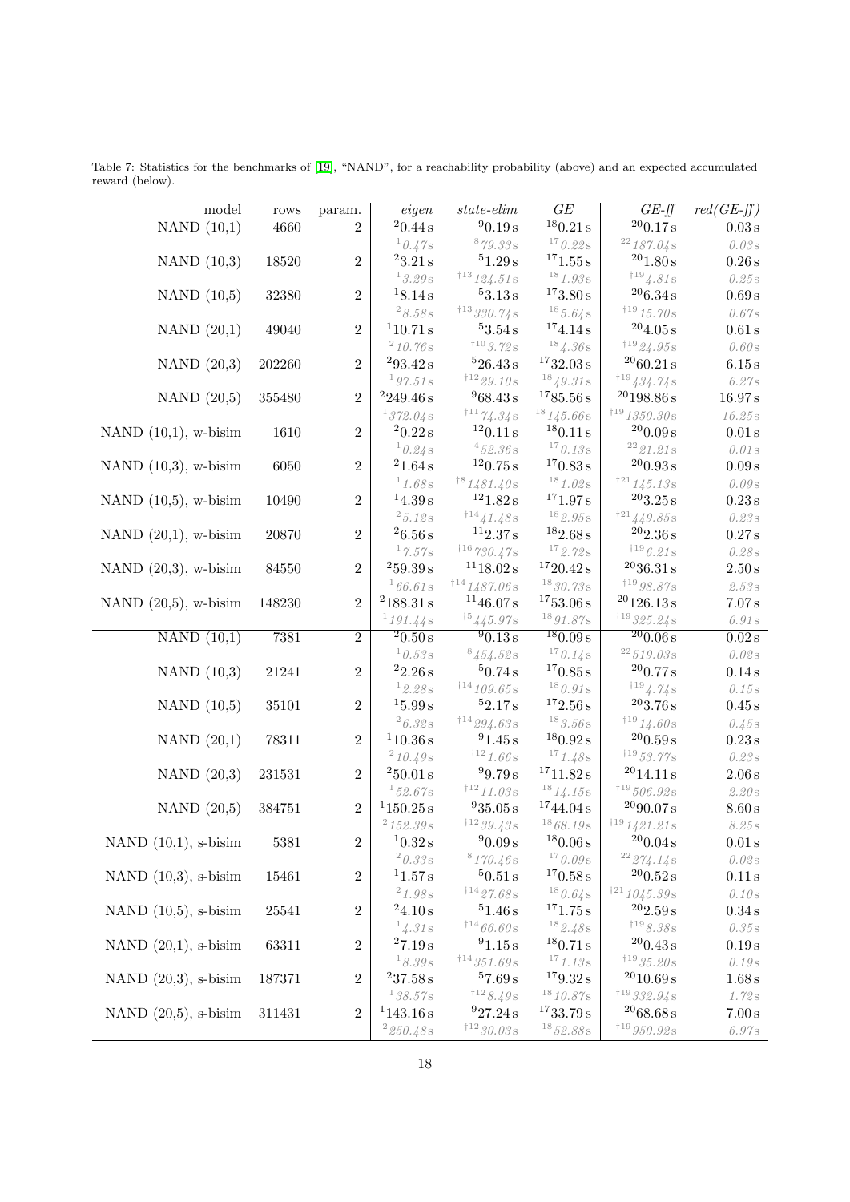Table 7: Statistics for the benchmarks of [19], "NAND", for a reachability probability (above) and an expected accumulated reward (below).

| model | rows | param. | *eigen* | *state-elim* | *GE* | *GE-ff* | *red(GE-ff)* |
|---|---|---|---|---|---|---|---|
| NAND (10,1) | 4660 | 2 | [2]0.44 s | [9]0.19 s | [18]0.21 s | [20]0.17 s | 0.03 s |
| | | | *[1]0.47s* | *[8]79.33s* | *[17]0.22s* | *[22]187.04s* | *0.03s* |
| NAND (10,3) | 18520 | 2 | [2]3.21 s | [5]1.29 s | [17]1.55 s | [20]1.80 s | 0.26 s |
| | | | *[1]3.29s* | *[†13]124.51s* | *[18]1.93s* | *[†19]4.81s* | *0.25s* |
| NAND (10,5) | 32380 | 2 | [1]8.14 s | [5]3.13 s | [17]3.80 s | [20]6.34 s | 0.69 s |
| | | | *[2]8.58s* | *[†13]330.74s* | *[18]5.64s* | *[†19]15.70s* | *0.67s* |
| NAND (20,1) | 49040 | 2 | [1]10.71 s | [5]3.54 s | [17]4.14 s | [20]4.05 s | 0.61 s |
| | | | *[2]10.76s* | *[†10]3.72s* | *[18]4.36s* | *[†19]24.95s* | *0.60s* |
| NAND (20,3) | 202260 | 2 | [2]93.42 s | [5]26.43 s | [17]32.03 s | [20]60.21 s | 6.15 s |
| | | | *[1]97.51s* | *[†12]29.10s* | *[18]49.31s* | *[†19]434.74s* | *6.27s* |
| NAND (20,5) | 355480 | 2 | [2]249.46 s | [9]68.43 s | [17]85.56 s | [20]198.86 s | 16.97 s |
| | | | *[1]372.04s* | *[†11]74.34s* | *[18]145.66s* | *[†19]1350.30s* | *16.25s* |
| NAND (10,1), w-bisim | 1610 | 2 | [2]0.22 s | [12]0.11 s | [18]0.11 s | [20]0.09 s | 0.01 s |
| | | | *[1]0.24s* | *[4]52.36s* | *[17]0.13s* | *[22]21.21s* | *0.01s* |
| NAND (10,3), w-bisim | 6050 | 2 | [2]1.64 s | [12]0.75 s | [17]0.83 s | [20]0.93 s | 0.09 s |
| | | | *[1]1.68s* | *[†8]1481.40s* | *[18]1.02s* | *[†21]145.13s* | *0.09s* |
| NAND (10,5), w-bisim | 10490 | 2 | [1]4.39 s | [12]1.82 s | [17]1.97 s | [20]3.25 s | 0.23 s |
| | | | *[2]5.12s* | *[†14]41.48s* | *[18]2.95s* | *[†21]449.85s* | *0.23s* |
| NAND (20,1), w-bisim | 20870 | 2 | [2]6.56 s | [11]2.37 s | [18]2.68 s | [20]2.36 s | 0.27 s |
| | | | *[1]7.57s* | *[†16]730.47s* | *[17]2.72s* | *[†19]6.21s* | *0.28s* |
| NAND (20,3), w-bisim | 84550 | 2 | [2]59.39 s | [11]18.02 s | [17]20.42 s | [20]36.31 s | 2.50 s |
| | | | *[1]66.61s* | *[†14]1487.06s* | *[18]30.73s* | *[†19]98.87s* | *2.53s* |
| NAND (20,5), w-bisim | 148230 | 2 | [2]188.31 s | [11]46.07 s | [17]53.06 s | [20]126.13 s | 7.07 s |
| | | | *[1]191.44s* | *[†5]445.97s* | *[18]91.87s* | *[†19]325.24s* | *6.91s* |
| NAND (10,1) | 7381 | 2 | [2]0.50 s | [9]0.13 s | [18]0.09 s | [20]0.06 s | 0.02 s |
| | | | *[1]0.53s* | *[8]454.52s* | *[17]0.14s* | *[22]519.03s* | *0.02s* |
| NAND (10,3) | 21241 | 2 | [2]2.26 s | [5]0.74 s | [17]0.85 s | [20]0.77 s | 0.14 s |
| | | | *[1]2.28s* | *[†14]109.65s* | *[18]0.91s* | *[†19]4.74s* | *0.15s* |
| NAND (10,5) | 35101 | 2 | [1]5.99 s | [5]2.17 s | [17]2.56 s | [20]3.76 s | 0.45 s |
| | | | *[2]6.32s* | *[†14]294.63s* | *[18]3.56s* | *[†19]14.60s* | *0.45s* |
| NAND (20,1) | 78311 | 2 | [1]10.36 s | [9]1.45 s | [18]0.92 s | [20]0.59 s | 0.23 s |
| | | | *[2]10.49s* | *[†12]1.66s* | *[17]1.48s* | *[†19]53.77s* | *0.23s* |
| NAND (20,3) | 231531 | 2 | [2]50.01 s | [9]9.79 s | [17]11.82 s | [20]14.11 s | 2.06 s |
| | | | *[1]52.67s* | *[†12]11.03s* | *[18]14.15s* | *[†19]506.92s* | *2.20s* |
| NAND (20,5) | 384751 | 2 | [1]150.25 s | [9]35.05 s | [17]44.04 s | [20]90.07 s | 8.60 s |
| | | | *[2]152.39s* | *[†12]39.43s* | *[18]68.19s* | *[†19]1421.21s* | *8.25s* |
| NAND (10,1), s-bisim | 5381 | 2 | [1]0.32 s | [9]0.09 s | [18]0.06 s | [20]0.04 s | 0.01 s |
| | | | *[2]0.33s* | *[8]170.46s* | *[17]0.09s* | *[22]274.14s* | *0.02s* |
| NAND (10,3), s-bisim | 15461 | 2 | [1]1.57 s | [5]0.51 s | [17]0.58 s | [20]0.52 s | 0.11 s |
| | | | *[2]1.98s* | *[†14]27.68s* | *[18]0.64s* | *[†21]1045.39s* | *0.10s* |
| NAND (10,5), s-bisim | 25541 | 2 | [2]4.10 s | [5]1.46 s | [17]1.75 s | [20]2.59 s | 0.34 s |
| | | | *[1]4.31s* | *[†14]66.60s* | *[18]2.48s* | *[†19]8.38s* | *0.35s* |
| NAND (20,1), s-bisim | 63311 | 2 | [2]7.19 s | [9]1.15 s | [18]0.71 s | [20]0.43 s | 0.19 s |
| | | | *[1]8.39s* | *[†14]351.69s* | *[17]1.13s* | *[†19]35.20s* | *0.19s* |
| NAND (20,3), s-bisim | 187371 | 2 | [2]37.58 s | [5]7.69 s | [17]9.32 s | [20]10.69 s | 1.68 s |
| | | | *[1]38.57s* | *[†12]8.49s* | *[18]10.87s* | *[†19]332.94s* | *1.72s* |
| NAND (20,5), s-bisim | 311431 | 2 | [1]143.16 s | [9]27.24 s | [17]33.79 s | [20]68.68 s | 7.00 s |
| | | | *[2]250.48s* | *[†12]30.03s* | *[18]52.88s* | *[†19]950.92s* | *6.97s* |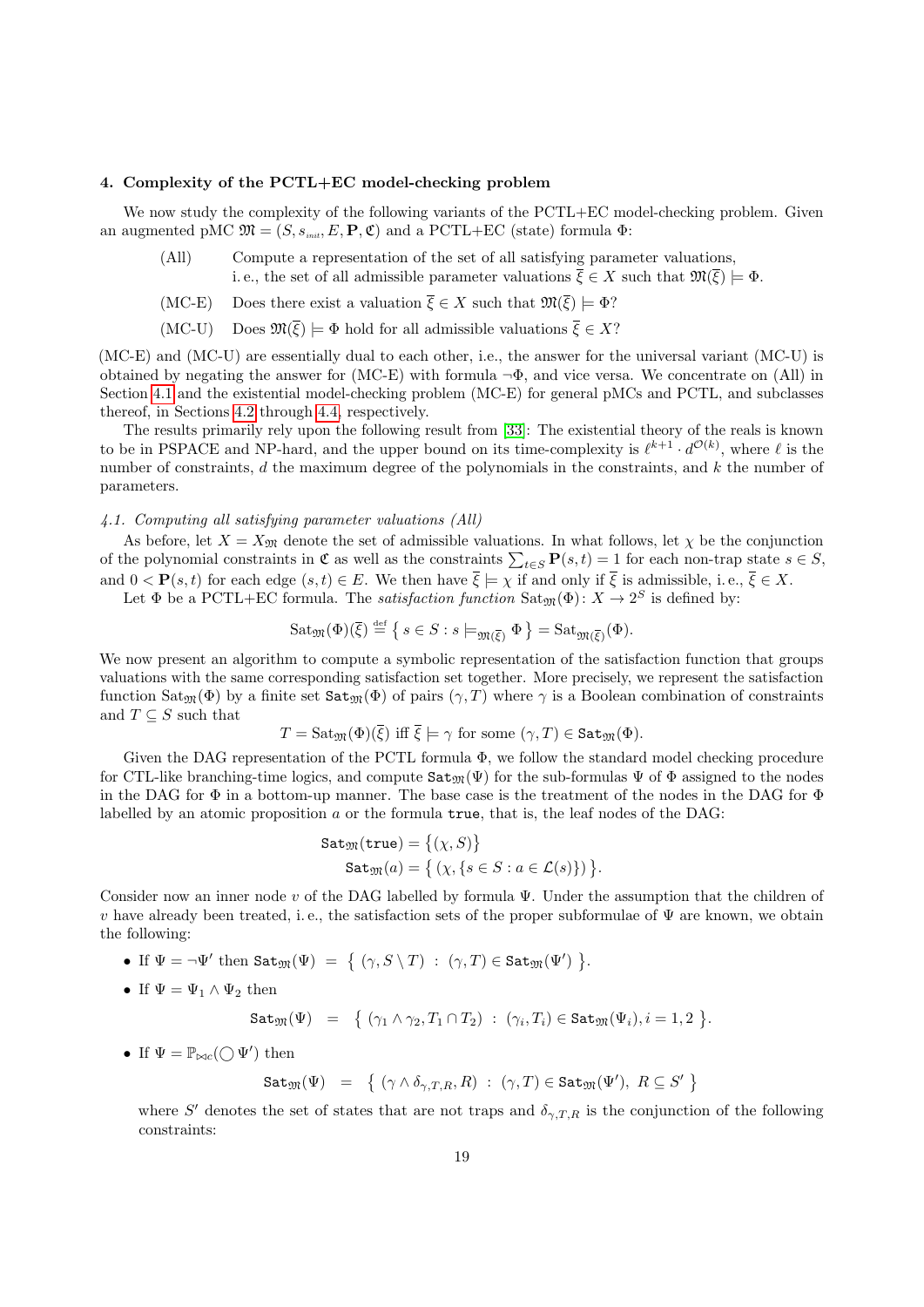## 4. Complexity of the PCTL+EC model-checking problem

We now study the complexity of the following variants of the PCTL+EC model-checking problem. Given an augmented pMC $\mathfrak{M} = (S, s_{init}, E, \mathbf{P}, \mathfrak{C})$ and a PCTL+EC (state) formula $\Phi$:

- (All) Compute a representation of the set of all satisfying parameter valuations, i. e., the set of all admissible parameter valuations $\overline{\xi} \in X$ such that $\mathfrak{M}(\overline{\xi}) \models \Phi$.
- (MC-E) Does there exist a valuation $\overline{\xi} \in X$ such that $\mathfrak{M}(\overline{\xi}) \models \Phi$?
- (MC-U) Does $\mathfrak{M}(\overline{\xi}) \models \Phi$ hold for all admissible valuations $\overline{\xi} \in X$?

(MC-E) and (MC-U) are essentially dual to each other, i.e., the answer for the universal variant (MC-U) is obtained by negating the answer for (MC-E) with formula $\neg\Phi$, and vice versa. We concentrate on (All) in Section 4.1 and the existential model-checking problem (MC-E) for general pMCs and PCTL, and subclasses thereof, in Sections 4.2 through 4.4, respectively.

The results primarily rely upon the following result from [33]: The existential theory of the reals is known to be in PSPACE and NP-hard, and the upper bound on its time-complexity is $\ell^{k+1} \cdot d^{\mathcal{O}(k)}$, where $\ell$ is the number of constraints, $d$ the maximum degree of the polynomials in the constraints, and $k$ the number of parameters.

### 4.1. Computing all satisfying parameter valuations (All)

As before, let $X = X_{\mathfrak{M}}$ denote the set of admissible valuations. In what follows, let $\chi$ be the conjunction of the polynomial constraints in $\mathfrak{C}$ as well as the constraints $\sum_{t \in S} \mathbf{P}(s,t) = 1$ for each non-trap state $s \in S$, and $0 < \mathbf{P}(s,t)$ for each edge $(s,t) \in E$. We then have $\overline{\xi} \models \chi$ if and only if $\overline{\xi}$ is admissible, i. e., $\overline{\xi} \in X$.

Let $\Phi$ be a PCTL+EC formula. The *satisfaction function* $\mathrm{Sat}_{\mathfrak{M}}(\Phi)\colon X \to 2^S$ is defined by:

$$\mathrm{Sat}_{\mathfrak{M}}(\Phi)(\overline{\xi}) \stackrel{\text{def}}{=} \{ s \in S : s \models_{\mathfrak{M}(\overline{\xi})} \Phi \} = \mathrm{Sat}_{\mathfrak{M}(\overline{\xi})}(\Phi).$$

We now present an algorithm to compute a symbolic representation of the satisfaction function that groups valuations with the same corresponding satisfaction set together. More precisely, we represent the satisfaction function $\mathrm{Sat}_{\mathfrak{M}}(\Phi)$ by a finite set $\mathtt{Sat}_{\mathfrak{M}}(\Phi)$ of pairs $(\gamma, T)$ where $\gamma$ is a Boolean combination of constraints and $T \subseteq S$ such that

$$T = \mathrm{Sat}_{\mathfrak{M}}(\Phi)(\overline{\xi}) \text{ iff } \overline{\xi} \models \gamma \text{ for some } (\gamma, T) \in \mathtt{Sat}_{\mathfrak{M}}(\Phi).$$

Given the DAG representation of the PCTL formula $\Phi$, we follow the standard model checking procedure for CTL-like branching-time logics, and compute $\mathtt{Sat}_{\mathfrak{M}}(\Psi)$ for the sub-formulas $\Psi$ of $\Phi$ assigned to the nodes in the DAG for $\Phi$ in a bottom-up manner. The base case is the treatment of the nodes in the DAG for $\Phi$ labelled by an atomic proposition $a$ or the formula $\mathtt{true}$, that is, the leaf nodes of the DAG:

$$\mathtt{Sat}_{\mathfrak{M}}(\mathtt{true}) = \{(\chi, S)\}$$
$$\mathtt{Sat}_{\mathfrak{M}}(a) = \{ (\chi, \{s \in S : a \in \mathcal{L}(s)\}) \}.$$

Consider now an inner node $v$ of the DAG labelled by formula $\Psi$. Under the assumption that the children of $v$ have already been treated, i. e., the satisfaction sets of the proper subformulae of $\Psi$ are known, we obtain the following:

- If $\Psi = \neg\Psi'$ then $\mathtt{Sat}_{\mathfrak{M}}(\Psi) = \{ (\gamma, S \setminus T) : (\gamma, T) \in \mathtt{Sat}_{\mathfrak{M}}(\Psi') \}$.
- If $\Psi = \Psi_1 \wedge \Psi_2$ then
$$\mathtt{Sat}_{\mathfrak{M}}(\Psi) = \{ (\gamma_1 \wedge \gamma_2, T_1 \cap T_2) : (\gamma_i, T_i) \in \mathtt{Sat}_{\mathfrak{M}}(\Psi_i), i = 1,2 \}.$$
- If $\Psi = \mathbb{P}_{\bowtie c}(\bigcirc \Psi')$ then
$$\mathtt{Sat}_{\mathfrak{M}}(\Psi) = \{ (\gamma \wedge \delta_{\gamma,T,R}, R) : (\gamma, T) \in \mathtt{Sat}_{\mathfrak{M}}(\Psi'), \ R \subseteq S' \}$$
where $S'$ denotes the set of states that are not traps and $\delta_{\gamma,T,R}$ is the conjunction of the following constraints: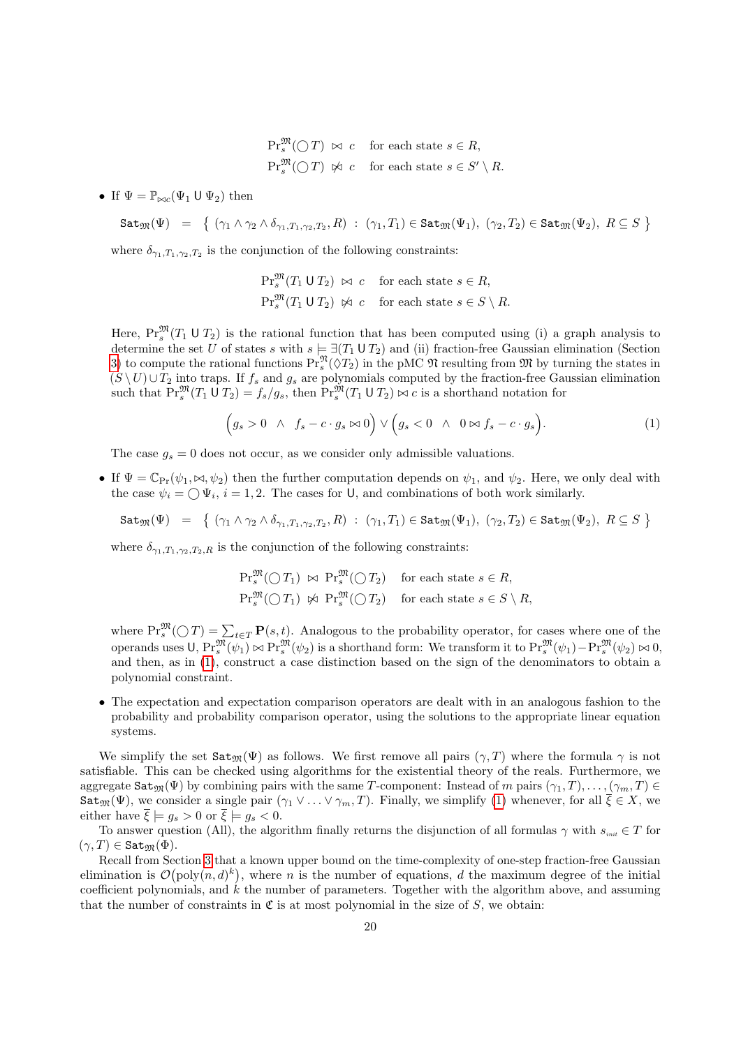$$\mathrm{Pr}^{\mathfrak{M}}_s(\bigcirc T) \ \bowtie\ c \quad \text{for each state } s \in R,$$
$$\mathrm{Pr}^{\mathfrak{M}}_s(\bigcirc T) \ \not\bowtie\ c \quad \text{for each state } s \in S' \setminus R.$$

- If $\Psi = \mathbb{P}_{\bowtie c}(\Psi_1 \,\mathsf{U}\, \Psi_2)$ then

$$\mathtt{Sat}_{\mathfrak{M}}(\Psi) \;=\; \left\{\ (\gamma_1 \wedge \gamma_2 \wedge \delta_{\gamma_1,T_1,\gamma_2,T_2}, R)\ :\ (\gamma_1, T_1) \in \mathtt{Sat}_{\mathfrak{M}}(\Psi_1),\ (\gamma_2, T_2) \in \mathtt{Sat}_{\mathfrak{M}}(\Psi_2),\ R \subseteq S\ \right\}$$

where $\delta_{\gamma_1,T_1,\gamma_2,T_2}$ is the conjunction of the following constraints:

$$\mathrm{Pr}^{\mathfrak{M}}_s(T_1 \,\mathsf{U}\, T_2) \ \bowtie\ c \quad \text{for each state } s \in R,$$
$$\mathrm{Pr}^{\mathfrak{M}}_s(T_1 \,\mathsf{U}\, T_2) \ \not\bowtie\ c \quad \text{for each state } s \in S \setminus R.$$

Here, $\mathrm{Pr}^{\mathfrak{M}}_s(T_1 \,\mathsf{U}\, T_2)$ is the rational function that has been computed using (i) a graph analysis to determine the set $U$ of states $s$ with $s \models \exists(T_1 \,\mathsf{U}\, T_2)$ and (ii) fraction-free Gaussian elimination (Section 3) to compute the rational functions $\mathrm{Pr}^{\mathfrak{N}}_s(\lozenge T_2)$ in the pMC $\mathfrak{N}$ resulting from $\mathfrak{M}$ by turning the states in $(S \setminus U) \cup T_2$ into traps. If $f_s$ and $g_s$ are polynomials computed by the fraction-free Gaussian elimination such that $\mathrm{Pr}^{\mathfrak{M}}_s(T_1 \,\mathsf{U}\, T_2) = f_s/g_s$, then $\mathrm{Pr}^{\mathfrak{M}}_s(T_1 \,\mathsf{U}\, T_2) \bowtie c$ is a shorthand notation for

$$\Big(g_s > 0 \ \wedge\ f_s - c \cdot g_s \bowtie 0\Big) \vee \Big(g_s < 0 \ \wedge\ 0 \bowtie f_s - c \cdot g_s\Big). \tag{1}$$

The case $g_s = 0$ does not occur, as we consider only admissible valuations.

- If $\Psi = \mathbb{C}_{\mathrm{Pr}}(\psi_1, \bowtie, \psi_2)$ then the further computation depends on $\psi_1$, and $\psi_2$. Here, we only deal with the case $\psi_i = \bigcirc \Psi_i$, $i = 1, 2$. The cases for $\mathsf{U}$, and combinations of both work similarly.

$$\mathtt{Sat}_{\mathfrak{M}}(\Psi) \;=\; \left\{\ (\gamma_1 \wedge \gamma_2 \wedge \delta_{\gamma_1,T_1,\gamma_2,T_2}, R)\ :\ (\gamma_1, T_1) \in \mathtt{Sat}_{\mathfrak{M}}(\Psi_1),\ (\gamma_2, T_2) \in \mathtt{Sat}_{\mathfrak{M}}(\Psi_2),\ R \subseteq S\ \right\}$$

where $\delta_{\gamma_1,T_1,\gamma_2,T_2,R}$ is the conjunction of the following constraints:

$$\mathrm{Pr}^{\mathfrak{M}}_s(\bigcirc T_1) \ \bowtie\ \mathrm{Pr}^{\mathfrak{M}}_s(\bigcirc T_2) \quad \text{for each state } s \in R,$$
$$\mathrm{Pr}^{\mathfrak{M}}_s(\bigcirc T_1) \ \not\bowtie\ \mathrm{Pr}^{\mathfrak{M}}_s(\bigcirc T_2) \quad \text{for each state } s \in S \setminus R,$$

where $\mathrm{Pr}^{\mathfrak{M}}_s(\bigcirc T) = \sum_{t \in T} \mathbf{P}(s,t)$. Analogous to the probability operator, for cases where one of the operands uses $\mathsf{U}$, $\mathrm{Pr}^{\mathfrak{M}}_s(\psi_1) \bowtie \mathrm{Pr}^{\mathfrak{M}}_s(\psi_2)$ is a shorthand form: We transform it to $\mathrm{Pr}^{\mathfrak{M}}_s(\psi_1) - \mathrm{Pr}^{\mathfrak{M}}_s(\psi_2) \bowtie 0$, and then, as in (1), construct a case distinction based on the sign of the denominators to obtain a polynomial constraint.

- The expectation and expectation comparison operators are dealt with in an analogous fashion to the probability and probability comparison operator, using the solutions to the appropriate linear equation systems.

We simplify the set $\mathtt{Sat}_{\mathfrak{M}}(\Psi)$ as follows. We first remove all pairs $(\gamma, T)$ where the formula $\gamma$ is not satisfiable. This can be checked using algorithms for the existential theory of the reals. Furthermore, we aggregate $\mathtt{Sat}_{\mathfrak{M}}(\Psi)$ by combining pairs with the same $T$-component: Instead of $m$ pairs $(\gamma_1, T), \ldots, (\gamma_m, T) \in \mathtt{Sat}_{\mathfrak{M}}(\Psi)$, we consider a single pair $(\gamma_1 \vee \ldots \vee \gamma_m, T)$. Finally, we simplify (1) whenever, for all $\overline{\xi} \in X$, we either have $\overline{\xi} \models g_s > 0$ or $\overline{\xi} \models g_s < 0$.

To answer question (All), the algorithm finally returns the disjunction of all formulas $\gamma$ with $s_{\mathit{init}} \in T$ for $(\gamma, T) \in \mathtt{Sat}_{\mathfrak{M}}(\Phi)$.

Recall from Section 3 that a known upper bound on the time-complexity of one-step fraction-free Gaussian elimination is $\mathcal{O}\big(\mathrm{poly}(n, d)^k\big)$, where $n$ is the number of equations, $d$ the maximum degree of the initial coefficient polynomials, and $k$ the number of parameters. Together with the algorithm above, and assuming that the number of constraints in $\mathfrak{C}$ is at most polynomial in the size of $S$, we obtain: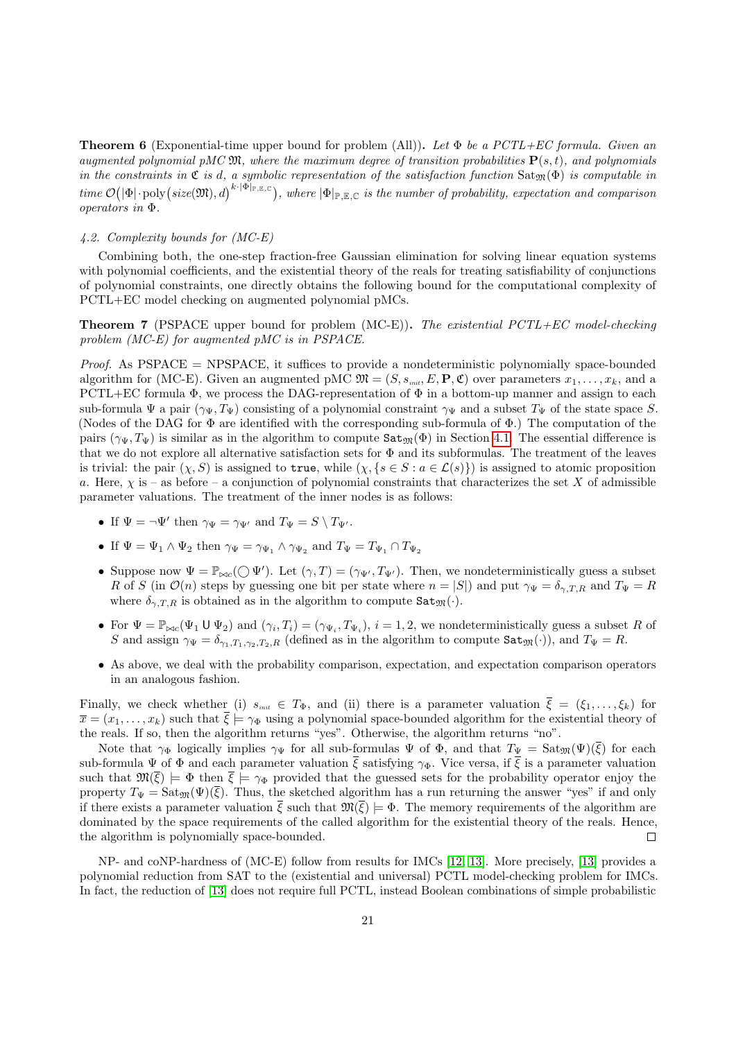**Theorem 6** (Exponential-time upper bound for problem (All))**.** *Let $\Phi$ be a PCTL+EC formula. Given an augmented polynomial pMC $\mathfrak{M}$, where the maximum degree of transition probabilities $\mathbf{P}(s,t)$, and polynomials in the constraints in $\mathfrak{C}$ is $d$, a symbolic representation of the satisfaction function $\mathrm{Sat}_{\mathfrak{M}}(\Phi)$ is computable in time $\mathcal{O}\big(|\Phi| \cdot \mathrm{poly}\big(size(\mathfrak{M}), d\big)^{k \cdot |\Phi|_{\mathbb{P},\mathbb{E},\mathbb{C}}}\big)$, where $|\Phi|_{\mathbb{P},\mathbb{E},\mathbb{C}}$ is the number of probability, expectation and comparison operators in $\Phi$.*

### *4.2. Complexity bounds for (MC-E)*

Combining both, the one-step fraction-free Gaussian elimination for solving linear equation systems with polynomial coefficients, and the existential theory of the reals for treating satisfiability of conjunctions of polynomial constraints, one directly obtains the following bound for the computational complexity of PCTL+EC model checking on augmented polynomial pMCs.

**Theorem 7** (PSPACE upper bound for problem (MC-E))**.** *The existential PCTL+EC model-checking problem (MC-E) for augmented pMC is in PSPACE.*

*Proof.* As PSPACE = NPSPACE, it suffices to provide a nondeterministic polynomially space-bounded algorithm for (MC-E). Given an augmented pMC $\mathfrak{M} = (S, s_{init}, E, \mathbf{P}, \mathfrak{C})$ over parameters $x_1, \ldots, x_k$, and a PCTL+EC formula $\Phi$, we process the DAG-representation of $\Phi$ in a bottom-up manner and assign to each sub-formula $\Psi$ a pair $(\gamma_\Psi, T_\Psi)$ consisting of a polynomial constraint $\gamma_\Psi$ and a subset $T_\Psi$ of the state space $S$. (Nodes of the DAG for $\Phi$ are identified with the corresponding sub-formula of $\Phi$.) The computation of the pairs $(\gamma_\Psi, T_\Psi)$ is similar as in the algorithm to compute $\mathtt{Sat}_{\mathfrak{M}}(\Phi)$ in Section 4.1. The essential difference is that we do not explore all alternative satisfaction sets for $\Phi$ and its subformulas. The treatment of the leaves is trivial: the pair $(\chi, S)$ is assigned to $\mathtt{true}$, while $(\chi, \{s \in S : a \in \mathcal{L}(s)\})$ is assigned to atomic proposition $a$. Here, $\chi$ is – as before – a conjunction of polynomial constraints that characterizes the set $X$ of admissible parameter valuations. The treatment of the inner nodes is as follows:

- If $\Psi = \neg \Psi'$ then $\gamma_\Psi = \gamma_{\Psi'}$ and $T_\Psi = S \setminus T_{\Psi'}$.
- If $\Psi = \Psi_1 \wedge \Psi_2$ then $\gamma_\Psi = \gamma_{\Psi_1} \wedge \gamma_{\Psi_2}$ and $T_\Psi = T_{\Psi_1} \cap T_{\Psi_2}$
- Suppose now $\Psi = \mathbb{P}_{\bowtie c}(\bigcirc \Psi')$. Let $(\gamma, T) = (\gamma_{\Psi'}, T_{\Psi'})$. Then, we nondeterministically guess a subset $R$ of $S$ (in $\mathcal{O}(n)$ steps by guessing one bit per state where $n = |S|$) and put $\gamma_\Psi = \delta_{\gamma,T,R}$ and $T_\Psi = R$ where $\delta_{\gamma,T,R}$ is obtained as in the algorithm to compute $\mathtt{Sat}_{\mathfrak{M}}(\cdot)$.
- For $\Psi = \mathbb{P}_{\bowtie c}(\Psi_1 \,\mathsf{U}\, \Psi_2)$ and $(\gamma_i, T_i) = (\gamma_{\Psi_i}, T_{\Psi_i})$, $i = 1, 2$, we nondeterministically guess a subset $R$ of $S$ and assign $\gamma_\Psi = \delta_{\gamma_1,T_1,\gamma_2,T_2,R}$ (defined as in the algorithm to compute $\mathtt{Sat}_{\mathfrak{M}}(\cdot)$), and $T_\Psi = R$.
- As above, we deal with the probability comparison, expectation, and expectation comparison operators in an analogous fashion.

Finally, we check whether (i) $s_{init} \in T_\Phi$, and (ii) there is a parameter valuation $\overline{\xi} = (\xi_1, \ldots, \xi_k)$ for $\overline{x} = (x_1, \ldots, x_k)$ such that $\overline{\xi} \models \gamma_\Phi$ using a polynomial space-bounded algorithm for the existential theory of the reals. If so, then the algorithm returns "yes". Otherwise, the algorithm returns "no".

Note that $\gamma_\Phi$ logically implies $\gamma_\Psi$ for all sub-formulas $\Psi$ of $\Phi$, and that $T_\Psi = \mathrm{Sat}_{\mathfrak{M}}(\Psi)(\overline{\xi})$ for each sub-formula $\Psi$ of $\Phi$ and each parameter valuation $\overline{\xi}$ satisfying $\gamma_\Phi$. Vice versa, if $\overline{\xi}$ is a parameter valuation such that $\mathfrak{M}(\overline{\xi}) \models \Phi$ then $\overline{\xi} \models \gamma_\Phi$ provided that the guessed sets for the probability operator enjoy the property $T_\Psi = \mathrm{Sat}_{\mathfrak{M}}(\Psi)(\overline{\xi})$. Thus, the sketched algorithm has a run returning the answer "yes" if and only if there exists a parameter valuation $\overline{\xi}$ such that $\mathfrak{M}(\overline{\xi}) \models \Phi$. The memory requirements of the algorithm are dominated by the space requirements of the called algorithm for the existential theory of the reals. Hence, the algorithm is polynomially space-bounded. □

NP- and coNP-hardness of (MC-E) follow from results for IMCs [12, 13]. More precisely, [13] provides a polynomial reduction from SAT to the (existential and universal) PCTL model-checking problem for IMCs. In fact, the reduction of [13] does not require full PCTL, instead Boolean combinations of simple probabilistic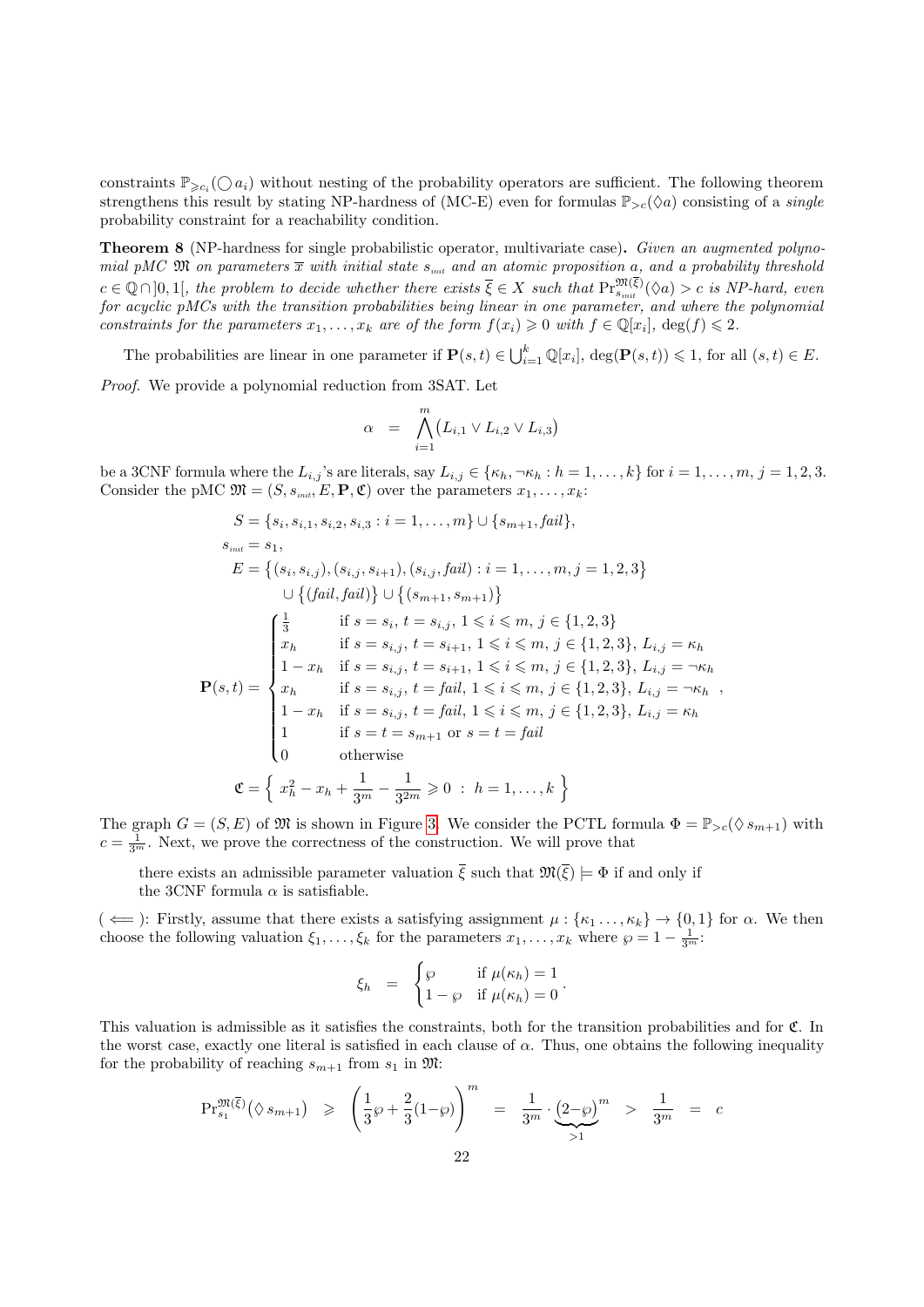constraints $\mathbb{P}_{\geqslant c_i}(\bigcirc a_i)$ without nesting of the probability operators are sufficient. The following theorem strengthens this result by stating NP-hardness of (MC-E) even for formulas $\mathbb{P}_{>c}(\Diamond a)$ consisting of a *single* probability constraint for a reachability condition.

**Theorem 8** (NP-hardness for single probabilistic operator, multivariate case)**.** *Given an augmented polynomial pMC $\mathfrak{M}$ on parameters $\overline{x}$ with initial state $s_{\scriptscriptstyle init}$ and an atomic proposition $a$, and a probability threshold $c \in \mathbb{Q} \cap ]0,1[$, the problem to decide whether there exists $\overline{\xi} \in X$ such that $\Pr^{\mathfrak{M}(\overline{\xi})}_{s_{init}}(\Diamond a) > c$ is NP-hard, even for acyclic pMCs with the transition probabilities being linear in one parameter, and where the polynomial constraints for the parameters $x_1, \ldots, x_k$ are of the form $f(x_i) \geqslant 0$ with $f \in \mathbb{Q}[x_i]$, $\deg(f) \leqslant 2$.*

The probabilities are linear in one parameter if $\mathbf{P}(s,t) \in \bigcup_{i=1}^{k} \mathbb{Q}[x_i]$, $\deg(\mathbf{P}(s,t)) \leqslant 1$, for all $(s,t) \in E$.

*Proof.* We provide a polynomial reduction from 3SAT. Let

$$\alpha \quad = \quad \bigwedge_{i=1}^{m} \big( L_{i,1} \vee L_{i,2} \vee L_{i,3} \big)$$

be a 3CNF formula where the $L_{i,j}$'s are literals, say $L_{i,j} \in \{\kappa_h, \neg\kappa_h : h = 1, \ldots, k\}$ for $i = 1, \ldots, m$, $j = 1, 2, 3$. Consider the pMC $\mathfrak{M} = (S, s_{\scriptscriptstyle init}, E, \mathbf{P}, \mathfrak{C})$ over the parameters $x_1, \ldots, x_k$:

$$\begin{aligned}
S &= \{s_i, s_{i,1}, s_{i,2}, s_{i,3} : i = 1, \ldots, m\} \cup \{s_{m+1}, \mathit{fail}\}, \\
s_{\scriptscriptstyle init} &= s_1, \\
E &= \big\{ (s_i, s_{i,j}), (s_{i,j}, s_{i+1}), (s_{i,j}, \mathit{fail}) : i = 1, \ldots, m, j = 1, 2, 3 \big\} \\
&\quad \cup \big\{ (\mathit{fail}, \mathit{fail}) \big\} \cup \big\{ (s_{m+1}, s_{m+1}) \big\} \\
\mathbf{P}(s,t) &= \begin{cases}
\frac{1}{3} & \text{if } s = s_i,\ t = s_{i,j},\ 1 \leqslant i \leqslant m,\ j \in \{1,2,3\} \\
x_h & \text{if } s = s_{i,j},\ t = s_{i+1},\ 1 \leqslant i \leqslant m,\ j \in \{1,2,3\},\ L_{i,j} = \kappa_h \\
1 - x_h & \text{if } s = s_{i,j},\ t = s_{i+1},\ 1 \leqslant i \leqslant m,\ j \in \{1,2,3\},\ L_{i,j} = \neg\kappa_h \\
x_h & \text{if } s = s_{i,j},\ t = \mathit{fail},\ 1 \leqslant i \leqslant m,\ j \in \{1,2,3\},\ L_{i,j} = \neg\kappa_h \\
1 - x_h & \text{if } s = s_{i,j},\ t = \mathit{fail},\ 1 \leqslant i \leqslant m,\ j \in \{1,2,3\},\ L_{i,j} = \kappa_h \\
1 & \text{if } s = t = s_{m+1} \text{ or } s = t = \mathit{fail} \\
0 & \text{otherwise}
\end{cases}, \\
\mathfrak{C} &= \Big\{ \ x_h^2 - x_h + \frac{1}{3^m} - \frac{1}{3^{2m}} \geqslant 0 \ : \ h = 1, \ldots, k \ \Big\}
\end{aligned}$$

The graph $G = (S, E)$ of $\mathfrak{M}$ is shown in Figure 3. We consider the PCTL formula $\Phi = \mathbb{P}_{>c}(\Diamond\, s_{m+1})$ with $c = \frac{1}{3^m}$. Next, we prove the correctness of the construction. We will prove that

> there exists an admissible parameter valuation $\overline{\xi}$ such that $\mathfrak{M}(\overline{\xi}) \models \Phi$ if and only if the 3CNF formula $\alpha$ is satisfiable.

($\Longleftarrow$): Firstly, assume that there exists a satisfying assignment $\mu : \{\kappa_1 \ldots, \kappa_k\} \to \{0,1\}$ for $\alpha$. We then choose the following valuation $\xi_1, \ldots, \xi_k$ for the parameters $x_1, \ldots, x_k$ where $\wp = 1 - \frac{1}{3^m}$:

$$\xi_h \quad = \quad \begin{cases} \wp & \text{if } \mu(\kappa_h) = 1 \\ 1 - \wp & \text{if } \mu(\kappa_h) = 0 \end{cases}.$$

This valuation is admissible as it satisfies the constraints, both for the transition probabilities and for $\mathfrak{C}$. In the worst case, exactly one literal is satisfied in each clause of $\alpha$. Thus, one obtains the following inequality for the probability of reaching $s_{m+1}$ from $s_1$ in $\mathfrak{M}$:

$$\Pr^{\mathfrak{M}(\overline{\xi})}_{s_1}\big(\Diamond\, s_{m+1}\big) \quad \geqslant \quad \left( \frac{1}{3}\wp + \frac{2}{3}(1 - \wp) \right)^m \quad = \quad \frac{1}{3^m} \cdot \underbrace{\big(2 - \wp\big)}_{>1}{}^m \quad > \quad \frac{1}{3^m} \quad = \quad c$$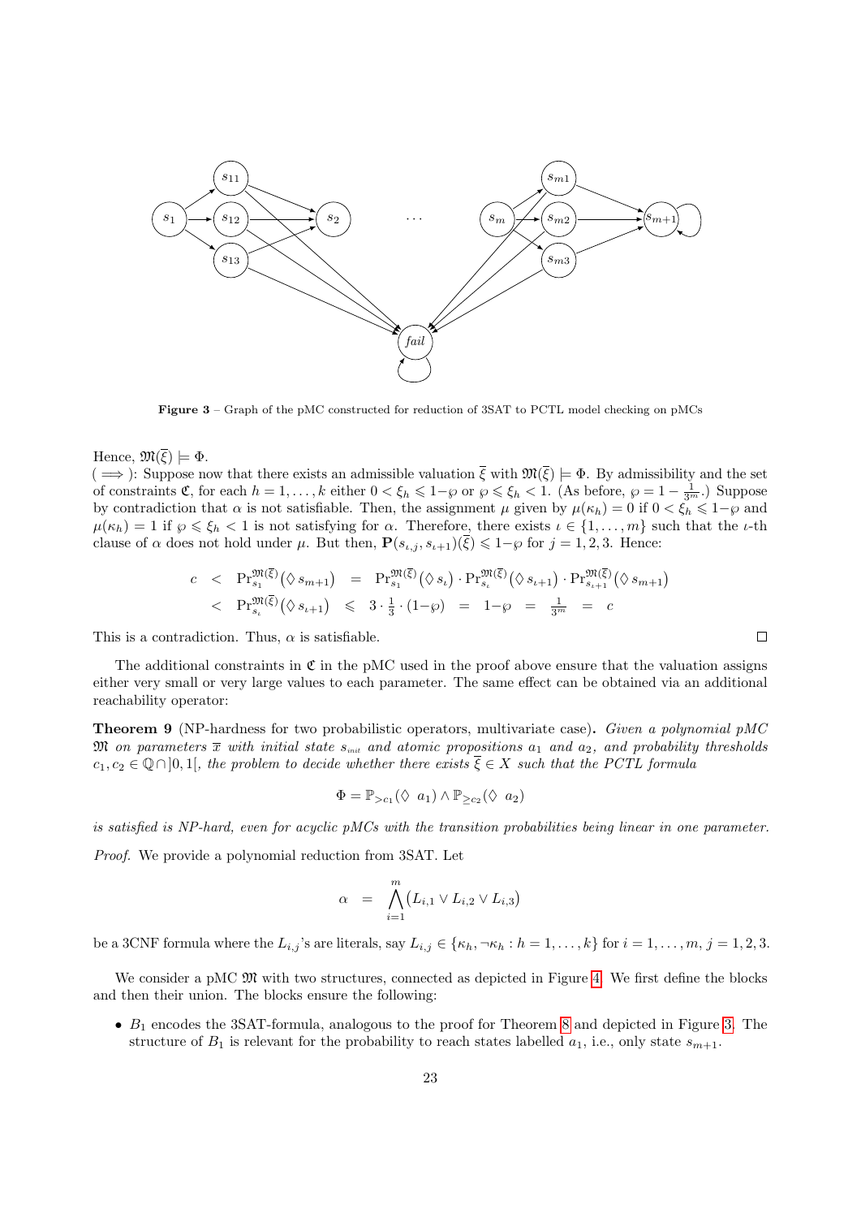**Figure 3** – Graph of the pMC constructed for reduction of 3SAT to PCTL model checking on pMCs

Hence, $\mathfrak{M}(\overline{\xi}) \models \Phi$.

($\Longrightarrow$): Suppose now that there exists an admissible valuation $\overline{\xi}$ with $\mathfrak{M}(\overline{\xi}) \models \Phi$. By admissibility and the set of constraints $\mathfrak{C}$, for each $h = 1, \ldots, k$ either $0 < \xi_h \leqslant 1-\wp$ or $\wp \leqslant \xi_h < 1$. (As before, $\wp = 1 - \frac{1}{3^m}$.) Suppose by contradiction that $\alpha$ is not satisfiable. Then, the assignment $\mu$ given by $\mu(\kappa_h) = 0$ if $0 < \xi_h \leqslant 1-\wp$ and $\mu(\kappa_h) = 1$ if $\wp \leqslant \xi_h < 1$ is not satisfying for $\alpha$. Therefore, there exists $\iota \in \{1, \ldots, m\}$ such that the $\iota$-th clause of $\alpha$ does not hold under $\mu$. But then, $\mathbf{P}(s_{\iota,j}, s_{\iota+1})(\overline{\xi}) \leqslant 1-\wp$ for $j = 1, 2, 3$. Hence:

$$
\begin{array}{lllllllll}
c & < & \Pr_{s_1}^{\mathfrak{M}(\overline{\xi})}\big(\Diamond\, s_{m+1}\big) & = & \Pr_{s_1}^{\mathfrak{M}(\overline{\xi})}\big(\Diamond\, s_\iota\big) \cdot \Pr_{s_\iota}^{\mathfrak{M}(\overline{\xi})}\big(\Diamond\, s_{\iota+1}\big) \cdot \Pr_{s_{\iota+1}}^{\mathfrak{M}(\overline{\xi})}\big(\Diamond\, s_{m+1}\big) & & & & \\
 & < & \Pr_{s_\iota}^{\mathfrak{M}(\overline{\xi})}\big(\Diamond\, s_{\iota+1}\big) & \leqslant & 3 \cdot \frac{1}{3} \cdot (1-\wp) & = & 1-\wp \;\; = \;\; \frac{1}{3^m} & = & c
\end{array}
$$

This is a contradiction. Thus, $\alpha$ is satisfiable. $\square$

The additional constraints in $\mathfrak{C}$ in the pMC used in the proof above ensure that the valuation assigns either very small or very large values to each parameter. The same effect can be obtained via an additional reachability operator:

**Theorem 9** (NP-hardness for two probabilistic operators, multivariate case)**.** *Given a polynomial pMC $\mathfrak{M}$ on parameters $\overline{x}$ with initial state $s_{\mathit{init}}$ and atomic propositions $a_1$ and $a_2$, and probability thresholds $c_1, c_2 \in \mathbb{Q} \cap ]0, 1[$, the problem to decide whether there exists $\overline{\xi} \in X$ such that the PCTL formula*

$$
\Phi = \mathbb{P}_{>c_1}(\Diamond\ a_1) \wedge \mathbb{P}_{\geq c_2}(\Diamond\ a_2)
$$

*is satisfied is NP-hard, even for acyclic pMCs with the transition probabilities being linear in one parameter.*

*Proof.* We provide a polynomial reduction from 3SAT. Let

$$
\alpha \;\; = \;\; \bigwedge_{i=1}^{m} \big(L_{i,1} \vee L_{i,2} \vee L_{i,3}\big)
$$

be a 3CNF formula where the $L_{i,j}$'s are literals, say $L_{i,j} \in \{\kappa_h, \neg\kappa_h : h = 1, \ldots, k\}$ for $i = 1, \ldots, m$, $j = 1, 2, 3$.

We consider a pMC $\mathfrak{M}$ with two structures, connected as depicted in Figure 4. We first define the blocks and then their union. The blocks ensure the following:

- $B_1$ encodes the 3SAT-formula, analogous to the proof for Theorem 8 and depicted in Figure 3. The structure of $B_1$ is relevant for the probability to reach states labelled $a_1$, i.e., only state $s_{m+1}$.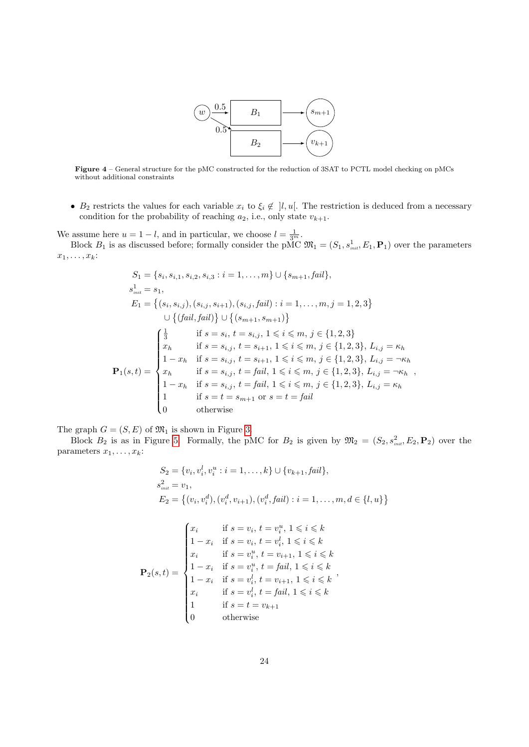**Figure 4** – General structure for the pMC constructed for the reduction of 3SAT to PCTL model checking on pMCs without additional constraints

- $B_2$ restricts the values for each variable $x_i$ to $\xi_i \notin \,]l, u[$. The restriction is deduced from a necessary condition for the probability of reaching $a_2$, i.e., only state $v_{k+1}$.

We assume here $u = 1 - l$, and in particular, we choose $l = \frac{1}{3^m}$.

Block $B_1$ is as discussed before; formally consider the pMC $\mathfrak{M}_1 = (S_1, s^1_{init}, E_1, \mathbf{P}_1)$ over the parameters $x_1, \dots, x_k$:

$$
\begin{aligned}
S_1 &= \{s_i, s_{i,1}, s_{i,2}, s_{i,3} : i = 1, \dots, m\} \cup \{s_{m+1}, \mathit{fail}\}, \\
s^1_{init} &= s_1, \\
E_1 &= \big\{(s_i, s_{i,j}), (s_{i,j}, s_{i+1}), (s_{i,j}, \mathit{fail}) : i = 1, \dots, m, j = 1, 2, 3\big\} \\
&\quad \cup \big\{(\mathit{fail}, \mathit{fail})\big\} \cup \big\{(s_{m+1}, s_{m+1})\big\} \\
\mathbf{P}_1(s,t) &= \begin{cases}
\frac{1}{3} & \text{if } s = s_i,\, t = s_{i,j},\, 1 \leqslant i \leqslant m,\, j \in \{1,2,3\} \\
x_h & \text{if } s = s_{i,j},\, t = s_{i+1},\, 1 \leqslant i \leqslant m,\, j \in \{1,2,3\},\, L_{i,j} = \kappa_h \\
1 - x_h & \text{if } s = s_{i,j},\, t = s_{i+1},\, 1 \leqslant i \leqslant m,\, j \in \{1,2,3\},\, L_{i,j} = \neg\kappa_h \\
x_h & \text{if } s = s_{i,j},\, t = \mathit{fail},\, 1 \leqslant i \leqslant m,\, j \in \{1,2,3\},\, L_{i,j} = \neg\kappa_h \\
1 - x_h & \text{if } s = s_{i,j},\, t = \mathit{fail},\, 1 \leqslant i \leqslant m,\, j \in \{1,2,3\},\, L_{i,j} = \kappa_h \\
1 & \text{if } s = t = s_{m+1} \text{ or } s = t = \mathit{fail} \\
0 & \text{otherwise}
\end{cases},
\end{aligned}
$$

The graph $G = (S, E)$ of $\mathfrak{M}_1$ is shown in Figure 3.

Block $B_2$ is as in Figure 5. Formally, the pMC for $B_2$ is given by $\mathfrak{M}_2 = (S_2, s^2_{init}, E_2, \mathbf{P}_2)$ over the parameters $x_1, \dots, x_k$:

$$
\begin{aligned}
S_2 &= \{v_i, v_i^l, v_i^u : i = 1, \dots, k\} \cup \{v_{k+1}, \mathit{fail}\}, \\
s^2_{init} &= v_1, \\
E_2 &= \big\{(v_i, v_i^d), (v_i^d, v_{i+1}), (v_i^d, \mathit{fail}) : i = 1, \dots, m, d \in \{l, u\}\big\}
\end{aligned}
$$

$$
\mathbf{P}_2(s,t) = \begin{cases}
x_i & \text{if } s = v_i,\, t = v_i^u,\, 1 \leqslant i \leqslant k \\
1 - x_i & \text{if } s = v_i,\, t = v_i^l,\, 1 \leqslant i \leqslant k \\
x_i & \text{if } s = v_i^u,\, t = v_{i+1},\, 1 \leqslant i \leqslant k \\
1 - x_i & \text{if } s = v_i^u,\, t = \mathit{fail},\, 1 \leqslant i \leqslant k \\
1 - x_i & \text{if } s = v_i^l,\, t = v_{i+1},\, 1 \leqslant i \leqslant k \\
x_i & \text{if } s = v_i^l,\, t = \mathit{fail},\, 1 \leqslant i \leqslant k \\
1 & \text{if } s = t = v_{k+1} \\
0 & \text{otherwise}
\end{cases},
$$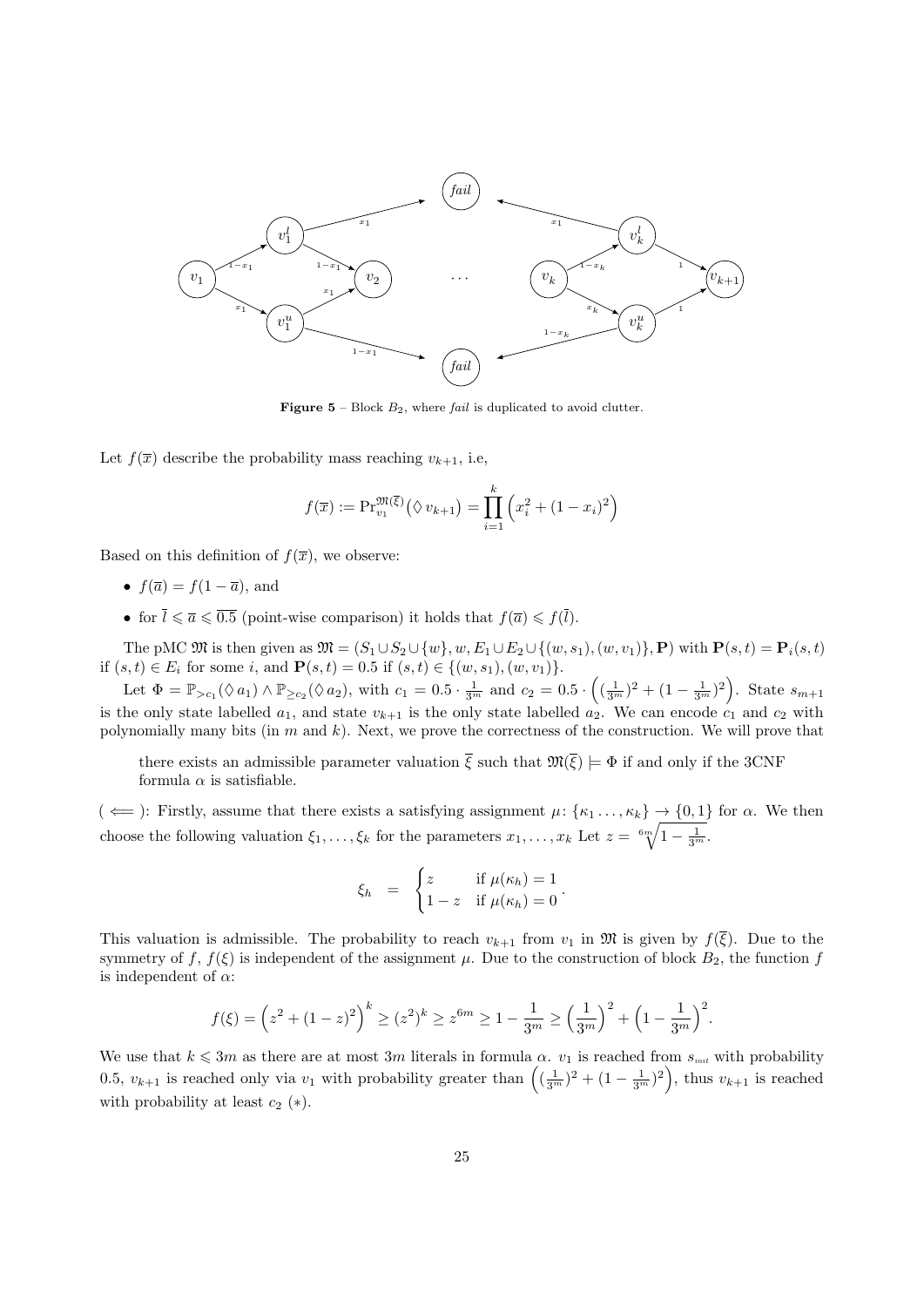**Figure 5** – Block $B_2$, where *fail* is duplicated to avoid clutter.

Let $f(\overline{x})$ describe the probability mass reaching $v_{k+1}$, i.e,

$$f(\overline{x}) := \Pr_{v_1}^{\mathfrak{M}(\overline{\xi})}(\Diamond\, v_{k+1}) = \prod_{i=1}^{k}\Big(x_i^2 + (1-x_i)^2\Big)$$

Based on this definition of $f(\overline{x})$, we observe:

- $f(\overline{a}) = f(1-\overline{a})$, and
- for $\overline{l} \leqslant \overline{a} \leqslant \overline{0.5}$ (point-wise comparison) it holds that $f(\overline{a}) \leqslant f(\overline{l})$.

The pMC $\mathfrak{M}$ is then given as $\mathfrak{M} = (S_1 \cup S_2 \cup \{w\}, w, E_1 \cup E_2 \cup \{(w, s_1), (w, v_1)\}, \mathbf{P})$ with $\mathbf{P}(s,t) = \mathbf{P}_i(s,t)$ if $(s,t) \in E_i$ for some $i$, and $\mathbf{P}(s,t) = 0.5$ if $(s,t) \in \{(w, s_1), (w, v_1)\}$.

Let $\Phi = \mathbb{P}_{>c_1}(\Diamond\, a_1) \wedge \mathbb{P}_{\geq c_2}(\Diamond\, a_2)$, with $c_1 = 0.5 \cdot \frac{1}{3^m}$ and $c_2 = 0.5 \cdot \Big((\frac{1}{3^m})^2 + (1 - \frac{1}{3^m})^2\Big)$. State $s_{m+1}$ is the only state labelled $a_1$, and state $v_{k+1}$ is the only state labelled $a_2$. We can encode $c_1$ and $c_2$ with polynomially many bits (in $m$ and $k$). Next, we prove the correctness of the construction. We will prove that

> there exists an admissible parameter valuation $\overline{\xi}$ such that $\mathfrak{M}(\overline{\xi}) \models \Phi$ if and only if the 3CNF formula $\alpha$ is satisfiable.

($\Longleftarrow$): Firstly, assume that there exists a satisfying assignment $\mu\colon \{\kappa_1 \ldots, \kappa_k\} \to \{0, 1\}$ for $\alpha$. We then choose the following valuation $\xi_1, \ldots, \xi_k$ for the parameters $x_1, \ldots, x_k$ Let $z = \sqrt[6m]{1 - \frac{1}{3^m}}$.

$$\xi_h \quad = \quad \begin{cases} z & \text{if } \mu(\kappa_h) = 1 \\ 1 - z & \text{if } \mu(\kappa_h) = 0 \end{cases}.$$

This valuation is admissible. The probability to reach $v_{k+1}$ from $v_1$ in $\mathfrak{M}$ is given by $f(\overline{\xi})$. Due to the symmetry of $f$, $f(\xi)$ is independent of the assignment $\mu$. Due to the construction of block $B_2$, the function $f$ is independent of $\alpha$:

$$f(\xi) = \Big(z^2 + (1-z)^2\Big)^k \geq (z^2)^k \geq z^{6m} \geq 1 - \frac{1}{3^m} \geq \Big(\frac{1}{3^m}\Big)^2 + \Big(1 - \frac{1}{3^m}\Big)^2.$$

We use that $k \leqslant 3m$ as there are at most $3m$ literals in formula $\alpha$. $v_1$ is reached from $s_{init}$ with probability 0.5, $v_{k+1}$ is reached only via $v_1$ with probability greater than $\Big((\frac{1}{3^m})^2 + (1 - \frac{1}{3^m})^2\Big)$, thus $v_{k+1}$ is reached with probability at least $c_2$ $(*)$.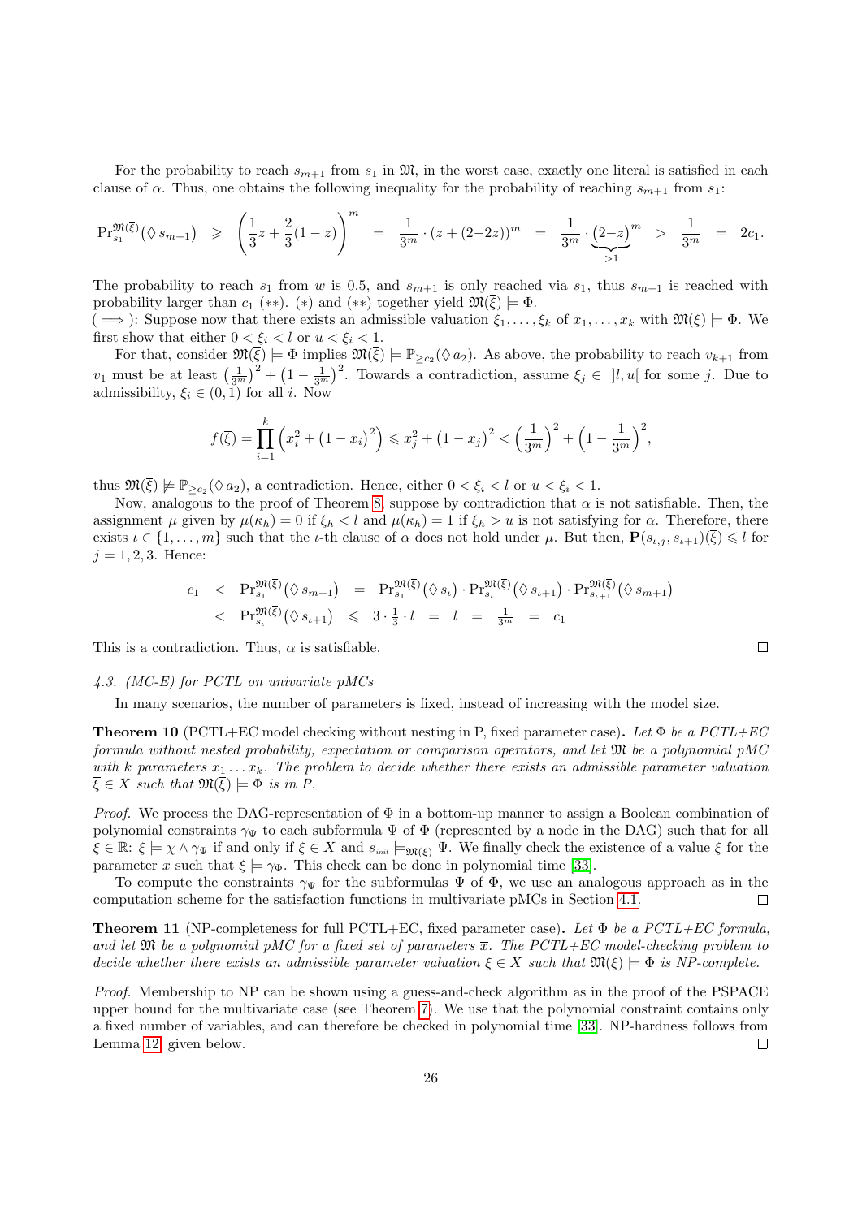For the probability to reach $s_{m+1}$ from $s_1$ in $\mathfrak{M}$, in the worst case, exactly one literal is satisfied in each clause of $\alpha$. Thus, one obtains the following inequality for the probability of reaching $s_{m+1}$ from $s_1$:

$$\Pr_{s_1}^{\mathfrak{M}(\overline{\xi})}(\Diamond\, s_{m+1}) \;\geqslant\; \left(\frac{1}{3}z + \frac{2}{3}(1-z)\right)^m \;=\; \frac{1}{3^m}\cdot(z+(2{-}2z))^m \;=\; \frac{1}{3^m}\cdot\underbrace{(2{-}z)}_{>1}{}^m \;>\; \frac{1}{3^m} \;=\; 2c_1.$$

The probability to reach $s_1$ from $w$ is 0.5, and $s_{m+1}$ is only reached via $s_1$, thus $s_{m+1}$ is reached with probability larger than $c_1$ $(**)$. $(*)$ and $(**)$ together yield $\mathfrak{M}(\overline{\xi}) \models \Phi$.

( $\Longrightarrow$ ): Suppose now that there exists an admissible valuation $\xi_1,\ldots,\xi_k$ of $x_1,\ldots,x_k$ with $\mathfrak{M}(\overline{\xi}) \models \Phi$. We first show that either $0<\xi_i<l$ or $u<\xi_i<1$.

For that, consider $\mathfrak{M}(\overline{\xi}) \models \Phi$ implies $\mathfrak{M}(\overline{\xi}) \models \mathbb{P}_{\geq c_2}(\Diamond\, a_2)$. As above, the probability to reach $v_{k+1}$ from $v_1$ must be at least $\left(\frac{1}{3^m}\right)^2 + \left(1-\frac{1}{3^m}\right)^2$. Towards a contradiction, assume $\xi_j \in \;]l,u[$ for some $j$. Due to admissibility, $\xi_i \in (0,1)$ for all $i$. Now

$$f(\overline{\xi}) = \prod_{i=1}^{k}\left(x_i^2 + \left(1-x_i\right)^2\right) \leqslant x_j^2 + \left(1-x_j\right)^2 < \left(\frac{1}{3^m}\right)^2 + \left(1-\frac{1}{3^m}\right)^2,$$

thus $\mathfrak{M}(\overline{\xi}) \not\models \mathbb{P}_{\geq c_2}(\Diamond\, a_2)$, a contradiction. Hence, either $0<\xi_i<l$ or $u<\xi_i<1$.

Now, analogous to the proof of Theorem 8, suppose by contradiction that $\alpha$ is not satisfiable. Then, the assignment $\mu$ given by $\mu(\kappa_h)=0$ if $\xi_h<l$ and $\mu(\kappa_h)=1$ if $\xi_h>u$ is not satisfying for $\alpha$. Therefore, there exists $\iota \in \{1,\ldots,m\}$ such that the $\iota$-th clause of $\alpha$ does not hold under $\mu$. But then, $\mathbf{P}(s_{\iota,j}, s_{\iota+1})(\overline{\xi}) \leqslant l$ for $j=1,2,3$. Hence:

$$\begin{aligned}
c_1 \;&<\; \Pr_{s_1}^{\mathfrak{M}(\overline{\xi})}(\Diamond\, s_{m+1}) \;=\; \Pr_{s_1}^{\mathfrak{M}(\overline{\xi})}(\Diamond\, s_\iota)\cdot \Pr_{s_\iota}^{\mathfrak{M}(\overline{\xi})}(\Diamond\, s_{\iota+1})\cdot \Pr_{s_{\iota+1}}^{\mathfrak{M}(\overline{\xi})}(\Diamond\, s_{m+1})\\
&<\; \Pr_{s_\iota}^{\mathfrak{M}(\overline{\xi})}(\Diamond\, s_{\iota+1}) \;\leqslant\; 3\cdot\tfrac{1}{3}\cdot l \;=\; l \;=\; \tfrac{1}{3^m} \;=\; c_1
\end{aligned}$$

This is a contradiction. Thus, $\alpha$ is satisfiable. □

#### 4.3. (MC-E) for PCTL on univariate pMCs

In many scenarios, the number of parameters is fixed, instead of increasing with the model size.

**Theorem 10** (PCTL+EC model checking without nesting in P, fixed parameter case)**.** *Let $\Phi$ be a PCTL+EC formula without nested probability, expectation or comparison operators, and let $\mathfrak{M}$ be a polynomial pMC with $k$ parameters $x_1\ldots x_k$. The problem to decide whether there exists an admissible parameter valuation $\overline{\xi} \in X$ such that $\mathfrak{M}(\overline{\xi}) \models \Phi$ is in P.*

*Proof.* We process the DAG-representation of $\Phi$ in a bottom-up manner to assign a Boolean combination of polynomial constraints $\gamma_\Psi$ to each subformula $\Psi$ of $\Phi$ (represented by a node in the DAG) such that for all $\xi \in \mathbb{R}$: $\xi \models \chi \wedge \gamma_\Psi$ if and only if $\xi \in X$ and $s_{_{init}} \models_{\mathfrak{M}(\xi)} \Psi$. We finally check the existence of a value $\xi$ for the parameter $x$ such that $\xi \models \gamma_\Phi$. This check can be done in polynomial time [33].

To compute the constraints $\gamma_\Psi$ for the subformulas $\Psi$ of $\Phi$, we use an analogous approach as in the computation scheme for the satisfaction functions in multivariate pMCs in Section 4.1. □

**Theorem 11** (NP-completeness for full PCTL+EC, fixed parameter case)**.** *Let $\Phi$ be a PCTL+EC formula, and let $\mathfrak{M}$ be a polynomial pMC for a fixed set of parameters $\overline{x}$. The PCTL+EC model-checking problem to decide whether there exists an admissible parameter valuation $\xi \in X$ such that $\mathfrak{M}(\xi) \models \Phi$ is NP-complete.*

*Proof.* Membership to NP can be shown using a guess-and-check algorithm as in the proof of the PSPACE upper bound for the multivariate case (see Theorem 7). We use that the polynomial constraint contains only a fixed number of variables, and can therefore be checked in polynomial time [33]. NP-hardness follows from Lemma 12, given below. □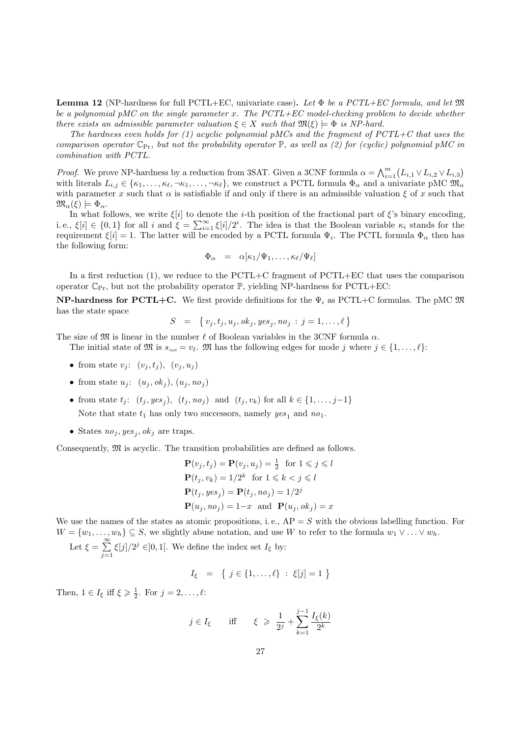**Lemma 12** (NP-hardness for full PCTL+EC, univariate case)**.** *Let $\Phi$ be a PCTL+EC formula, and let $\mathfrak{M}$ be a polynomial pMC on the single parameter $x$. The PCTL+EC model-checking problem to decide whether there exists an admissible parameter valuation $\xi \in X$ such that $\mathfrak{M}(\xi) \models \Phi$ is NP-hard.*

*The hardness even holds for (1) acyclic polynomial pMCs and the fragment of PCTL+C that uses the comparison operator $\mathbb{C}_{\mathrm{Pr}}$, but not the probability operator $\mathbb{P}$, as well as (2) for (cyclic) polynomial pMC in combination with PCTL.*

*Proof.* We prove NP-hardness by a reduction from 3SAT. Given a 3CNF formula $\alpha = \bigwedge_{i=1}^{m} \bigl(L_{i,1} \vee L_{i,2} \vee L_{i,3}\bigr)$ with literals $L_{i,j} \in \{\kappa_1, \ldots, \kappa_\ell, \neg\kappa_1, \ldots, \neg\kappa_\ell\}$, we construct a PCTL formula $\Phi_\alpha$ and a univariate pMC $\mathfrak{M}_\alpha$ with parameter $x$ such that $\alpha$ is satisfiable if and only if there is an admissible valuation $\xi$ of $x$ such that $\mathfrak{M}_\alpha(\xi) \models \Phi_\alpha$.

In what follows, we write $\xi[i]$ to denote the $i$-th position of the fractional part of $\xi$'s binary encoding, i. e., $\xi[i] \in \{0,1\}$ for all $i$ and $\xi = \sum_{i=1}^{\infty} \xi[i]/2^i$. The idea is that the Boolean variable $\kappa_i$ stands for the requirement $\xi[i] = 1$. The latter will be encoded by a PCTL formula $\Psi_i$. The PCTL formula $\Phi_\alpha$ then has the following form:

$$\Phi_\alpha \quad = \quad \alpha[\kappa_1/\Psi_1, \ldots, \kappa_\ell/\Psi_\ell]$$

In a first reduction (1), we reduce to the PCTL+C fragment of PCTL+EC that uses the comparison operator $\mathbb{C}_{\mathrm{Pr}}$, but not the probability operator $\mathbb{P}$, yielding NP-hardness for PCTL+EC:

**NP-hardness for PCTL+C.** We first provide definitions for the $\Psi_i$ as PCTL+C formulas. The pMC $\mathfrak{M}$ has the state space

$$S \quad = \quad \bigl\{\, v_j, t_j, u_j, ok_j, yes_j, no_j \;:\; j = 1, \ldots, \ell \,\bigr\}$$

The size of $\mathfrak{M}$ is linear in the number $\ell$ of Boolean variables in the 3CNF formula $\alpha$.

The initial state of $\mathfrak{M}$ is $s_{\mathit{init}} = v_\ell$. $\mathfrak{M}$ has the following edges for mode $j$ where $j \in \{1, \ldots, \ell\}$:

- from state $v_j$: $(v_j, t_j)$, $(v_j, u_j)$
- from state $u_j$: $(u_j, ok_j)$, $(u_j, no_j)$
- from state $t_j$: $(t_j, yes_j)$, $(t_j, no_j)$ and $(t_j, v_k)$ for all $k \in \{1, \ldots, j-1\}$

  Note that state $t_1$ has only two successors, namely $yes_1$ and $no_1$.
- States $no_j, yes_j, ok_j$ are traps.

Consequently, $\mathfrak{M}$ is acyclic. The transition probabilities are defined as follows.

$$\begin{aligned}
&\mathbf{P}(v_j, t_j) = \mathbf{P}(v_j, u_j) = \tfrac{1}{2} \;\text{ for } 1 \leqslant j \leqslant l \\
&\mathbf{P}(t_j, v_k) = 1/2^k \;\text{ for } 1 \leqslant k < j \leqslant l \\
&\mathbf{P}(t_j, yes_j) = \mathbf{P}(t_j, no_j) = 1/2^j \\
&\mathbf{P}(u_j, no_j) = 1{-}x \;\text{ and }\; \mathbf{P}(u_j, ok_j) = x
\end{aligned}$$

We use the names of the states as atomic propositions, i. e., $\mathrm{AP} = S$ with the obvious labelling function. For $W = \{w_1, \ldots, w_h\} \subseteq S$, we slightly abuse notation, and use $W$ to refer to the formula $w_1 \vee \ldots \vee w_h$.

Let $\xi = \sum\limits_{j=1}^{\infty} \xi[j]/2^j \in ]0,1[$. We define the index set $I_\xi$ by:

$$I_\xi \quad = \quad \bigl\{\, j \in \{1, \ldots, \ell\} \;:\; \xi[j] = 1 \,\bigr\}$$

Then, $1 \in I_\xi$ iff $\xi \geqslant \frac{1}{2}$. For $j = 2, \ldots, \ell$:

$$j \in I_\xi \qquad \text{iff} \qquad \xi \;\geqslant\; \frac{1}{2^j} + \sum_{k=1}^{j-1} \frac{I_\xi(k)}{2^k}$$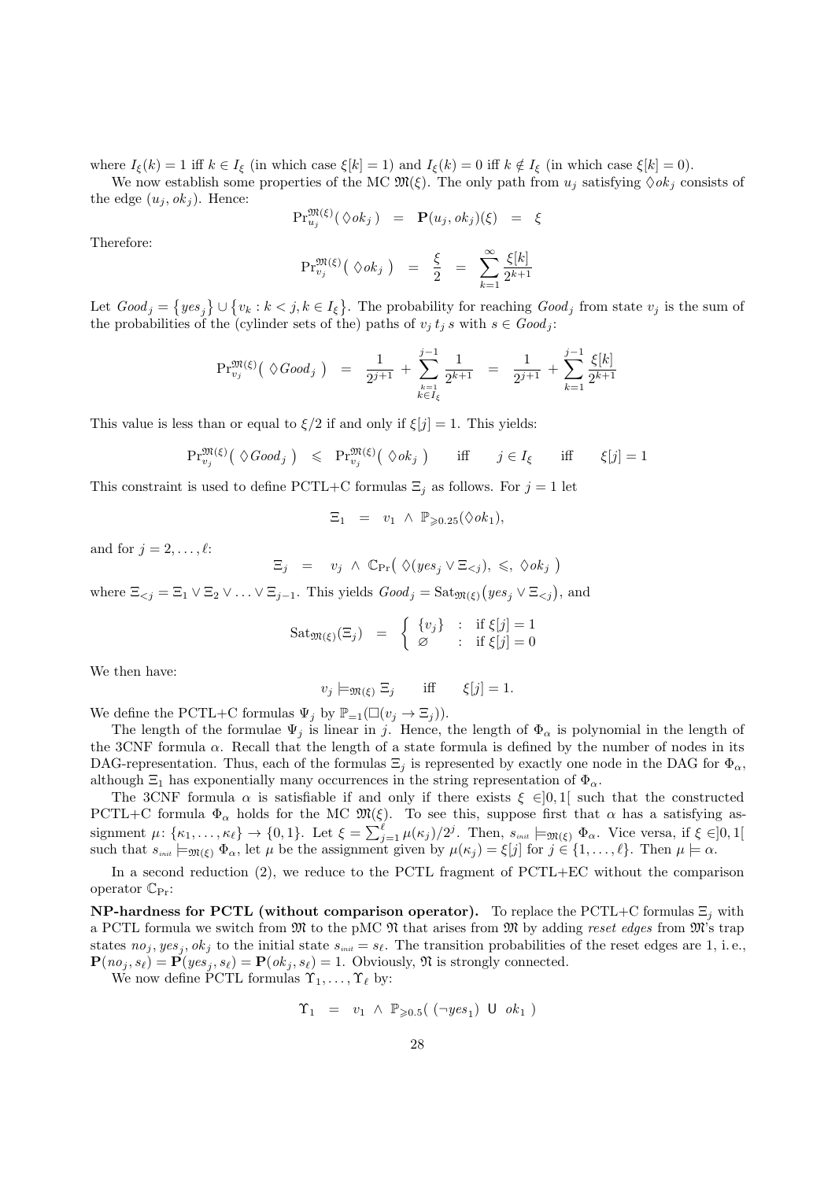where $I_\xi(k) = 1$ iff $k \in I_\xi$ (in which case $\xi[k] = 1$) and $I_\xi(k) = 0$ iff $k \notin I_\xi$ (in which case $\xi[k] = 0$).

We now establish some properties of the MC $\mathfrak{M}(\xi)$. The only path from $u_j$ satisfying $\Diamond ok_j$ consists of the edge $(u_j, ok_j)$. Hence:

$$\Pr^{\mathfrak{M}(\xi)}_{u_j}(\Diamond ok_j) \;=\; \mathbf{P}(u_j, ok_j)(\xi) \;=\; \xi$$

Therefore:

$$\Pr^{\mathfrak{M}(\xi)}_{v_j}(\Diamond ok_j) \;=\; \frac{\xi}{2} \;=\; \sum_{k=1}^{\infty} \frac{\xi[k]}{2^{k+1}}$$

Let $Good_j = \{yes_j\} \cup \{v_k : k < j, k \in I_\xi\}$. The probability for reaching $Good_j$ from state $v_j$ is the sum of the probabilities of the (cylinder sets of the) paths of $v_j\, t_j\, s$ with $s \in Good_j$:

$$\Pr^{\mathfrak{M}(\xi)}_{v_j}(\Diamond Good_j) \;=\; \frac{1}{2^{j+1}} + \sum_{\substack{k=1\\ k \in I_\xi}}^{j-1} \frac{1}{2^{k+1}} \;=\; \frac{1}{2^{j+1}} + \sum_{k=1}^{j-1} \frac{\xi[k]}{2^{k+1}}$$

This value is less than or equal to $\xi/2$ if and only if $\xi[j] = 1$. This yields:

$$\Pr^{\mathfrak{M}(\xi)}_{v_j}(\Diamond Good_j) \;\leqslant\; \Pr^{\mathfrak{M}(\xi)}_{v_j}(\Diamond ok_j) \quad \text{iff} \quad j \in I_\xi \quad \text{iff} \quad \xi[j] = 1$$

This constraint is used to define PCTL+C formulas $\Xi_j$ as follows. For $j = 1$ let

$$\Xi_1 \;=\; v_1 \wedge \mathbb{P}_{\geqslant 0.25}(\Diamond ok_1),$$

and for $j = 2, \ldots, \ell$:

$$\Xi_j \;=\; v_j \wedge \mathbb{C}_{\Pr}\big(\Diamond(yes_j \vee \Xi_{<j}),\; \leqslant,\; \Diamond ok_j\big)$$

where $\Xi_{<j} = \Xi_1 \vee \Xi_2 \vee \ldots \vee \Xi_{j-1}$. This yields $Good_j = \mathrm{Sat}_{\mathfrak{M}(\xi)}(yes_j \vee \Xi_{<j})$, and

$$\mathrm{Sat}_{\mathfrak{M}(\xi)}(\Xi_j) \;=\; \begin{cases} \{v_j\} & : \text{ if } \xi[j] = 1 \\ \varnothing & : \text{ if } \xi[j] = 0 \end{cases}$$

We then have:

$$v_j \models_{\mathfrak{M}(\xi)} \Xi_j \quad \text{iff} \quad \xi[j] = 1.$$

We define the PCTL+C formulas $\Psi_j$ by $\mathbb{P}_{=1}(\Box(v_j \to \Xi_j))$.

The length of the formulae $\Psi_j$ is linear in $j$. Hence, the length of $\Phi_\alpha$ is polynomial in the length of the 3CNF formula $\alpha$. Recall that the length of a state formula is defined by the number of nodes in its DAG-representation. Thus, each of the formulas $\Xi_j$ is represented by exactly one node in the DAG for $\Phi_\alpha$, although $\Xi_1$ has exponentially many occurrences in the string representation of $\Phi_\alpha$.

The 3CNF formula $\alpha$ is satisfiable if and only if there exists $\xi \in ]0,1[$ such that the constructed PCTL+C formula $\Phi_\alpha$ holds for the MC $\mathfrak{M}(\xi)$. To see this, suppose first that $\alpha$ has a satisfying assignment $\mu \colon \{\kappa_1, \ldots, \kappa_\ell\} \to \{0,1\}$. Let $\xi = \sum_{j=1}^{\ell} \mu(\kappa_j)/2^j$. Then, $s_{init} \models_{\mathfrak{M}(\xi)} \Phi_\alpha$. Vice versa, if $\xi \in ]0,1[$ such that $s_{init} \models_{\mathfrak{M}(\xi)} \Phi_\alpha$, let $\mu$ be the assignment given by $\mu(\kappa_j) = \xi[j]$ for $j \in \{1, \ldots, \ell\}$. Then $\mu \models \alpha$.

In a second reduction (2), we reduce to the PCTL fragment of PCTL+EC without the comparison operator $\mathbb{C}_{\Pr}$:

**NP-hardness for PCTL (without comparison operator).** To replace the PCTL+C formulas $\Xi_j$ with a PCTL formula we switch from $\mathfrak{M}$ to the pMC $\mathfrak{N}$ that arises from $\mathfrak{M}$ by adding *reset edges* from $\mathfrak{M}$'s trap states $no_j, yes_j, ok_j$ to the initial state $s_{init} = s_\ell$. The transition probabilities of the reset edges are 1, i.e., $\mathbf{P}(no_j, s_\ell) = \mathbf{P}(yes_j, s_\ell) = \mathbf{P}(ok_j, s_\ell) = 1$. Obviously, $\mathfrak{N}$ is strongly connected.

We now define PCTL formulas $\Upsilon_1, \ldots, \Upsilon_\ell$ by:

$$\Upsilon_1 \;=\; v_1 \wedge \mathbb{P}_{\geqslant 0.5}\big((\neg yes_1) \;\mathsf{U}\; ok_1\big)$$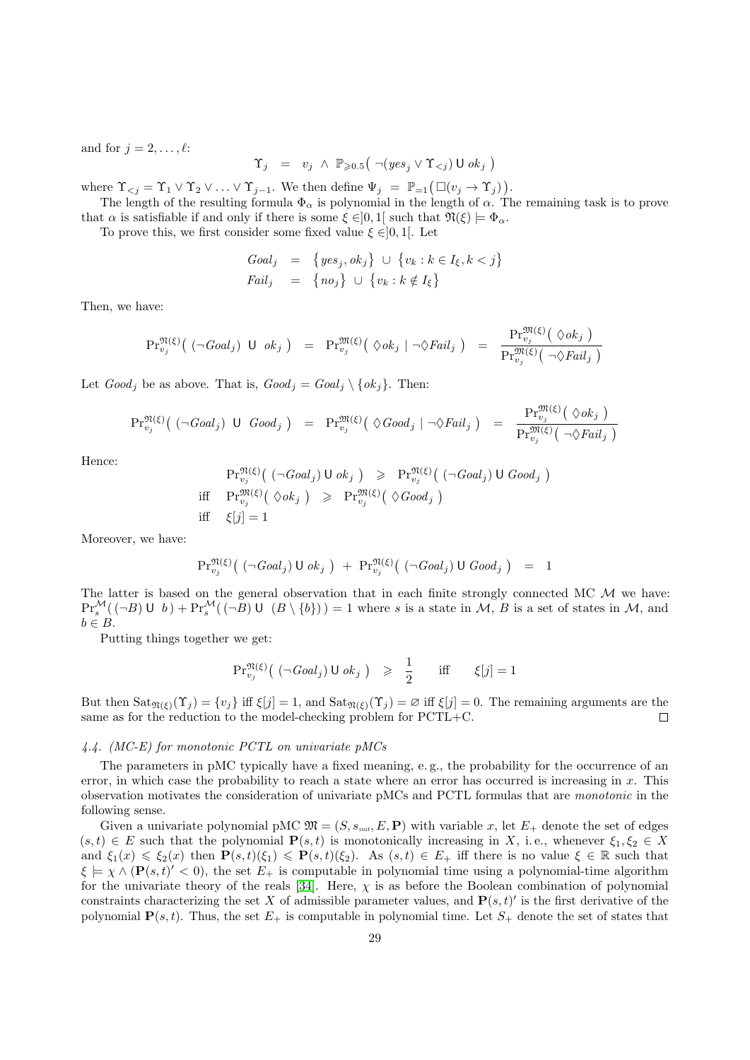and for $j = 2, \ldots, \ell$:

$$\Upsilon_j \;=\; v_j \;\wedge\; \mathbb{P}_{\geqslant 0.5}\big(\, \neg(yes_j \vee \Upsilon_{<j}) \,\mathsf{U}\, ok_j \,\big)$$

where $\Upsilon_{<j} = \Upsilon_1 \vee \Upsilon_2 \vee \ldots \vee \Upsilon_{j-1}$. We then define $\Psi_j \;=\; \mathbb{P}_{=1}\big(\Box(v_j \to \Upsilon_j)\big)$.

The length of the resulting formula $\Phi_\alpha$ is polynomial in the length of $\alpha$. The remaining task is to prove that $\alpha$ is satisfiable if and only if there is some $\xi \in ]0,1[$ such that $\mathfrak{N}(\xi) \models \Phi_\alpha$.

To prove this, we first consider some fixed value $\xi \in ]0,1[$. Let

$$\begin{aligned} Goal_j &= \big\{yes_j, ok_j\big\} \;\cup\; \big\{v_k : k \in I_\xi, k < j\big\} \\ Fail_j &= \big\{no_j\big\} \;\cup\; \big\{v_k : k \notin I_\xi\big\} \end{aligned}$$

Then, we have:

$$\Pr_{v_j}^{\mathfrak{N}(\xi)}\big(\, (\neg Goal_j) \;\mathsf{U}\; ok_j \,\big) \;=\; \Pr_{v_j}^{\mathfrak{M}(\xi)}\big(\, \Diamond ok_j \mid \neg\Diamond Fail_j \,\big) \;=\; \frac{\Pr_{v_j}^{\mathfrak{M}(\xi)}\big(\, \Diamond ok_j \,\big)}{\Pr_{v_j}^{\mathfrak{M}(\xi)}\big(\, \neg\Diamond Fail_j \,\big)}$$

Let $Good_j$ be as above. That is, $Good_j = Goal_j \setminus \{ok_j\}$. Then:

$$\Pr_{v_j}^{\mathfrak{N}(\xi)}\big(\, (\neg Goal_j) \;\mathsf{U}\; Good_j \,\big) \;=\; \Pr_{v_j}^{\mathfrak{M}(\xi)}\big(\, \Diamond Good_j \mid \neg\Diamond Fail_j \,\big) \;=\; \frac{\Pr_{v_j}^{\mathfrak{M}(\xi)}\big(\, \Diamond ok_j \,\big)}{\Pr_{v_j}^{\mathfrak{M}(\xi)}\big(\, \neg\Diamond Fail_j \,\big)}$$

Hence:

$$\begin{aligned} & \Pr_{v_j}^{\mathfrak{N}(\xi)}\big(\, (\neg Goal_j) \,\mathsf{U}\, ok_j \,\big) \;\geqslant\; \Pr_{v_j}^{\mathfrak{N}(\xi)}\big(\, (\neg Goal_j) \,\mathsf{U}\, Good_j \,\big) \\ \text{iff} \quad & \Pr_{v_j}^{\mathfrak{M}(\xi)}\big(\, \Diamond ok_j \,\big) \;\geqslant\; \Pr_{v_j}^{\mathfrak{M}(\xi)}\big(\, \Diamond Good_j \,\big) \\ \text{iff} \quad & \xi[j] = 1 \end{aligned}$$

Moreover, we have:

$$\Pr_{v_j}^{\mathfrak{N}(\xi)}\big(\, (\neg Goal_j) \,\mathsf{U}\, ok_j \,\big) \;+\; \Pr_{v_j}^{\mathfrak{N}(\xi)}\big(\, (\neg Goal_j) \,\mathsf{U}\, Good_j \,\big) \;=\; 1$$

The latter is based on the general observation that in each finite strongly connected MC $\mathcal{M}$ we have: $\Pr_s^{\mathcal{M}}\big(\,(\neg B) \;\mathsf{U}\;\, b\,\big) + \Pr_s^{\mathcal{M}}\big(\,(\neg B) \;\mathsf{U}\;\, (B \setminus \{b\})\,\big) = 1$ where $s$ is a state in $\mathcal{M}$, $B$ is a set of states in $\mathcal{M}$, and $b \in B$.

Putting things together we get:

$$\Pr_{v_j}^{\mathfrak{N}(\xi)}\big(\, (\neg Goal_j) \,\mathsf{U}\, ok_j \,\big) \;\geqslant\; \frac{1}{2} \qquad \text{iff} \qquad \xi[j] = 1$$

But then $\mathrm{Sat}_{\mathfrak{N}(\xi)}(\Upsilon_j) = \{v_j\}$ iff $\xi[j] = 1$, and $\mathrm{Sat}_{\mathfrak{N}(\xi)}(\Upsilon_j) = \varnothing$ iff $\xi[j] = 0$. The remaining arguments are the same as for the reduction to the model-checking problem for PCTL+C. $\square$

### 4.4. (MC-E) for monotonic PCTL on univariate pMCs

The parameters in pMC typically have a fixed meaning, e. g., the probability for the occurrence of an error, in which case the probability to reach a state where an error has occurred is increasing in $x$. This observation motivates the consideration of univariate pMCs and PCTL formulas that are *monotonic* in the following sense.

Given a univariate polynomial pMC $\mathfrak{M} = (S, s_{init}, E, \mathbf{P})$ with variable $x$, let $E_+$ denote the set of edges $(s,t) \in E$ such that the polynomial $\mathbf{P}(s,t)$ is monotonically increasing in $X$, i. e., whenever $\xi_1, \xi_2 \in X$ and $\xi_1(x) \leqslant \xi_2(x)$ then $\mathbf{P}(s,t)(\xi_1) \leqslant \mathbf{P}(s,t)(\xi_2)$. As $(s,t) \in E_+$ iff there is no value $\xi \in \mathbb{R}$ such that $\xi \models \chi \wedge (\mathbf{P}(s,t)' < 0)$, the set $E_+$ is computable in polynomial time using a polynomial-time algorithm for the univariate theory of the reals [34]. Here, $\chi$ is as before the Boolean combination of polynomial constraints characterizing the set $X$ of admissible parameter values, and $\mathbf{P}(s,t)'$ is the first derivative of the polynomial $\mathbf{P}(s,t)$. Thus, the set $E_+$ is computable in polynomial time. Let $S_+$ denote the set of states that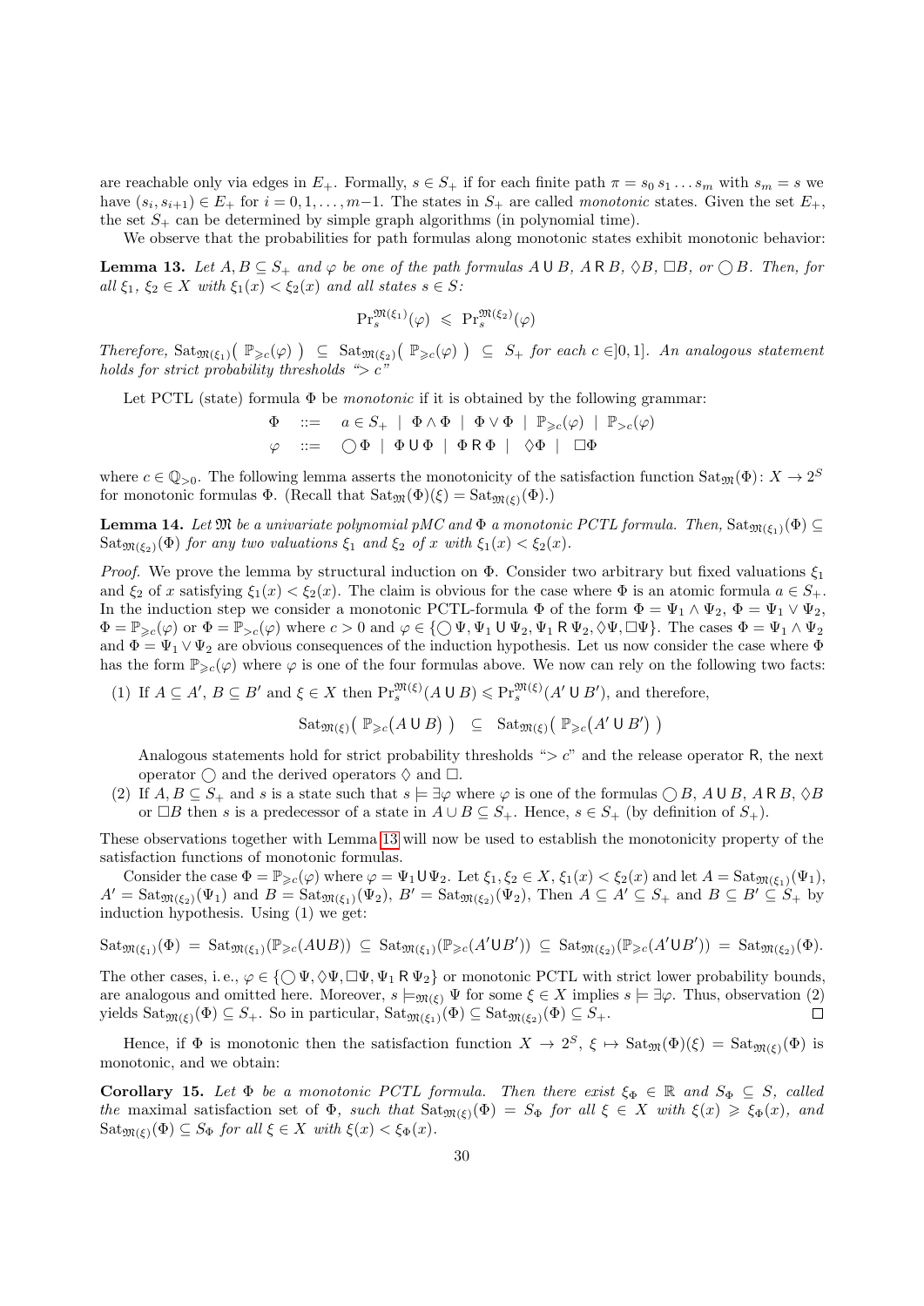are reachable only via edges in $E_+$. Formally, $s \in S_+$ if for each finite path $\pi = s_0\, s_1 \ldots s_m$ with $s_m = s$ we have $(s_i, s_{i+1}) \in E_+$ for $i = 0, 1, \ldots, m{-}1$. The states in $S_+$ are called *monotonic* states. Given the set $E_+$, the set $S_+$ can be determined by simple graph algorithms (in polynomial time).

We observe that the probabilities for path formulas along monotonic states exhibit monotonic behavior:

**Lemma 13.** *Let $A, B \subseteq S_+$ and $\varphi$ be one of the path formulas $A \,\mathsf{U}\, B$, $A \,\mathsf{R}\, B$, $\Diamond B$, $\Box B$, or $\bigcirc B$. Then, for all $\xi_1$, $\xi_2 \in X$ with $\xi_1(x) < \xi_2(x)$ and all states $s \in S$:*

$$\Pr_s^{\mathfrak{M}(\xi_1)}(\varphi) \;\leqslant\; \Pr_s^{\mathfrak{M}(\xi_2)}(\varphi)$$

*Therefore,* $\mathrm{Sat}_{\mathfrak{M}(\xi_1)}\big(\, \mathbb{P}_{\geqslant c}(\varphi)\,\big) \;\subseteq\; \mathrm{Sat}_{\mathfrak{M}(\xi_2)}\big(\, \mathbb{P}_{\geqslant c}(\varphi)\,\big) \;\subseteq\; S_+$ *for each $c \in ]0,1]$. An analogous statement holds for strict probability thresholds "$> c$"*

Let PCTL (state) formula $\Phi$ be *monotonic* if it is obtained by the following grammar:

$$\begin{array}{lcl} \Phi & ::= & a \in S_+ \;\mid\; \Phi \wedge \Phi \;\mid\; \Phi \vee \Phi \;\mid\; \mathbb{P}_{\geqslant c}(\varphi) \;\mid\; \mathbb{P}_{>c}(\varphi) \\ \varphi & ::= & \bigcirc \Phi \;\mid\; \Phi \,\mathsf{U}\, \Phi \;\mid\; \Phi \,\mathsf{R}\, \Phi \;\mid\; \Diamond\Phi \;\mid\; \Box\Phi \end{array}$$

where $c \in \mathbb{Q}_{>0}$. The following lemma asserts the monotonicity of the satisfaction function $\mathrm{Sat}_{\mathfrak{M}}(\Phi)\colon X \to 2^S$ for monotonic formulas $\Phi$. (Recall that $\mathrm{Sat}_{\mathfrak{M}}(\Phi)(\xi) = \mathrm{Sat}_{\mathfrak{M}(\xi)}(\Phi)$.)

**Lemma 14.** *Let $\mathfrak{M}$ be a univariate polynomial pMC and $\Phi$ a monotonic PCTL formula. Then,* $\mathrm{Sat}_{\mathfrak{M}(\xi_1)}(\Phi) \subseteq \mathrm{Sat}_{\mathfrak{M}(\xi_2)}(\Phi)$ *for any two valuations $\xi_1$ and $\xi_2$ of $x$ with $\xi_1(x) < \xi_2(x)$.*

*Proof.* We prove the lemma by structural induction on $\Phi$. Consider two arbitrary but fixed valuations $\xi_1$ and $\xi_2$ of $x$ satisfying $\xi_1(x) < \xi_2(x)$. The claim is obvious for the case where $\Phi$ is an atomic formula $a \in S_+$. In the induction step we consider a monotonic PCTL-formula $\Phi$ of the form $\Phi = \Psi_1 \wedge \Psi_2$, $\Phi = \Psi_1 \vee \Psi_2$, $\Phi = \mathbb{P}_{\geqslant c}(\varphi)$ or $\Phi = \mathbb{P}_{>c}(\varphi)$ where $c > 0$ and $\varphi \in \{\bigcirc\Psi, \Psi_1 \,\mathsf{U}\, \Psi_2, \Psi_1 \,\mathsf{R}\, \Psi_2, \Diamond\Psi, \Box\Psi\}$. The cases $\Phi = \Psi_1 \wedge \Psi_2$ and $\Phi = \Psi_1 \vee \Psi_2$ are obvious consequences of the induction hypothesis. Let us now consider the case where $\Phi$ has the form $\mathbb{P}_{\geqslant c}(\varphi)$ where $\varphi$ is one of the four formulas above. We now can rely on the following two facts:

(1) If $A \subseteq A'$, $B \subseteq B'$ and $\xi \in X$ then $\Pr_s^{\mathfrak{M}(\xi)}(A \,\mathsf{U}\, B) \leqslant \Pr_s^{\mathfrak{M}(\xi)}(A' \,\mathsf{U}\, B')$, and therefore,

$$\mathrm{Sat}_{\mathfrak{M}(\xi)}\big(\, \mathbb{P}_{\geqslant c}\big(A \,\mathsf{U}\, B\big)\,\big) \;\subseteq\; \mathrm{Sat}_{\mathfrak{M}(\xi)}\big(\, \mathbb{P}_{\geqslant c}\big(A' \,\mathsf{U}\, B'\big)\,\big)$$

Analogous statements hold for strict probability thresholds "$> c$" and the release operator $\mathsf{R}$, the next operator $\bigcirc$ and the derived operators $\Diamond$ and $\Box$.

(2) If $A, B \subseteq S_+$ and $s$ is a state such that $s \models \exists\varphi$ where $\varphi$ is one of the formulas $\bigcirc B$, $A \,\mathsf{U}\, B$, $A \,\mathsf{R}\, B$, $\Diamond B$ or $\Box B$ then $s$ is a predecessor of a state in $A \cup B \subseteq S_+$. Hence, $s \in S_+$ (by definition of $S_+$).

These observations together with Lemma 13 will now be used to establish the monotonicity property of the satisfaction functions of monotonic formulas.

Consider the case $\Phi = \mathbb{P}_{\geqslant c}(\varphi)$ where $\varphi = \Psi_1 \mathsf{U} \Psi_2$. Let $\xi_1, \xi_2 \in X$, $\xi_1(x) < \xi_2(x)$ and let $A = \mathrm{Sat}_{\mathfrak{M}(\xi_1)}(\Psi_1)$, $A' = \mathrm{Sat}_{\mathfrak{M}(\xi_2)}(\Psi_1)$ and $B = \mathrm{Sat}_{\mathfrak{M}(\xi_1)}(\Psi_2)$, $B' = \mathrm{Sat}_{\mathfrak{M}(\xi_2)}(\Psi_2)$, Then $A \subseteq A' \subseteq S_+$ and $B \subseteq B' \subseteq S_+$ by induction hypothesis. Using (1) we get:

$$\mathrm{Sat}_{\mathfrak{M}(\xi_1)}(\Phi) \;=\; \mathrm{Sat}_{\mathfrak{M}(\xi_1)}(\mathbb{P}_{\geqslant c}(A \mathsf{U} B)) \;\subseteq\; \mathrm{Sat}_{\mathfrak{M}(\xi_1)}(\mathbb{P}_{\geqslant c}(A' \mathsf{U} B')) \;\subseteq\; \mathrm{Sat}_{\mathfrak{M}(\xi_2)}(\mathbb{P}_{\geqslant c}(A' \mathsf{U} B')) \;=\; \mathrm{Sat}_{\mathfrak{M}(\xi_2)}(\Phi).$$

The other cases, i.e., $\varphi \in \{\bigcirc\Psi, \Diamond\Psi, \Box\Psi, \Psi_1 \,\mathsf{R}\, \Psi_2\}$ or monotonic PCTL with strict lower probability bounds, are analogous and omitted here. Moreover, $s \models_{\mathfrak{M}(\xi)} \Psi$ for some $\xi \in X$ implies $s \models \exists\varphi$. Thus, observation (2) yields $\mathrm{Sat}_{\mathfrak{M}(\xi)}(\Phi) \subseteq S_+$. So in particular, $\mathrm{Sat}_{\mathfrak{M}(\xi_1)}(\Phi) \subseteq \mathrm{Sat}_{\mathfrak{M}(\xi_2)}(\Phi) \subseteq S_+$. $\square$

Hence, if $\Phi$ is monotonic then the satisfaction function $X \to 2^S$, $\xi \mapsto \mathrm{Sat}_{\mathfrak{M}}(\Phi)(\xi) = \mathrm{Sat}_{\mathfrak{M}(\xi)}(\Phi)$ is monotonic, and we obtain:

**Corollary 15.** *Let $\Phi$ be a monotonic PCTL formula. Then there exist $\xi_\Phi \in \mathbb{R}$ and $S_\Phi \subseteq S$, called* the *maximal satisfaction set of $\Phi$, such that $\mathrm{Sat}_{\mathfrak{M}(\xi)}(\Phi) = S_\Phi$ for all $\xi \in X$ with $\xi(x) \geqslant \xi_\Phi(x)$, and $\mathrm{Sat}_{\mathfrak{M}(\xi)}(\Phi) \subseteq S_\Phi$ for all $\xi \in X$ with $\xi(x) < \xi_\Phi(x)$.*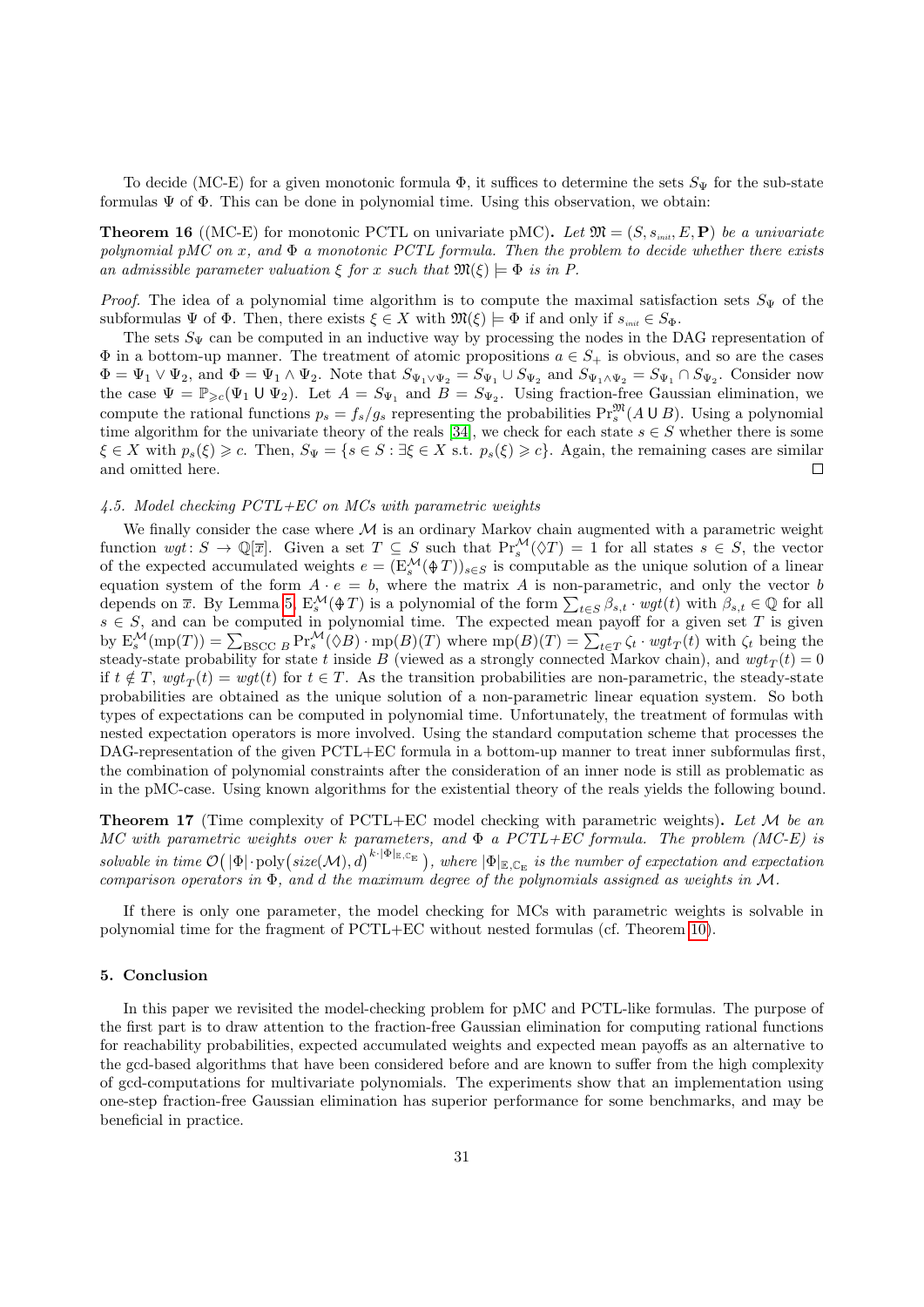To decide (MC-E) for a given monotonic formula $\Phi$, it suffices to determine the sets $S_\Psi$ for the sub-state formulas $\Psi$ of $\Phi$. This can be done in polynomial time. Using this observation, we obtain:

**Theorem 16** ((MC-E) for monotonic PCTL on univariate pMC)**.** *Let $\mathfrak{M} = (S, s_{\mathit{init}}, E, \mathbf{P})$ be a univariate polynomial pMC on $x$, and $\Phi$ a monotonic PCTL formula. Then the problem to decide whether there exists an admissible parameter valuation $\xi$ for $x$ such that $\mathfrak{M}(\xi) \models \Phi$ is in P.*

*Proof.* The idea of a polynomial time algorithm is to compute the maximal satisfaction sets $S_\Psi$ of the subformulas $\Psi$ of $\Phi$. Then, there exists $\xi \in X$ with $\mathfrak{M}(\xi) \models \Phi$ if and only if $s_{\mathit{init}} \in S_\Phi$.

The sets $S_\Psi$ can be computed in an inductive way by processing the nodes in the DAG representation of $\Phi$ in a bottom-up manner. The treatment of atomic propositions $a \in S_+$ is obvious, and so are the cases $\Phi = \Psi_1 \vee \Psi_2$, and $\Phi = \Psi_1 \wedge \Psi_2$. Note that $S_{\Psi_1 \vee \Psi_2} = S_{\Psi_1} \cup S_{\Psi_2}$ and $S_{\Psi_1 \wedge \Psi_2} = S_{\Psi_1} \cap S_{\Psi_2}$. Consider now the case $\Psi = \mathbb{P}_{\geqslant c}(\Psi_1 \, \mathsf{U} \, \Psi_2)$. Let $A = S_{\Psi_1}$ and $B = S_{\Psi_2}$. Using fraction-free Gaussian elimination, we compute the rational functions $p_s = f_s/g_s$ representing the probabilities $\Pr^{\mathfrak{M}}_s(A \, \mathsf{U} \, B)$. Using a polynomial time algorithm for the univariate theory of the reals [34], we check for each state $s \in S$ whether there is some $\xi \in X$ with $p_s(\xi) \geqslant c$. Then, $S_\Psi = \{s \in S : \exists \xi \in X \text{ s.t. } p_s(\xi) \geqslant c\}$. Again, the remaining cases are similar and omitted here. ◻

### 4.5. Model checking PCTL+EC on MCs with parametric weights

We finally consider the case where $\mathcal{M}$ is an ordinary Markov chain augmented with a parametric weight function $wgt\colon S \to \mathbb{Q}[\overline{x}]$. Given a set $T \subseteq S$ such that $\Pr^{\mathcal{M}}_s(\Diamond T) = 1$ for all states $s \in S$, the vector of the expected accumulated weights $e = (\mathrm{E}^{\mathcal{M}}_s(⨀ T))_{s \in S}$ is computable as the unique solution of a linear equation system of the form $A \cdot e = b$, where the matrix $A$ is non-parametric, and only the vector $b$ depends on $\overline{x}$. By Lemma 5, $\mathrm{E}^{\mathcal{M}}_s(⨀ T)$ is a polynomial of the form $\sum_{t \in S} \beta_{s,t} \cdot wgt(t)$ with $\beta_{s,t} \in \mathbb{Q}$ for all $s \in S$, and can be computed in polynomial time. The expected mean payoff for a given set $T$ is given by $\mathrm{E}^{\mathcal{M}}_s(\mathrm{mp}(T)) = \sum_{\mathrm{BSCC}\ B} \Pr^{\mathcal{M}}_s(\Diamond B) \cdot \mathrm{mp}(B)(T)$ where $\mathrm{mp}(B)(T) = \sum_{t \in T} \zeta_t \cdot wgt_T(t)$ with $\zeta_t$ being the steady-state probability for state $t$ inside $B$ (viewed as a strongly connected Markov chain), and $wgt_T(t) = 0$ if $t \notin T$, $wgt_T(t) = wgt(t)$ for $t \in T$. As the transition probabilities are non-parametric, the steady-state probabilities are obtained as the unique solution of a non-parametric linear equation system. So both types of expectations can be computed in polynomial time. Unfortunately, the treatment of formulas with nested expectation operators is more involved. Using the standard computation scheme that processes the DAG-representation of the given PCTL+EC formula in a bottom-up manner to treat inner subformulas first, the combination of polynomial constraints after the consideration of an inner node is still as problematic as in the pMC-case. Using known algorithms for the existential theory of the reals yields the following bound.

**Theorem 17** (Time complexity of PCTL+EC model checking with parametric weights)**.** *Let $\mathcal{M}$ be an MC with parametric weights over $k$ parameters, and $\Phi$ a PCTL+EC formula. The problem (MC-E) is solvable in time $\mathcal{O}\big(|\Phi| \cdot \mathrm{poly}\big(size(\mathcal{M}), d\big)^{k \cdot |\Phi|_{\mathbb{E}, \mathbb{C}_{\mathrm{E}}}}\big)$, where $|\Phi|_{\mathbb{E}, \mathbb{C}_{\mathrm{E}}}$ is the number of expectation and expectation comparison operators in $\Phi$, and $d$ the maximum degree of the polynomials assigned as weights in $\mathcal{M}$.*

If there is only one parameter, the model checking for MCs with parametric weights is solvable in polynomial time for the fragment of PCTL+EC without nested formulas (cf. Theorem 10).

## 5. Conclusion

In this paper we revisited the model-checking problem for pMC and PCTL-like formulas. The purpose of the first part is to draw attention to the fraction-free Gaussian elimination for computing rational functions for reachability probabilities, expected accumulated weights and expected mean payoffs as an alternative to the gcd-based algorithms that have been considered before and are known to suffer from the high complexity of gcd-computations for multivariate polynomials. The experiments show that an implementation using one-step fraction-free Gaussian elimination has superior performance for some benchmarks, and may be beneficial in practice.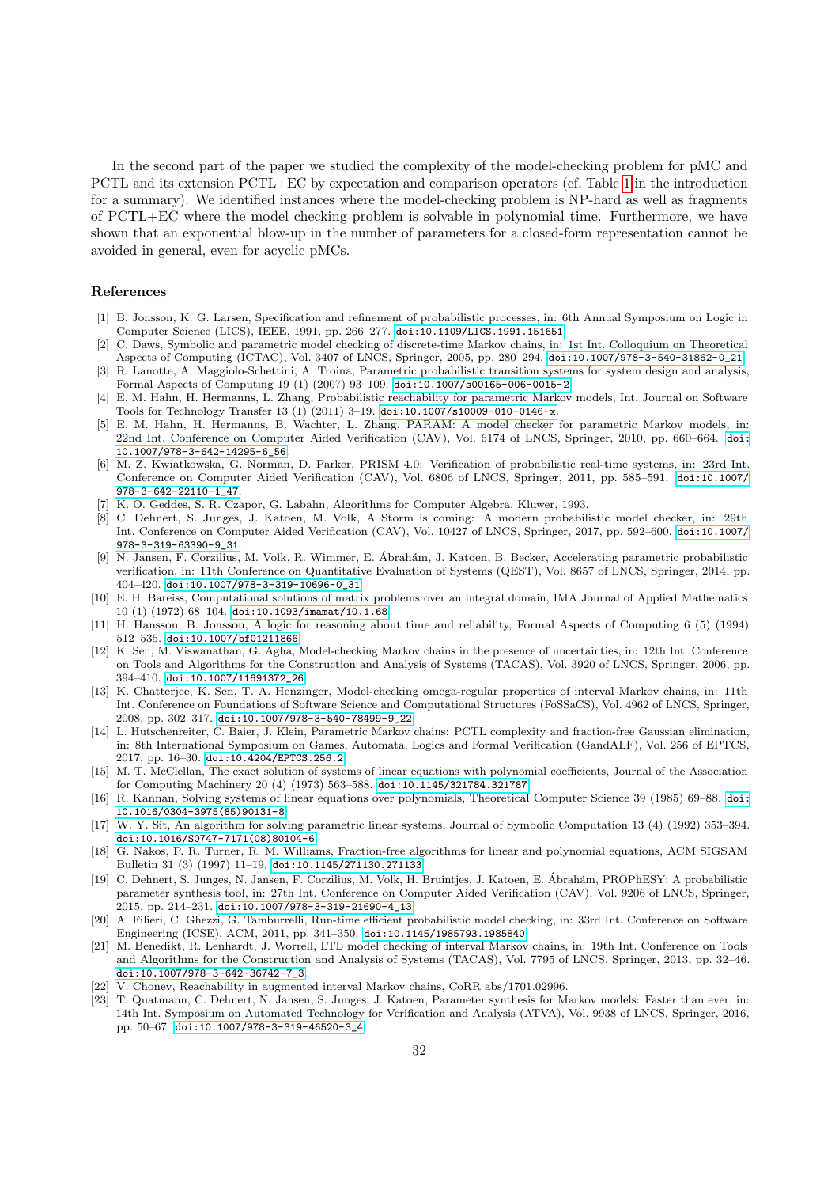In the second part of the paper we studied the complexity of the model-checking problem for pMC and PCTL and its extension PCTL+EC by expectation and comparison operators (cf. Table 1 in the introduction for a summary). We identified instances where the model-checking problem is NP-hard as well as fragments of PCTL+EC where the model checking problem is solvable in polynomial time. Furthermore, we have shown that an exponential blow-up in the number of parameters for a closed-form representation cannot be avoided in general, even for acyclic pMCs.

## References

[1] B. Jonsson, K. G. Larsen, Specification and refinement of probabilistic processes, in: 6th Annual Symposium on Logic in Computer Science (LICS), IEEE, 1991, pp. 266–277. doi:10.1109/LICS.1991.151651

[2] C. Daws, Symbolic and parametric model checking of discrete-time Markov chains, in: 1st Int. Colloquium on Theoretical Aspects of Computing (ICTAC), Vol. 3407 of LNCS, Springer, 2005, pp. 280–294. doi:10.1007/978-3-540-31862-0_21

[3] R. Lanotte, A. Maggiolo-Schettini, A. Troina, Parametric probabilistic transition systems for system design and analysis, Formal Aspects of Computing 19 (1) (2007) 93–109. doi:10.1007/s00165-006-0015-2

[4] E. M. Hahn, H. Hermanns, L. Zhang, Probabilistic reachability for parametric Markov models, Int. Journal on Software Tools for Technology Transfer 13 (1) (2011) 3–19. doi:10.1007/s10009-010-0146-x

[5] E. M. Hahn, H. Hermanns, B. Wachter, L. Zhang, PARAM: A model checker for parametric Markov models, in: 22nd Int. Conference on Computer Aided Verification (CAV), Vol. 6174 of LNCS, Springer, 2010, pp. 660–664. doi:10.1007/978-3-642-14295-6_56

[6] M. Z. Kwiatkowska, G. Norman, D. Parker, PRISM 4.0: Verification of probabilistic real-time systems, in: 23rd Int. Conference on Computer Aided Verification (CAV), Vol. 6806 of LNCS, Springer, 2011, pp. 585–591. doi:10.1007/978-3-642-22110-1_47

[7] K. O. Geddes, S. R. Czapor, G. Labahn, Algorithms for Computer Algebra, Kluwer, 1993.

[8] C. Dehnert, S. Junges, J. Katoen, M. Volk, A Storm is coming: A modern probabilistic model checker, in: 29th Int. Conference on Computer Aided Verification (CAV), Vol. 10427 of LNCS, Springer, 2017, pp. 592–600. doi:10.1007/978-3-319-63390-9_31

[9] N. Jansen, F. Corzilius, M. Volk, R. Wimmer, E. Ábrahám, J. Katoen, B. Becker, Accelerating parametric probabilistic verification, in: 11th Conference on Quantitative Evaluation of Systems (QEST), Vol. 8657 of LNCS, Springer, 2014, pp. 404–420. doi:10.1007/978-3-319-10696-0_31

[10] E. H. Bareiss, Computational solutions of matrix problems over an integral domain, IMA Journal of Applied Mathematics 10 (1) (1972) 68–104. doi:10.1093/imamat/10.1.68

[11] H. Hansson, B. Jonsson, A logic for reasoning about time and reliability, Formal Aspects of Computing 6 (5) (1994) 512–535. doi:10.1007/bf01211866

[12] K. Sen, M. Viswanathan, G. Agha, Model-checking Markov chains in the presence of uncertainties, in: 12th Int. Conference on Tools and Algorithms for the Construction and Analysis of Systems (TACAS), Vol. 3920 of LNCS, Springer, 2006, pp. 394–410. doi:10.1007/11691372_26

[13] K. Chatterjee, K. Sen, T. A. Henzinger, Model-checking omega-regular properties of interval Markov chains, in: 11th Int. Conference on Foundations of Software Science and Computational Structures (FoSSaCS), Vol. 4962 of LNCS, Springer, 2008, pp. 302–317. doi:10.1007/978-3-540-78499-9_22

[14] L. Hutschenreiter, C. Baier, J. Klein, Parametric Markov chains: PCTL complexity and fraction-free Gaussian elimination, in: 8th International Symposium on Games, Automata, Logics and Formal Verification (GandALF), Vol. 256 of EPTCS, 2017, pp. 16–30. doi:10.4204/EPTCS.256.2

[15] M. T. McClellan, The exact solution of systems of linear equations with polynomial coefficients, Journal of the Association for Computing Machinery 20 (4) (1973) 563–588. doi:10.1145/321784.321787

[16] R. Kannan, Solving systems of linear equations over polynomials, Theoretical Computer Science 39 (1985) 69–88. doi:10.1016/0304-3975(85)90131-8

[17] W. Y. Sit, An algorithm for solving parametric linear systems, Journal of Symbolic Computation 13 (4) (1992) 353–394. doi:10.1016/S0747-7171(08)80104-6

[18] G. Nakos, P. R. Turner, R. M. Williams, Fraction-free algorithms for linear and polynomial equations, ACM SIGSAM Bulletin 31 (3) (1997) 11–19. doi:10.1145/271130.271133

[19] C. Dehnert, S. Junges, N. Jansen, F. Corzilius, M. Volk, H. Bruintjes, J. Katoen, E. Ábrahám, PROPhESY: A probabilistic parameter synthesis tool, in: 27th Int. Conference on Computer Aided Verification (CAV), Vol. 9206 of LNCS, Springer, 2015, pp. 214–231. doi:10.1007/978-3-319-21690-4_13

[20] A. Filieri, C. Ghezzi, G. Tamburrelli, Run-time efficient probabilistic model checking, in: 33rd Int. Conference on Software Engineering (ICSE), ACM, 2011, pp. 341–350. doi:10.1145/1985793.1985840

[21] M. Benedikt, R. Lenhardt, J. Worrell, LTL model checking of interval Markov chains, in: 19th Int. Conference on Tools and Algorithms for the Construction and Analysis of Systems (TACAS), Vol. 7795 of LNCS, Springer, 2013, pp. 32–46. doi:10.1007/978-3-642-36742-7_3

[22] V. Chonev, Reachability in augmented interval Markov chains, CoRR abs/1701.02996.

[23] T. Quatmann, C. Dehnert, N. Jansen, S. Junges, J. Katoen, Parameter synthesis for Markov models: Faster than ever, in: 14th Int. Symposium on Automated Technology for Verification and Analysis (ATVA), Vol. 9938 of LNCS, Springer, 2016, pp. 50–67. doi:10.1007/978-3-319-46520-3_4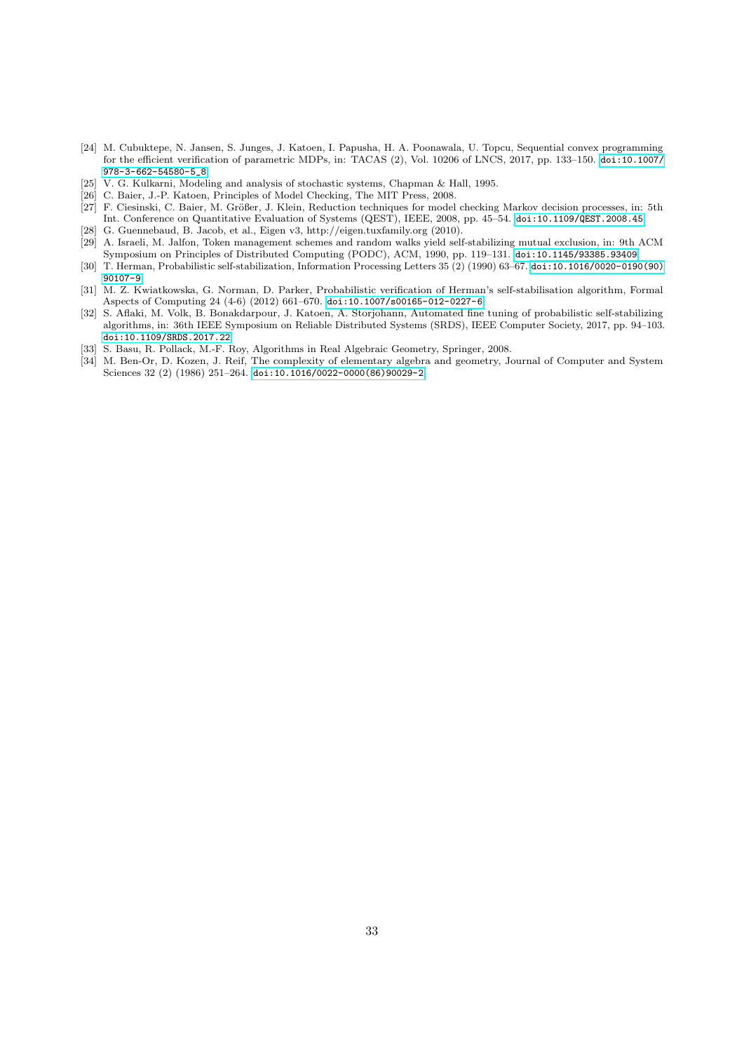[24] M. Cubuktepe, N. Jansen, S. Junges, J. Katoen, I. Papusha, H. A. Poonawala, U. Topcu, Sequential convex programming for the efficient verification of parametric MDPs, in: TACAS (2), Vol. 10206 of LNCS, 2017, pp. 133–150. doi:10.1007/978-3-662-54580-5_8

[25] V. G. Kulkarni, Modeling and analysis of stochastic systems, Chapman & Hall, 1995.

[26] C. Baier, J.-P. Katoen, Principles of Model Checking, The MIT Press, 2008.

[27] F. Ciesinski, C. Baier, M. Größer, J. Klein, Reduction techniques for model checking Markov decision processes, in: 5th Int. Conference on Quantitative Evaluation of Systems (QEST), IEEE, 2008, pp. 45–54. doi:10.1109/QEST.2008.45

[28] G. Guennebaud, B. Jacob, et al., Eigen v3, http://eigen.tuxfamily.org (2010).

[29] A. Israeli, M. Jalfon, Token management schemes and random walks yield self-stabilizing mutual exclusion, in: 9th ACM Symposium on Principles of Distributed Computing (PODC), ACM, 1990, pp. 119–131. doi:10.1145/93385.93409

[30] T. Herman, Probabilistic self-stabilization, Information Processing Letters 35 (2) (1990) 63–67. doi:10.1016/0020-0190(90)90107-9

[31] M. Z. Kwiatkowska, G. Norman, D. Parker, Probabilistic verification of Herman's self-stabilisation algorithm, Formal Aspects of Computing 24 (4-6) (2012) 661–670. doi:10.1007/s00165-012-0227-6

[32] S. Aflaki, M. Volk, B. Bonakdarpour, J. Katoen, A. Storjohann, Automated fine tuning of probabilistic self-stabilizing algorithms, in: 36th IEEE Symposium on Reliable Distributed Systems (SRDS), IEEE Computer Society, 2017, pp. 94–103. doi:10.1109/SRDS.2017.22

[33] S. Basu, R. Pollack, M.-F. Roy, Algorithms in Real Algebraic Geometry, Springer, 2008.

[34] M. Ben-Or, D. Kozen, J. Reif, The complexity of elementary algebra and geometry, Journal of Computer and System Sciences 32 (2) (1986) 251–264. doi:10.1016/0022-0000(86)90029-2